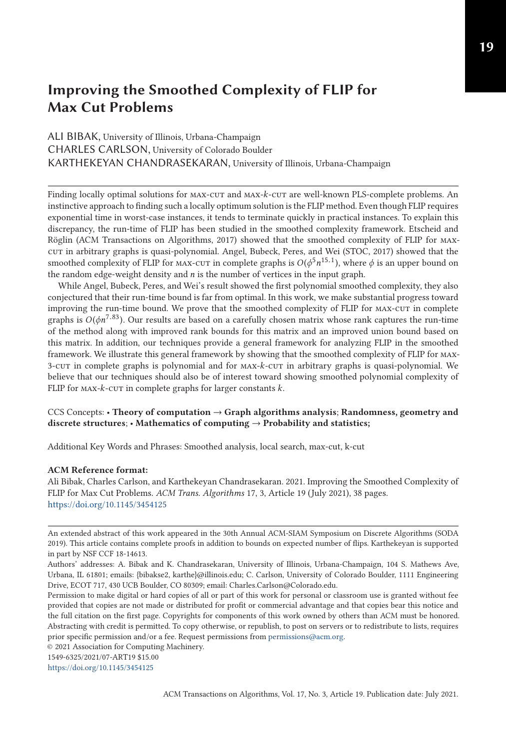# Improving the Smoothed Complexity of FLIP for Max Cut Problems

ALI BIBAK, University of Illinois, Urbana-Champaign
CHARLES CARLSON, University of Colorado Boulder
KARTHEKEYAN CHANDRASEKARAN, University of Illinois, Urbana-Champaign

Finding locally optimal solutions for MAX-CUT and MAX-$k$-CUT are well-known PLS-complete problems. An instinctive approach to finding such a locally optimum solution is the FLIP method. Even though FLIP requires exponential time in worst-case instances, it tends to terminate quickly in practical instances. To explain this discrepancy, the run-time of FLIP has been studied in the smoothed complexity framework. Etscheid and Röglin (ACM Transactions on Algorithms, 2017) showed that the smoothed complexity of FLIP for MAX-CUT in arbitrary graphs is quasi-polynomial. Angel, Bubeck, Peres, and Wei (STOC, 2017) showed that the smoothed complexity of FLIP for MAX-CUT in complete graphs is $O(\phi^5 n^{15.1})$, where $\phi$ is an upper bound on the random edge-weight density and $n$ is the number of vertices in the input graph.

While Angel, Bubeck, Peres, and Wei's result showed the first polynomial smoothed complexity, they also conjectured that their run-time bound is far from optimal. In this work, we make substantial progress toward improving the run-time bound. We prove that the smoothed complexity of FLIP for MAX-CUT in complete graphs is $O(\phi n^{7.83})$. Our results are based on a carefully chosen matrix whose rank captures the run-time of the method along with improved rank bounds for this matrix and an improved union bound based on this matrix. In addition, our techniques provide a general framework for analyzing FLIP in the smoothed framework. We illustrate this general framework by showing that the smoothed complexity of FLIP for MAX-3-CUT in complete graphs is polynomial and for MAX-$k$-CUT in arbitrary graphs is quasi-polynomial. We believe that our techniques should also be of interest toward showing smoothed polynomial complexity of FLIP for MAX-$k$-CUT in complete graphs for larger constants $k$.

CCS Concepts: • **Theory of computation → Graph algorithms analysis**; **Randomness, geometry and discrete structures**; • **Mathematics of computing → Probability and statistics;**

Additional Key Words and Phrases: Smoothed analysis, local search, max-cut, k-cut

**ACM Reference format:**
Ali Bibak, Charles Carlson, and Karthekeyan Chandrasekaran. 2021. Improving the Smoothed Complexity of FLIP for Max Cut Problems. *ACM Trans. Algorithms* 17, 3, Article 19 (July 2021), 38 pages.
https://doi.org/10.1145/3454125

---

An extended abstract of this work appeared in the 30th Annual ACM-SIAM Symposium on Discrete Algorithms (SODA 2019). This article contains complete proofs in addition to bounds on expected number of flips. Karthekeyan is supported in part by NSF CCF 18-14613.

Authors' addresses: A. Bibak and K. Chandrasekaran, University of Illinois, Urbana-Champaign, 104 S. Mathews Ave, Urbana, IL 61801; emails: {bibakse2, karthe}@illinois.edu; C. Carlson, University of Colorado Boulder, 1111 Engineering Drive, ECOT 717, 430 UCB Boulder, CO 80309; email: Charles.Carlson@Colorado.edu.

Permission to make digital or hard copies of all or part of this work for personal or classroom use is granted without fee provided that copies are not made or distributed for profit or commercial advantage and that copies bear this notice and the full citation on the first page. Copyrights for components of this work owned by others than ACM must be honored. Abstracting with credit is permitted. To copy otherwise, or republish, to post on servers or to redistribute to lists, requires prior specific permission and/or a fee. Request permissions from permissions@acm.org.

© 2021 Association for Computing Machinery.

1549-6325/2021/07-ART19 $15.00

https://doi.org/10.1145/3454125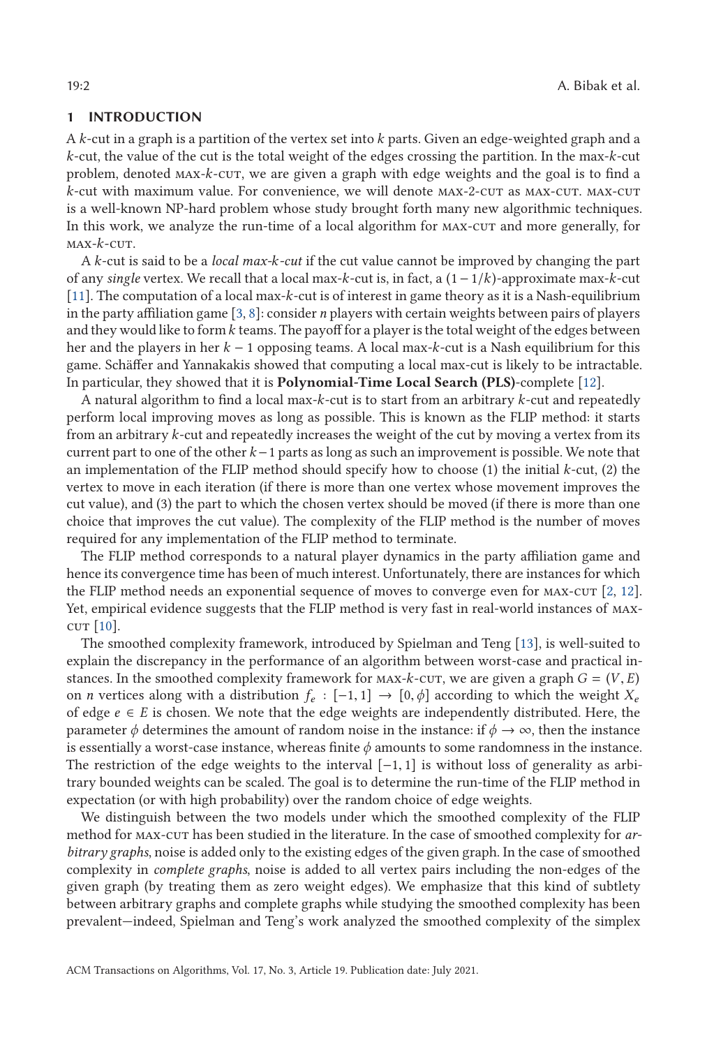## 1 INTRODUCTION

A $k$-cut in a graph is a partition of the vertex set into $k$ parts. Given an edge-weighted graph and a $k$-cut, the value of the cut is the total weight of the edges crossing the partition. In the max-$k$-cut problem, denoted MAX-$k$-CUT, we are given a graph with edge weights and the goal is to find a $k$-cut with maximum value. For convenience, we will denote MAX-2-CUT as MAX-CUT. MAX-CUT is a well-known NP-hard problem whose study brought forth many new algorithmic techniques. In this work, we analyze the run-time of a local algorithm for MAX-CUT and more generally, for MAX-$k$-CUT.

A $k$-cut is said to be a *local max-$k$-cut* if the cut value cannot be improved by changing the part of any *single* vertex. We recall that a local max-$k$-cut is, in fact, a $(1-1/k)$-approximate max-$k$-cut [11]. The computation of a local max-$k$-cut is of interest in game theory as it is a Nash-equilibrium in the party affiliation game [3, 8]: consider $n$ players with certain weights between pairs of players and they would like to form $k$ teams. The payoff for a player is the total weight of the edges between her and the players in her $k-1$ opposing teams. A local max-$k$-cut is a Nash equilibrium for this game. Schäffer and Yannakakis showed that computing a local max-cut is likely to be intractable. In particular, they showed that it is **Polynomial-Time Local Search (PLS)**-complete [12].

A natural algorithm to find a local max-$k$-cut is to start from an arbitrary $k$-cut and repeatedly perform local improving moves as long as possible. This is known as the FLIP method: it starts from an arbitrary $k$-cut and repeatedly increases the weight of the cut by moving a vertex from its current part to one of the other $k-1$ parts as long as such an improvement is possible. We note that an implementation of the FLIP method should specify how to choose (1) the initial $k$-cut, (2) the vertex to move in each iteration (if there is more than one vertex whose movement improves the cut value), and (3) the part to which the chosen vertex should be moved (if there is more than one choice that improves the cut value). The complexity of the FLIP method is the number of moves required for any implementation of the FLIP method to terminate.

The FLIP method corresponds to a natural player dynamics in the party affiliation game and hence its convergence time has been of much interest. Unfortunately, there are instances for which the FLIP method needs an exponential sequence of moves to converge even for MAX-CUT [2, 12]. Yet, empirical evidence suggests that the FLIP method is very fast in real-world instances of MAX-CUT [10].

The smoothed complexity framework, introduced by Spielman and Teng [13], is well-suited to explain the discrepancy in the performance of an algorithm between worst-case and practical instances. In the smoothed complexity framework for MAX-$k$-CUT, we are given a graph $G=(V,E)$ on $n$ vertices along with a distribution $f_e : [-1,1] \to [0,\phi]$ according to which the weight $X_e$ of edge $e \in E$ is chosen. We note that the edge weights are independently distributed. Here, the parameter $\phi$ determines the amount of random noise in the instance: if $\phi \to \infty$, then the instance is essentially a worst-case instance, whereas finite $\phi$ amounts to some randomness in the instance. The restriction of the edge weights to the interval $[-1,1]$ is without loss of generality as arbitrary bounded weights can be scaled. The goal is to determine the run-time of the FLIP method in expectation (or with high probability) over the random choice of edge weights.

We distinguish between the two models under which the smoothed complexity of the FLIP method for MAX-CUT has been studied in the literature. In the case of smoothed complexity for *arbitrary graphs*, noise is added only to the existing edges of the given graph. In the case of smoothed complexity in *complete graphs*, noise is added to all vertex pairs including the non-edges of the given graph (by treating them as zero weight edges). We emphasize that this kind of subtlety between arbitrary graphs and complete graphs while studying the smoothed complexity has been prevalent—indeed, Spielman and Teng's work analyzed the smoothed complexity of the simplex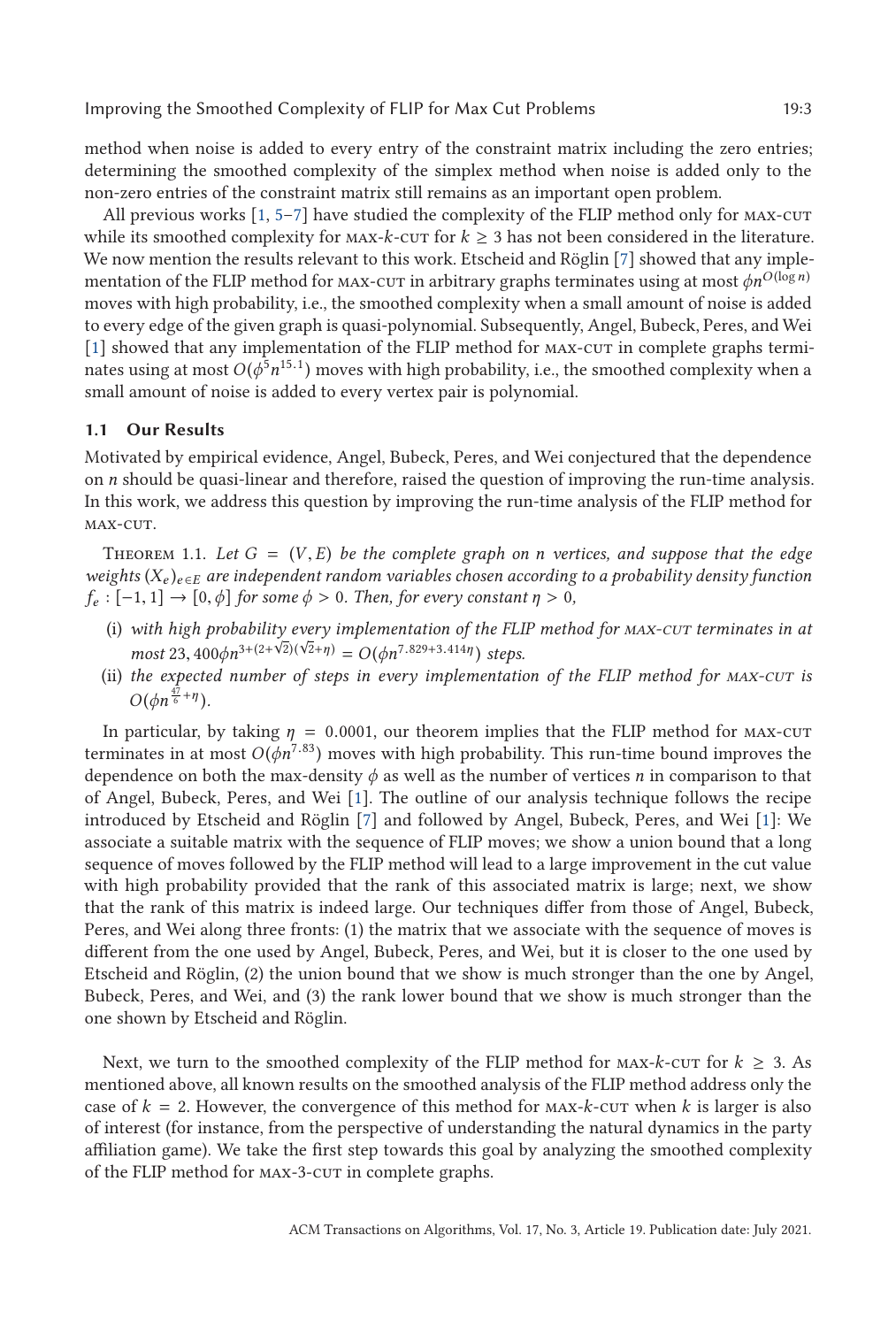method when noise is added to every entry of the constraint matrix including the zero entries; determining the smoothed complexity of the simplex method when noise is added only to the non-zero entries of the constraint matrix still remains as an important open problem.

All previous works [1, 5–7] have studied the complexity of the FLIP method only for MAX-CUT while its smoothed complexity for MAX-$k$-CUT for $k \geq 3$ has not been considered in the literature. We now mention the results relevant to this work. Etscheid and Röglin [7] showed that any implementation of the FLIP method for MAX-CUT in arbitrary graphs terminates using at most $\phi n^{O(\log n)}$ moves with high probability, i.e., the smoothed complexity when a small amount of noise is added to every edge of the given graph is quasi-polynomial. Subsequently, Angel, Bubeck, Peres, and Wei [1] showed that any implementation of the FLIP method for MAX-CUT in complete graphs terminates using at most $O(\phi^5 n^{15.1})$ moves with high probability, i.e., the smoothed complexity when a small amount of noise is added to every vertex pair is polynomial.

### 1.1 Our Results

Motivated by empirical evidence, Angel, Bubeck, Peres, and Wei conjectured that the dependence on $n$ should be quasi-linear and therefore, raised the question of improving the run-time analysis. In this work, we address this question by improving the run-time analysis of the FLIP method for MAX-CUT.

THEOREM 1.1. *Let $G = (V, E)$ be the complete graph on $n$ vertices, and suppose that the edge weights $(X_e)_{e \in E}$ are independent random variables chosen according to a probability density function $f_e : [-1, 1] \to [0, \phi]$ for some $\phi > 0$. Then, for every constant $\eta > 0$,*

- (i) *with high probability every implementation of the FLIP method for MAX-CUT terminates in at most $23,400\phi n^{3+(2+\sqrt{2})(\sqrt{2}+\eta)} = O(\phi n^{7.829+3.414\eta})$ steps.*
- (ii) *the expected number of steps in every implementation of the FLIP method for MAX-CUT is $O(\phi n^{\frac{47}{6}+\eta})$.*

In particular, by taking $\eta = 0.0001$, our theorem implies that the FLIP method for MAX-CUT terminates in at most $O(\phi n^{7.83})$ moves with high probability. This run-time bound improves the dependence on both the max-density $\phi$ as well as the number of vertices $n$ in comparison to that of Angel, Bubeck, Peres, and Wei [1]. The outline of our analysis technique follows the recipe introduced by Etscheid and Röglin [7] and followed by Angel, Bubeck, Peres, and Wei [1]: We associate a suitable matrix with the sequence of FLIP moves; we show a union bound that a long sequence of moves followed by the FLIP method will lead to a large improvement in the cut value with high probability provided that the rank of this associated matrix is large; next, we show that the rank of this matrix is indeed large. Our techniques differ from those of Angel, Bubeck, Peres, and Wei along three fronts: (1) the matrix that we associate with the sequence of moves is different from the one used by Angel, Bubeck, Peres, and Wei, but it is closer to the one used by Etscheid and Röglin, (2) the union bound that we show is much stronger than the one by Angel, Bubeck, Peres, and Wei, and (3) the rank lower bound that we show is much stronger than the one shown by Etscheid and Röglin.

Next, we turn to the smoothed complexity of the FLIP method for MAX-$k$-CUT for $k \geq 3$. As mentioned above, all known results on the smoothed analysis of the FLIP method address only the case of $k = 2$. However, the convergence of this method for MAX-$k$-CUT when $k$ is larger is also of interest (for instance, from the perspective of understanding the natural dynamics in the party affiliation game). We take the first step towards this goal by analyzing the smoothed complexity of the FLIP method for MAX-3-CUT in complete graphs.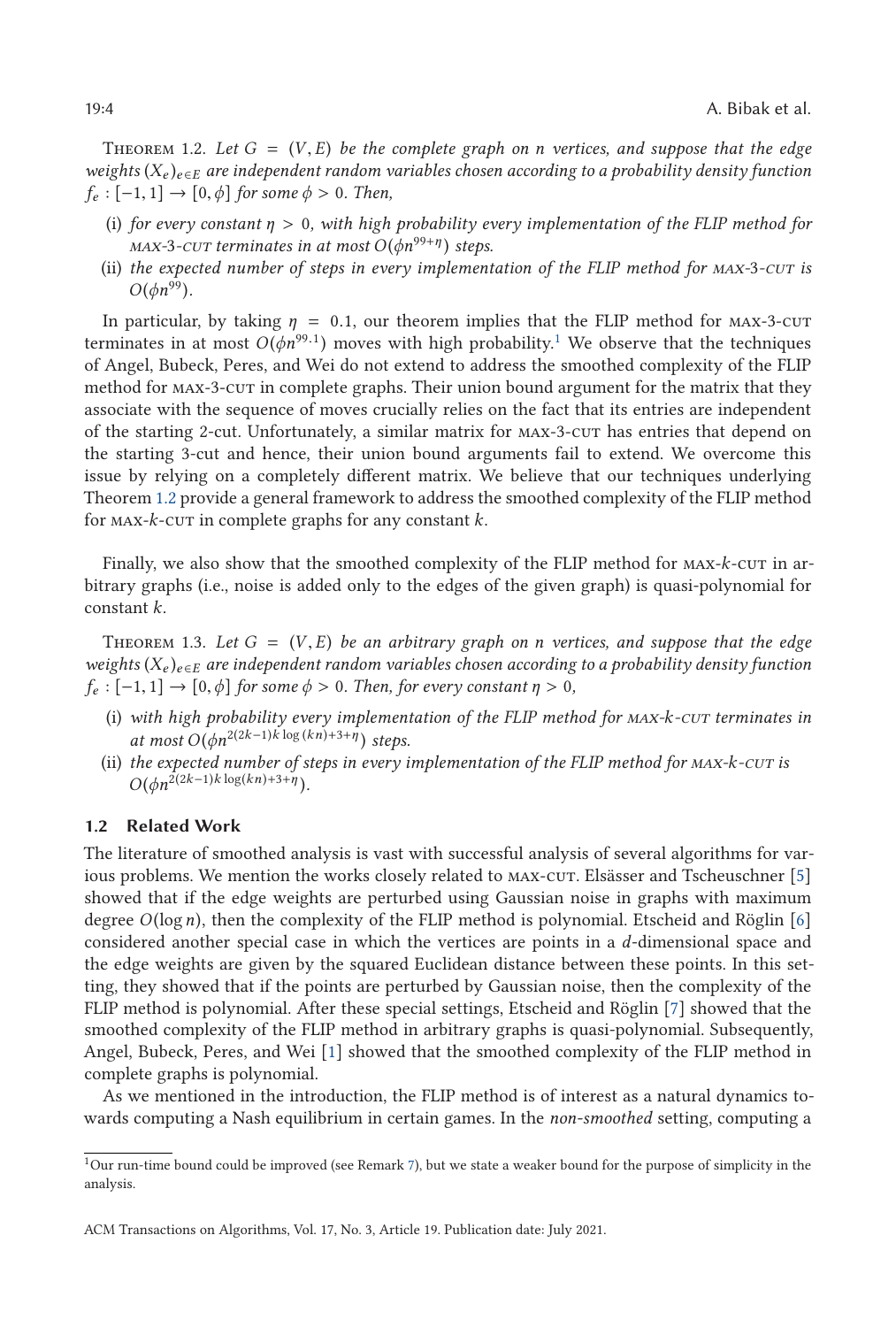THEOREM 1.2. *Let $G = (V, E)$ be the complete graph on $n$ vertices, and suppose that the edge weights $(X_e)_{e \in E}$ are independent random variables chosen according to a probability density function $f_e : [-1, 1] \rightarrow [0, \phi]$ for some $\phi > 0$. Then,*

(i) *for every constant $\eta > 0$, with high probability every implementation of the FLIP method for MAX-3-CUT terminates in at most $O(\phi n^{99+\eta})$ steps.*
(ii) *the expected number of steps in every implementation of the FLIP method for MAX-3-CUT is $O(\phi n^{99})$.*

In particular, by taking $\eta = 0.1$, our theorem implies that the FLIP method for MAX-3-CUT terminates in at most $O(\phi n^{99.1})$ moves with high probability.[1] We observe that the techniques of Angel, Bubeck, Peres, and Wei do not extend to address the smoothed complexity of the FLIP method for MAX-3-CUT in complete graphs. Their union bound argument for the matrix that they associate with the sequence of moves crucially relies on the fact that its entries are independent of the starting 2-cut. Unfortunately, a similar matrix for MAX-3-CUT has entries that depend on the starting 3-cut and hence, their union bound arguments fail to extend. We overcome this issue by relying on a completely different matrix. We believe that our techniques underlying Theorem 1.2 provide a general framework to address the smoothed complexity of the FLIP method for MAX-$k$-CUT in complete graphs for any constant $k$.

Finally, we also show that the smoothed complexity of the FLIP method for MAX-$k$-CUT in arbitrary graphs (i.e., noise is added only to the edges of the given graph) is quasi-polynomial for constant $k$.

THEOREM 1.3. *Let $G = (V, E)$ be an arbitrary graph on $n$ vertices, and suppose that the edge weights $(X_e)_{e \in E}$ are independent random variables chosen according to a probability density function $f_e : [-1, 1] \rightarrow [0, \phi]$ for some $\phi > 0$. Then, for every constant $\eta > 0$,*

(i) *with high probability every implementation of the FLIP method for MAX-$k$-CUT terminates in at most $O(\phi n^{2(2k-1)k \log(kn)+3+\eta})$ steps.*
(ii) *the expected number of steps in every implementation of the FLIP method for MAX-$k$-CUT is $O(\phi n^{2(2k-1)k \log(kn)+3+\eta})$.*

### 1.2 Related Work

The literature of smoothed analysis is vast with successful analysis of several algorithms for various problems. We mention the works closely related to MAX-CUT. Elsässer and Tscheuschner [5] showed that if the edge weights are perturbed using Gaussian noise in graphs with maximum degree $O(\log n)$, then the complexity of the FLIP method is polynomial. Etscheid and Röglin [6] considered another special case in which the vertices are points in a $d$-dimensional space and the edge weights are given by the squared Euclidean distance between these points. In this setting, they showed that if the points are perturbed by Gaussian noise, then the complexity of the FLIP method is polynomial. After these special settings, Etscheid and Röglin [7] showed that the smoothed complexity of the FLIP method in arbitrary graphs is quasi-polynomial. Subsequently, Angel, Bubeck, Peres, and Wei [1] showed that the smoothed complexity of the FLIP method in complete graphs is polynomial.

As we mentioned in the introduction, the FLIP method is of interest as a natural dynamics towards computing a Nash equilibrium in certain games. In the *non-smoothed* setting, computing a

[1] Our run-time bound could be improved (see Remark 7), but we state a weaker bound for the purpose of simplicity in the analysis.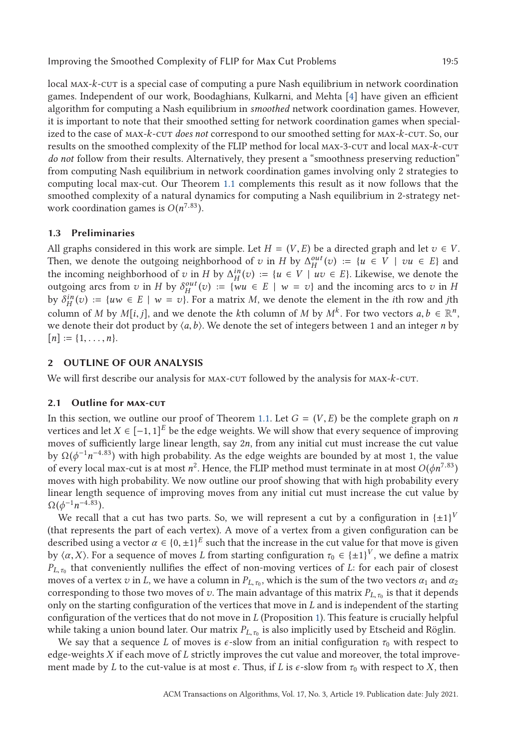local MAX-$k$-CUT is a special case of computing a pure Nash equilibrium in network coordination games. Independent of our work, Boodaghians, Kulkarni, and Mehta [4] have given an efficient algorithm for computing a Nash equilibrium in *smoothed* network coordination games. However, it is important to note that their smoothed setting for network coordination games when specialized to the case of MAX-$k$-CUT *does not* correspond to our smoothed setting for MAX-$k$-CUT. So, our results on the smoothed complexity of the FLIP method for local MAX-3-CUT and local MAX-$k$-CUT *do not* follow from their results. Alternatively, they present a "smoothness preserving reduction" from computing Nash equilibrium in network coordination games involving only 2 strategies to computing local max-cut. Our Theorem 1.1 complements this result as it now follows that the smoothed complexity of a natural dynamics for computing a Nash equilibrium in 2-strategy network coordination games is $O(n^{7.83})$.

### 1.3 Preliminaries

All graphs considered in this work are simple. Let $H = (V, E)$ be a directed graph and let $v \in V$. Then, we denote the outgoing neighborhood of $v$ in $H$ by $\Delta_H^{out}(v) := \{u \in V \mid vu \in E\}$ and the incoming neighborhood of $v$ in $H$ by $\Delta_H^{in}(v) := \{u \in V \mid uv \in E\}$. Likewise, we denote the outgoing arcs from $v$ in $H$ by $\delta_H^{out}(v) := \{wu \in E \mid w = v\}$ and the incoming arcs to $v$ in $H$ by $\delta_H^{in}(v) := \{uw \in E \mid w = v\}$. For a matrix $M$, we denote the element in the $i$th row and $j$th column of $M$ by $M[i, j]$, and we denote the $k$th column of $M$ by $M^k$. For two vectors $a, b \in \mathbb{R}^n$, we denote their dot product by $\langle a, b\rangle$. We denote the set of integers between 1 and an integer $n$ by $[n] := \{1, \ldots, n\}$.

## 2 OUTLINE OF OUR ANALYSIS

We will first describe our analysis for MAX-CUT followed by the analysis for MAX-$k$-CUT.

### 2.1 Outline for MAX-CUT

In this section, we outline our proof of Theorem 1.1. Let $G = (V, E)$ be the complete graph on $n$ vertices and let $X \in [-1, 1]^E$ be the edge weights. We will show that every sequence of improving moves of sufficiently large linear length, say $2n$, from any initial cut must increase the cut value by $\Omega(\phi^{-1} n^{-4.83})$ with high probability. As the edge weights are bounded by at most 1, the value of every local max-cut is at most $n^2$. Hence, the FLIP method must terminate in at most $O(\phi n^{7.83})$ moves with high probability. We now outline our proof showing that with high probability every linear length sequence of improving moves from any initial cut must increase the cut value by $\Omega(\phi^{-1} n^{-4.83})$.

We recall that a cut has two parts. So, we will represent a cut by a configuration in $\{\pm 1\}^V$ (that represents the part of each vertex). A move of a vertex from a given configuration can be described using a vector $\alpha \in \{0, \pm 1\}^E$ such that the increase in the cut value for that move is given by $\langle \alpha, X\rangle$. For a sequence of moves $L$ from starting configuration $\tau_0 \in \{\pm 1\}^V$, we define a matrix $P_{L,\tau_0}$ that conveniently nullifies the effect of non-moving vertices of $L$: for each pair of closest moves of a vertex $v$ in $L$, we have a column in $P_{L,\tau_0}$, which is the sum of the two vectors $\alpha_1$ and $\alpha_2$ corresponding to those two moves of $v$. The main advantage of this matrix $P_{L,\tau_0}$ is that it depends only on the starting configuration of the vertices that move in $L$ and is independent of the starting configuration of the vertices that do not move in $L$ (Proposition 1). This feature is crucially helpful while taking a union bound later. Our matrix $P_{L,\tau_0}$ is also implicitly used by Etscheid and Röglin.

We say that a sequence $L$ of moves is $\epsilon$-slow from an initial configuration $\tau_0$ with respect to edge-weights $X$ if each move of $L$ strictly improves the cut value and moreover, the total improvement made by $L$ to the cut-value is at most $\epsilon$. Thus, if $L$ is $\epsilon$-slow from $\tau_0$ with respect to $X$, then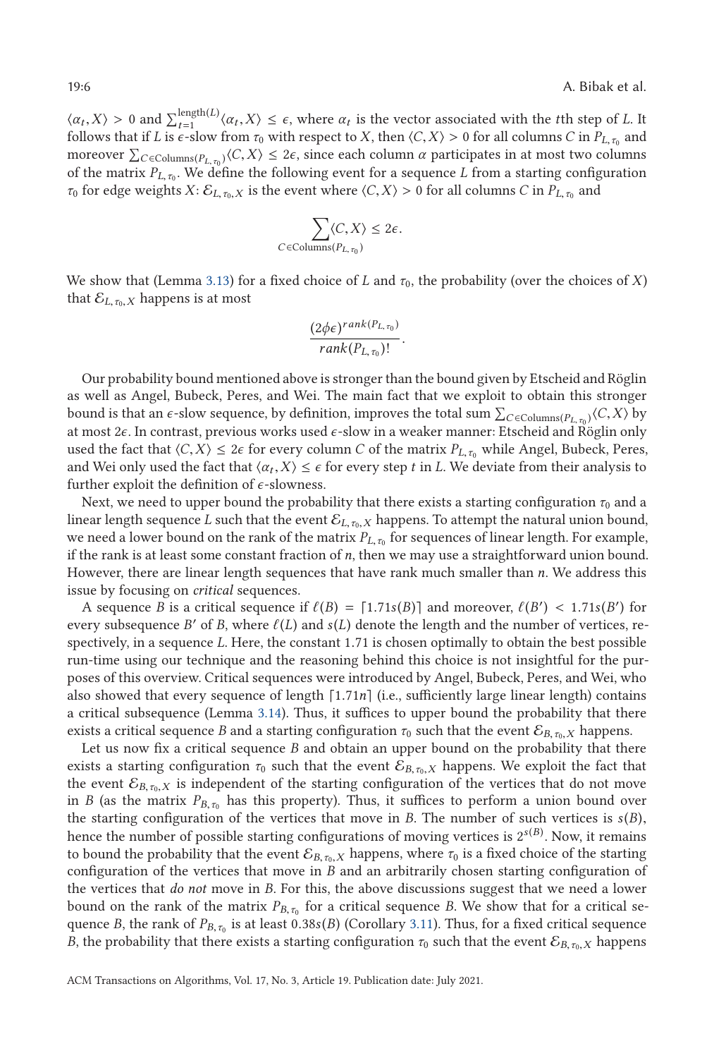$\langle \alpha_t, X \rangle > 0$ and $\sum_{t=1}^{\text{length}(L)} \langle \alpha_t, X \rangle \leq \epsilon$, where $\alpha_t$ is the vector associated with the $t$th step of $L$. It follows that if $L$ is $\epsilon$-slow from $\tau_0$ with respect to $X$, then $\langle C, X \rangle > 0$ for all columns $C$ in $P_{L,\tau_0}$ and moreover $\sum_{C \in \text{Columns}(P_{L,\tau_0})} \langle C, X \rangle \leq 2\epsilon$, since each column $\alpha$ participates in at most two columns of the matrix $P_{L,\tau_0}$. We define the following event for a sequence $L$ from a starting configuration $\tau_0$ for edge weights $X$: $\mathcal{E}_{L,\tau_0,X}$ is the event where $\langle C, X \rangle > 0$ for all columns $C$ in $P_{L,\tau_0}$ and

$$\sum_{C \in \text{Columns}(P_{L,\tau_0})} \langle C, X \rangle \leq 2\epsilon.$$

We show that (Lemma 3.13) for a fixed choice of $L$ and $\tau_0$, the probability (over the choices of $X$) that $\mathcal{E}_{L,\tau_0,X}$ happens is at most

$$\frac{(2\phi\epsilon)^{rank(P_{L,\tau_0})}}{rank(P_{L,\tau_0})!}.$$

Our probability bound mentioned above is stronger than the bound given by Etscheid and Röglin as well as Angel, Bubeck, Peres, and Wei. The main fact that we exploit to obtain this stronger bound is that an $\epsilon$-slow sequence, by definition, improves the total sum $\sum_{C \in \text{Columns}(P_{L,\tau_0})} \langle C, X \rangle$ by at most $2\epsilon$. In contrast, previous works used $\epsilon$-slow in a weaker manner: Etscheid and Röglin only used the fact that $\langle C, X \rangle \leq 2\epsilon$ for every column $C$ of the matrix $P_{L,\tau_0}$ while Angel, Bubeck, Peres, and Wei only used the fact that $\langle \alpha_t, X \rangle \leq \epsilon$ for every step $t$ in $L$. We deviate from their analysis to further exploit the definition of $\epsilon$-slowness.

Next, we need to upper bound the probability that there exists a starting configuration $\tau_0$ and a linear length sequence $L$ such that the event $\mathcal{E}_{L,\tau_0,X}$ happens. To attempt the natural union bound, we need a lower bound on the rank of the matrix $P_{L,\tau_0}$ for sequences of linear length. For example, if the rank is at least some constant fraction of $n$, then we may use a straightforward union bound. However, there are linear length sequences that have rank much smaller than $n$. We address this issue by focusing on *critical* sequences.

A sequence $B$ is a critical sequence if $\ell(B) = \lceil 1.71 s(B) \rceil$ and moreover, $\ell(B') < 1.71 s(B')$ for every subsequence $B'$ of $B$, where $\ell(L)$ and $s(L)$ denote the length and the number of vertices, respectively, in a sequence $L$. Here, the constant 1.71 is chosen optimally to obtain the best possible run-time using our technique and the reasoning behind this choice is not insightful for the purposes of this overview. Critical sequences were introduced by Angel, Bubeck, Peres, and Wei, who also showed that every sequence of length $\lceil 1.71n \rceil$ (i.e., sufficiently large linear length) contains a critical subsequence (Lemma 3.14). Thus, it suffices to upper bound the probability that there exists a critical sequence $B$ and a starting configuration $\tau_0$ such that the event $\mathcal{E}_{B,\tau_0,X}$ happens.

Let us now fix a critical sequence $B$ and obtain an upper bound on the probability that there exists a starting configuration $\tau_0$ such that the event $\mathcal{E}_{B,\tau_0,X}$ happens. We exploit the fact that the event $\mathcal{E}_{B,\tau_0,X}$ is independent of the starting configuration of the vertices that do not move in $B$ (as the matrix $P_{B,\tau_0}$ has this property). Thus, it suffices to perform a union bound over the starting configuration of the vertices that move in $B$. The number of such vertices is $s(B)$, hence the number of possible starting configurations of moving vertices is $2^{s(B)}$. Now, it remains to bound the probability that the event $\mathcal{E}_{B,\tau_0,X}$ happens, where $\tau_0$ is a fixed choice of the starting configuration of the vertices that move in $B$ and an arbitrarily chosen starting configuration of the vertices that *do not* move in $B$. For this, the above discussions suggest that we need a lower bound on the rank of the matrix $P_{B,\tau_0}$ for a critical sequence $B$. We show that for a critical sequence $B$, the rank of $P_{B,\tau_0}$ is at least $0.38 s(B)$ (Corollary 3.11). Thus, for a fixed critical sequence $B$, the probability that there exists a starting configuration $\tau_0$ such that the event $\mathcal{E}_{B,\tau_0,X}$ happens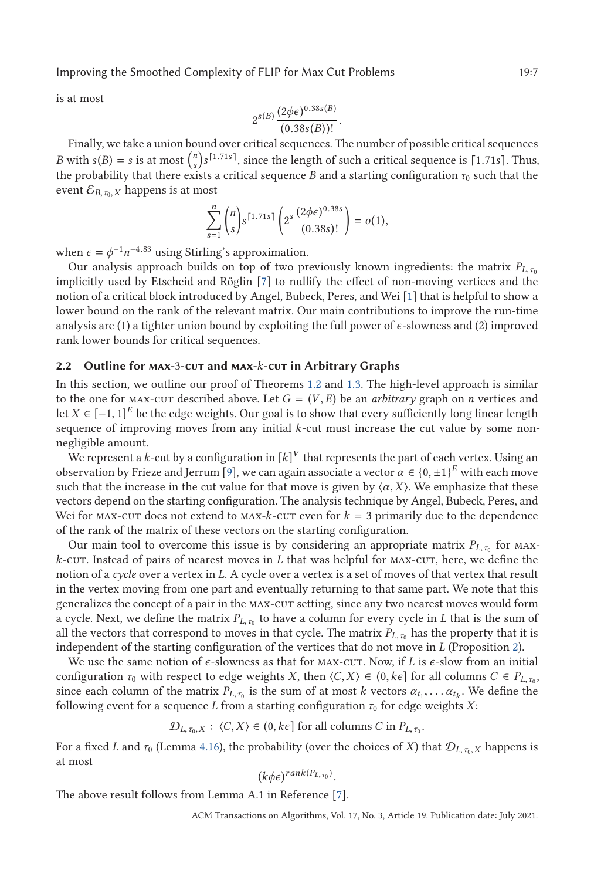is at most

$$2^{s(B)}\frac{(2\phi\epsilon)^{0.38s(B)}}{(0.38s(B))!}.$$

Finally, we take a union bound over critical sequences. The number of possible critical sequences $B$ with $s(B) = s$ is at most $\binom{n}{s}s^{\lceil 1.71s\rceil}$, since the length of such a critical sequence is $\lceil 1.71s\rceil$. Thus, the probability that there exists a critical sequence $B$ and a starting configuration $\tau_0$ such that the event $\mathcal{E}_{B,\tau_0,X}$ happens is at most

$$\sum_{s=1}^{n}\binom{n}{s}s^{\lceil 1.71s\rceil}\left(2^s\frac{(2\phi\epsilon)^{0.38s}}{(0.38s)!}\right) = o(1),$$

when $\epsilon = \phi^{-1}n^{-4.83}$ using Stirling's approximation.

Our analysis approach builds on top of two previously known ingredients: the matrix $P_{L,\tau_0}$ implicitly used by Etscheid and Röglin [7] to nullify the effect of non-moving vertices and the notion of a critical block introduced by Angel, Bubeck, Peres, and Wei [1] that is helpful to show a lower bound on the rank of the relevant matrix. Our main contributions to improve the run-time analysis are (1) a tighter union bound by exploiting the full power of $\epsilon$-slowness and (2) improved rank lower bounds for critical sequences.

### 2.2 Outline for max-3-cut and max-$k$-cut in Arbitrary Graphs

In this section, we outline our proof of Theorems 1.2 and 1.3. The high-level approach is similar to the one for max-cut described above. Let $G = (V, E)$ be an *arbitrary* graph on $n$ vertices and let $X \in [-1, 1]^E$ be the edge weights. Our goal is to show that every sufficiently long linear length sequence of improving moves from any initial $k$-cut must increase the cut value by some non-negligible amount.

We represent a $k$-cut by a configuration in $[k]^V$ that represents the part of each vertex. Using an observation by Frieze and Jerrum [9], we can again associate a vector $\alpha \in \{0, \pm 1\}^E$ with each move such that the increase in the cut value for that move is given by $\langle\alpha, X\rangle$. We emphasize that these vectors depend on the starting configuration. The analysis technique by Angel, Bubeck, Peres, and Wei for max-cut does not extend to max-$k$-cut even for $k = 3$ primarily due to the dependence of the rank of the matrix of these vectors on the starting configuration.

Our main tool to overcome this issue is by considering an appropriate matrix $P_{L,\tau_0}$ for max-$k$-cut. Instead of pairs of nearest moves in $L$ that was helpful for max-cut, here, we define the notion of a *cycle* over a vertex in $L$. A cycle over a vertex is a set of moves of that vertex that result in the vertex moving from one part and eventually returning to that same part. We note that this generalizes the concept of a pair in the max-cut setting, since any two nearest moves would form a cycle. Next, we define the matrix $P_{L,\tau_0}$ to have a column for every cycle in $L$ that is the sum of all the vectors that correspond to moves in that cycle. The matrix $P_{L,\tau_0}$ has the property that it is independent of the starting configuration of the vertices that do not move in $L$ (Proposition 2).

We use the same notion of $\epsilon$-slowness as that for max-cut. Now, if $L$ is $\epsilon$-slow from an initial configuration $\tau_0$ with respect to edge weights $X$, then $\langle C, X\rangle \in (0, k\epsilon]$ for all columns $C \in P_{L,\tau_0}$, since each column of the matrix $P_{L,\tau_0}$ is the sum of at most $k$ vectors $\alpha_{t_1}, \ldots \alpha_{t_k}$. We define the following event for a sequence $L$ from a starting configuration $\tau_0$ for edge weights $X$:

$$\mathcal{D}_{L,\tau_0,X} : \langle C, X\rangle \in (0, k\epsilon] \text{ for all columns } C \text{ in } P_{L,\tau_0}.$$

For a fixed $L$ and $\tau_0$ (Lemma 4.16), the probability (over the choices of $X$) that $\mathcal{D}_{L,\tau_0,X}$ happens is at most

$$(k\phi\epsilon)^{rank(P_{L,\tau_0})}.$$

The above result follows from Lemma A.1 in Reference [7].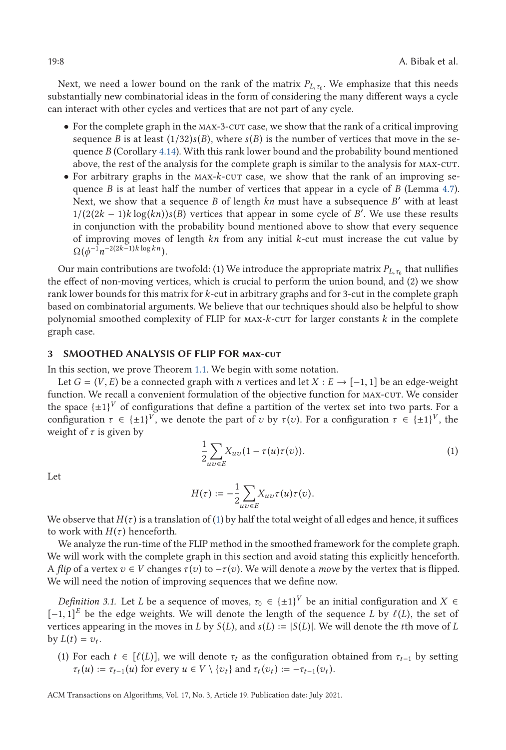Next, we need a lower bound on the rank of the matrix $P_{L,\tau_0}$. We emphasize that this needs substantially new combinatorial ideas in the form of considering the many different ways a cycle can interact with other cycles and vertices that are not part of any cycle.

- For the complete graph in the MAX-3-CUT case, we show that the rank of a critical improving sequence $B$ is at least $(1/32)s(B)$, where $s(B)$ is the number of vertices that move in the sequence $B$ (Corollary 4.14). With this rank lower bound and the probability bound mentioned above, the rest of the analysis for the complete graph is similar to the analysis for MAX-CUT.
- For arbitrary graphs in the MAX-$k$-CUT case, we show that the rank of an improving sequence $B$ is at least half the number of vertices that appear in a cycle of $B$ (Lemma 4.7). Next, we show that a sequence $B$ of length $kn$ must have a subsequence $B'$ with at least $1/(2(2k-1)k\log(kn))s(B)$ vertices that appear in some cycle of $B'$. We use these results in conjunction with the probability bound mentioned above to show that every sequence of improving moves of length $kn$ from any initial $k$-cut must increase the cut value by $\Omega(\phi^{-1}n^{-2(2k-1)k\log kn})$.

Our main contributions are twofold: (1) We introduce the appropriate matrix $P_{L,\tau_0}$ that nullifies the effect of non-moving vertices, which is crucial to perform the union bound, and (2) we show rank lower bounds for this matrix for $k$-cut in arbitrary graphs and for 3-cut in the complete graph based on combinatorial arguments. We believe that our techniques should also be helpful to show polynomial smoothed complexity of FLIP for MAX-$k$-CUT for larger constants $k$ in the complete graph case.

## 3 SMOOTHED ANALYSIS OF FLIP FOR MAX-CUT

In this section, we prove Theorem 1.1. We begin with some notation.

Let $G = (V, E)$ be a connected graph with $n$ vertices and let $X : E \to [-1, 1]$ be an edge-weight function. We recall a convenient formulation of the objective function for MAX-CUT. We consider the space $\{\pm 1\}^V$ of configurations that define a partition of the vertex set into two parts. For a configuration $\tau \in \{\pm 1\}^V$, we denote the part of $v$ by $\tau(v)$. For a configuration $\tau \in \{\pm 1\}^V$, the weight of $\tau$ is given by

$$\frac{1}{2}\sum_{uv\in E} X_{uv}(1 - \tau(u)\tau(v)). \tag{1}$$

Let

$$H(\tau) := -\frac{1}{2}\sum_{uv\in E} X_{uv}\tau(u)\tau(v).$$

We observe that $H(\tau)$ is a translation of (1) by half the total weight of all edges and hence, it suffices to work with $H(\tau)$ henceforth.

We analyze the run-time of the FLIP method in the smoothed framework for the complete graph. We will work with the complete graph in this section and avoid stating this explicitly henceforth. A *flip* of a vertex $v \in V$ changes $\tau(v)$ to $-\tau(v)$. We will denote a *move* by the vertex that is flipped. We will need the notion of improving sequences that we define now.

*Definition 3.1.* Let $L$ be a sequence of moves, $\tau_0 \in \{\pm 1\}^V$ be an initial configuration and $X \in [-1, 1]^E$ be the edge weights. We will denote the length of the sequence $L$ by $\ell(L)$, the set of vertices appearing in the moves in $L$ by $S(L)$, and $s(L) := |S(L)|$. We will denote the $t$th move of $L$ by $L(t) = v_t$.

(1) For each $t \in [\ell(L)]$, we will denote $\tau_t$ as the configuration obtained from $\tau_{t-1}$ by setting $\tau_t(u) := \tau_{t-1}(u)$ for every $u \in V \setminus \{v_t\}$ and $\tau_t(v_t) := -\tau_{t-1}(v_t)$.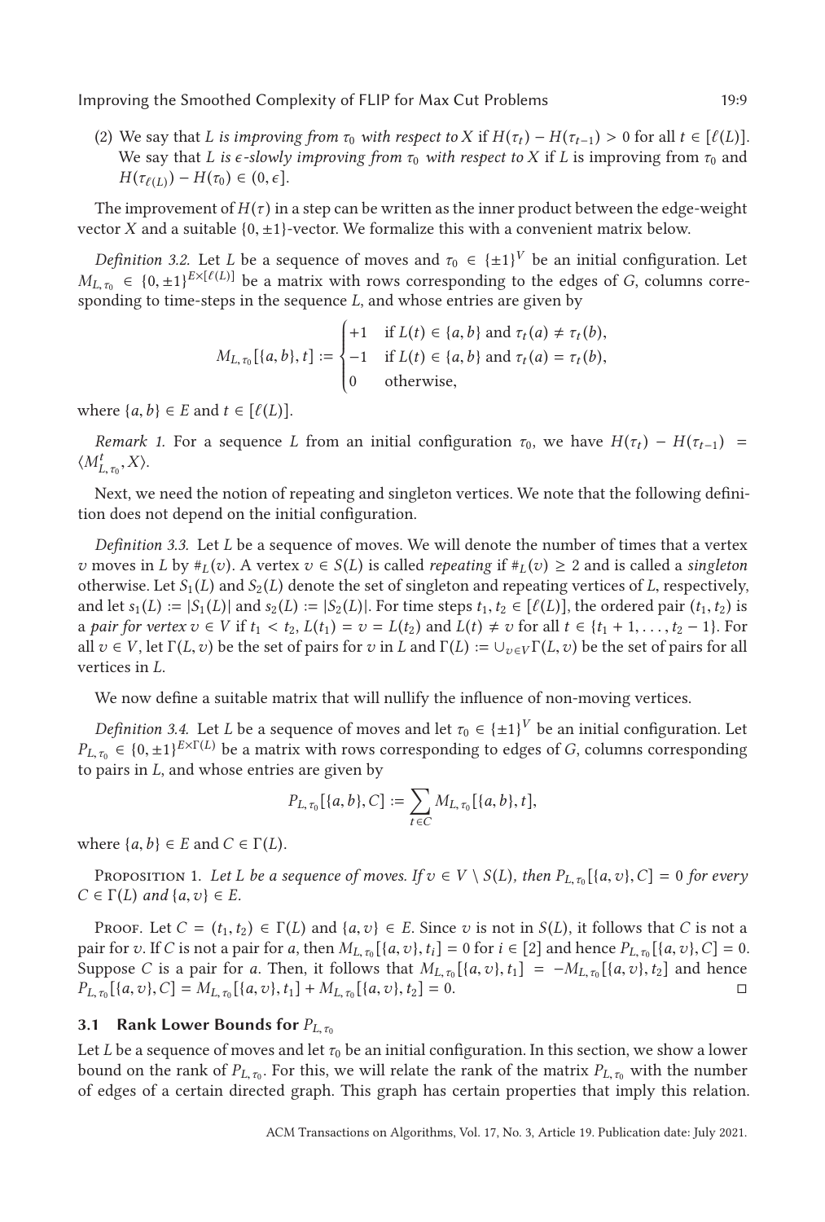(2) We say that $L$ *is improving from* $\tau_0$ *with respect to* $X$ if $H(\tau_t) - H(\tau_{t-1}) > 0$ for all $t \in [\ell(L)]$. We say that $L$ *is* $\epsilon$*-slowly improving from* $\tau_0$ *with respect to* $X$ if $L$ is improving from $\tau_0$ and $H(\tau_{\ell(L)}) - H(\tau_0) \in (0, \epsilon]$.

The improvement of $H(\tau)$ in a step can be written as the inner product between the edge-weight vector $X$ and a suitable $\{0, \pm 1\}$-vector. We formalize this with a convenient matrix below.

*Definition 3.2.* Let $L$ be a sequence of moves and $\tau_0 \in \{\pm 1\}^V$ be an initial configuration. Let $M_{L,\tau_0} \in \{0, \pm 1\}^{E \times [\ell(L)]}$ be a matrix with rows corresponding to the edges of $G$, columns corresponding to time-steps in the sequence $L$, and whose entries are given by

$$M_{L,\tau_0}[\{a,b\}, t] := \begin{cases} +1 & \text{if } L(t) \in \{a,b\} \text{ and } \tau_t(a) \neq \tau_t(b), \\ -1 & \text{if } L(t) \in \{a,b\} \text{ and } \tau_t(a) = \tau_t(b), \\ 0 & \text{otherwise,} \end{cases}$$

where $\{a,b\} \in E$ and $t \in [\ell(L)]$.

*Remark 1.* For a sequence $L$ from an initial configuration $\tau_0$, we have $H(\tau_t) - H(\tau_{t-1}) = \langle M^t_{L,\tau_0}, X \rangle$.

Next, we need the notion of repeating and singleton vertices. We note that the following definition does not depend on the initial configuration.

*Definition 3.3.* Let $L$ be a sequence of moves. We will denote the number of times that a vertex $v$ moves in $L$ by $\#_L(v)$. A vertex $v \in S(L)$ is called *repeating* if $\#_L(v) \geq 2$ and is called a *singleton* otherwise. Let $S_1(L)$ and $S_2(L)$ denote the set of singleton and repeating vertices of $L$, respectively, and let $s_1(L) := |S_1(L)|$ and $s_2(L) := |S_2(L)|$. For time steps $t_1, t_2 \in [\ell(L)]$, the ordered pair $(t_1, t_2)$ is a *pair for vertex* $v \in V$ if $t_1 < t_2$, $L(t_1) = v = L(t_2)$ and $L(t) \neq v$ for all $t \in \{t_1 + 1, \ldots, t_2 - 1\}$. For all $v \in V$, let $\Gamma(L, v)$ be the set of pairs for $v$ in $L$ and $\Gamma(L) := \cup_{v \in V} \Gamma(L, v)$ be the set of pairs for all vertices in $L$.

We now define a suitable matrix that will nullify the influence of non-moving vertices.

*Definition 3.4.* Let $L$ be a sequence of moves and let $\tau_0 \in \{\pm 1\}^V$ be an initial configuration. Let $P_{L,\tau_0} \in \{0, \pm 1\}^{E \times \Gamma(L)}$ be a matrix with rows corresponding to edges of $G$, columns corresponding to pairs in $L$, and whose entries are given by

$$P_{L,\tau_0}[\{a,b\}, C] := \sum_{t \in C} M_{L,\tau_0}[\{a,b\}, t],$$

where $\{a,b\} \in E$ and $C \in \Gamma(L)$.

Proposition 1. *Let $L$ be a sequence of moves. If $v \in V \setminus S(L)$, then $P_{L,\tau_0}[\{a,v\}, C] = 0$ for every $C \in \Gamma(L)$ and $\{a,v\} \in E$.*

Proof. Let $C = (t_1, t_2) \in \Gamma(L)$ and $\{a,v\} \in E$. Since $v$ is not in $S(L)$, it follows that $C$ is not a pair for $v$. If $C$ is not a pair for $a$, then $M_{L,\tau_0}[\{a,v\}, t_i] = 0$ for $i \in [2]$ and hence $P_{L,\tau_0}[\{a,v\}, C] = 0$. Suppose $C$ is a pair for $a$. Then, it follows that $M_{L,\tau_0}[\{a,v\}, t_1] = -M_{L,\tau_0}[\{a,v\}, t_2]$ and hence $P_{L,\tau_0}[\{a,v\}, C] = M_{L,\tau_0}[\{a,v\}, t_1] + M_{L,\tau_0}[\{a,v\}, t_2] = 0$. ◻

### 3.1 Rank Lower Bounds for $P_{L,\tau_0}$

Let $L$ be a sequence of moves and let $\tau_0$ be an initial configuration. In this section, we show a lower bound on the rank of $P_{L,\tau_0}$. For this, we will relate the rank of the matrix $P_{L,\tau_0}$ with the number of edges of a certain directed graph. This graph has certain properties that imply this relation.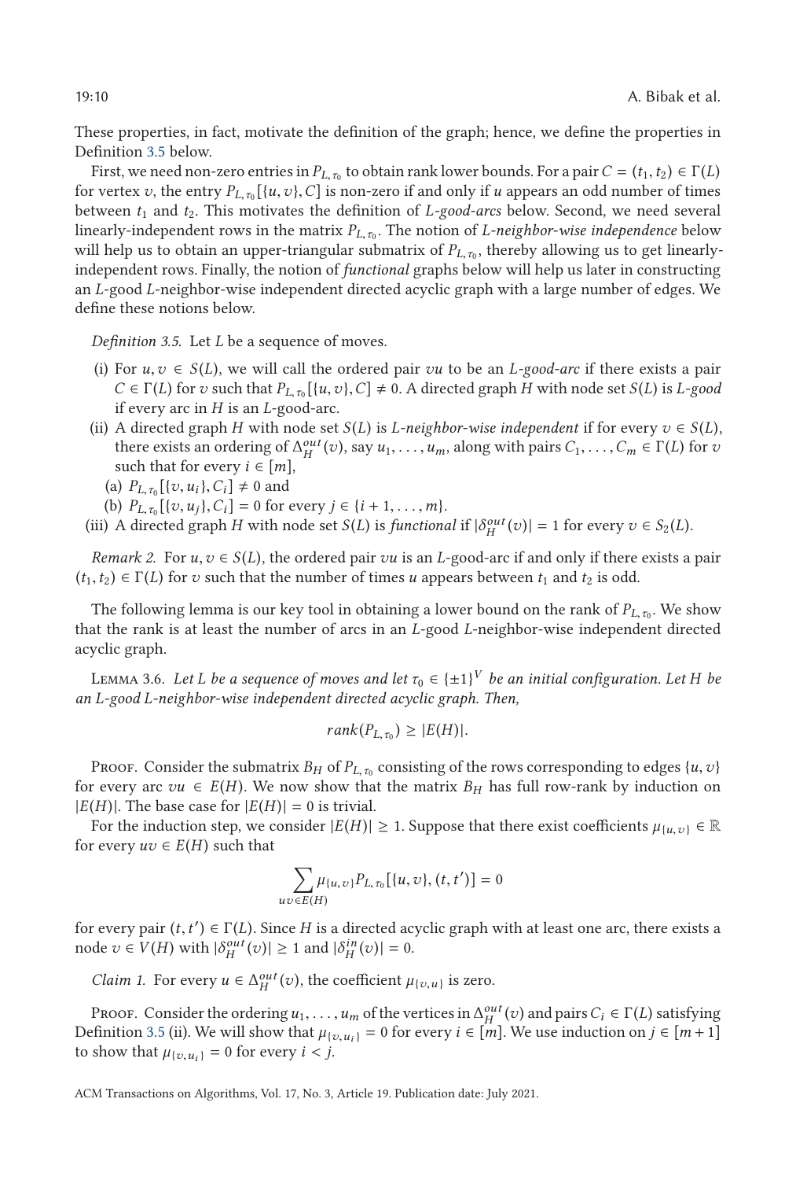These properties, in fact, motivate the definition of the graph; hence, we define the properties in Definition 3.5 below.

First, we need non-zero entries in $P_{L,\tau_0}$ to obtain rank lower bounds. For a pair $C = (t_1, t_2) \in \Gamma(L)$ for vertex $v$, the entry $P_{L,\tau_0}[\{u,v\}, C]$ is non-zero if and only if $u$ appears an odd number of times between $t_1$ and $t_2$. This motivates the definition of *L-good-arcs* below. Second, we need several linearly-independent rows in the matrix $P_{L,\tau_0}$. The notion of *L-neighbor-wise independence* below will help us to obtain an upper-triangular submatrix of $P_{L,\tau_0}$, thereby allowing us to get linearly-independent rows. Finally, the notion of *functional* graphs below will help us later in constructing an $L$-good $L$-neighbor-wise independent directed acyclic graph with a large number of edges. We define these notions below.

*Definition 3.5.* Let $L$ be a sequence of moves.

(i) For $u, v \in S(L)$, we will call the ordered pair $vu$ to be an *L-good-arc* if there exists a pair $C \in \Gamma(L)$ for $v$ such that $P_{L,\tau_0}[\{u,v\}, C] \neq 0$. A directed graph $H$ with node set $S(L)$ is *L-good* if every arc in $H$ is an $L$-good-arc.

(ii) A directed graph $H$ with node set $S(L)$ is *L-neighbor-wise independent* if for every $v \in S(L)$, there exists an ordering of $\Delta_H^{out}(v)$, say $u_1, \ldots, u_m$, along with pairs $C_1, \ldots, C_m \in \Gamma(L)$ for $v$ such that for every $i \in [m]$,
  (a) $P_{L,\tau_0}[\{v, u_i\}, C_i] \neq 0$ and
  (b) $P_{L,\tau_0}[\{v, u_j\}, C_i] = 0$ for every $j \in \{i+1, \ldots, m\}$.

(iii) A directed graph $H$ with node set $S(L)$ is *functional* if $|\delta_H^{out}(v)| = 1$ for every $v \in S_2(L)$.

*Remark 2.* For $u, v \in S(L)$, the ordered pair $vu$ is an $L$-good-arc if and only if there exists a pair $(t_1, t_2) \in \Gamma(L)$ for $v$ such that the number of times $u$ appears between $t_1$ and $t_2$ is odd.

The following lemma is our key tool in obtaining a lower bound on the rank of $P_{L,\tau_0}$. We show that the rank is at least the number of arcs in an $L$-good $L$-neighbor-wise independent directed acyclic graph.

Lemma 3.6. *Let $L$ be a sequence of moves and let $\tau_0 \in \{\pm 1\}^V$ be an initial configuration. Let $H$ be an $L$-good $L$-neighbor-wise independent directed acyclic graph. Then,*

$$rank(P_{L,\tau_0}) \geq |E(H)|.$$

Proof. Consider the submatrix $B_H$ of $P_{L,\tau_0}$ consisting of the rows corresponding to edges $\{u,v\}$ for every arc $vu \in E(H)$. We now show that the matrix $B_H$ has full row-rank by induction on $|E(H)|$. The base case for $|E(H)| = 0$ is trivial.

For the induction step, we consider $|E(H)| \geq 1$. Suppose that there exist coefficients $\mu_{\{u,v\}} \in \mathbb{R}$ for every $uv \in E(H)$ such that

$$\sum_{uv \in E(H)} \mu_{\{u,v\}} P_{L,\tau_0}[\{u,v\}, (t,t')] = 0$$

for every pair $(t, t') \in \Gamma(L)$. Since $H$ is a directed acyclic graph with at least one arc, there exists a node $v \in V(H)$ with $|\delta_H^{out}(v)| \geq 1$ and $|\delta_H^{in}(v)| = 0$.

*Claim 1.* For every $u \in \Delta_H^{out}(v)$, the coefficient $\mu_{\{v,u\}}$ is zero.

Proof. Consider the ordering $u_1, \ldots, u_m$ of the vertices in $\Delta_H^{out}(v)$ and pairs $C_i \in \Gamma(L)$ satisfying Definition 3.5 (ii). We will show that $\mu_{\{v,u_i\}} = 0$ for every $i \in [m]$. We use induction on $j \in [m+1]$ to show that $\mu_{\{v,u_i\}} = 0$ for every $i < j$.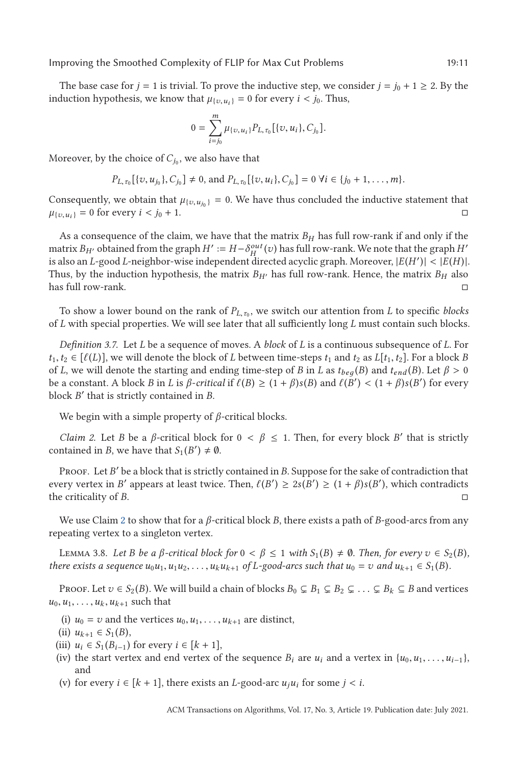The base case for $j = 1$ is trivial. To prove the inductive step, we consider $j = j_0 + 1 \geq 2$. By the induction hypothesis, we know that $\mu_{\{v,u_i\}} = 0$ for every $i < j_0$. Thus,

$$0 = \sum_{i=j_0}^{m} \mu_{\{v,u_i\}} P_{L,\tau_0}[\{v, u_i\}, C_{j_0}].$$

Moreover, by the choice of $C_{j_0}$, we also have that

$$P_{L,\tau_0}[\{v, u_{j_0}\}, C_{j_0}] \neq 0, \text{ and } P_{L,\tau_0}[\{v, u_i\}, C_{j_0}] = 0 \ \forall i \in \{j_0 + 1, \ldots, m\}.$$

Consequently, we obtain that $\mu_{\{v,u_{j_0}\}} = 0$. We have thus concluded the inductive statement that $\mu_{\{v,u_i\}} = 0$ for every $i < j_0 + 1$. □

As a consequence of the claim, we have that the matrix $B_H$ has full row-rank if and only if the matrix $B_{H'}$ obtained from the graph $H' := H - \delta_H^{out}(v)$ has full row-rank. We note that the graph $H'$ is also an $L$-good $L$-neighbor-wise independent directed acyclic graph. Moreover, $|E(H')| < |E(H)|$. Thus, by the induction hypothesis, the matrix $B_{H'}$ has full row-rank. Hence, the matrix $B_H$ also has full row-rank. □

To show a lower bound on the rank of $P_{L,\tau_0}$, we switch our attention from $L$ to specific *blocks* of $L$ with special properties. We will see later that all sufficiently long $L$ must contain such blocks.

*Definition 3.7.* Let $L$ be a sequence of moves. A *block* of $L$ is a continuous subsequence of $L$. For $t_1, t_2 \in [\ell(L)]$, we will denote the block of $L$ between time-steps $t_1$ and $t_2$ as $L[t_1, t_2]$. For a block $B$ of $L$, we will denote the starting and ending time-step of $B$ in $L$ as $t_{beg}(B)$ and $t_{end}(B)$. Let $\beta > 0$ be a constant. A block $B$ in $L$ is *$\beta$-critical* if $\ell(B) \geq (1 + \beta)s(B)$ and $\ell(B') < (1 + \beta)s(B')$ for every block $B'$ that is strictly contained in $B$.

We begin with a simple property of $\beta$-critical blocks.

*Claim 2.* Let $B$ be a $\beta$-critical block for $0 < \beta \leq 1$. Then, for every block $B'$ that is strictly contained in $B$, we have that $S_1(B') \neq \emptyset$.

Proof. Let $B'$ be a block that is strictly contained in $B$. Suppose for the sake of contradiction that every vertex in $B'$ appears at least twice. Then, $\ell(B') \geq 2s(B') \geq (1 + \beta)s(B')$, which contradicts the criticality of $B$. □

We use Claim 2 to show that for a $\beta$-critical block $B$, there exists a path of $B$-good-arcs from any repeating vertex to a singleton vertex.

Lemma 3.8. *Let $B$ be a $\beta$-critical block for $0 < \beta \leq 1$ with $S_1(B) \neq \emptyset$. Then, for every $v \in S_2(B)$, there exists a sequence $u_0u_1, u_1u_2, \ldots, u_ku_{k+1}$ of $L$-good-arcs such that $u_0 = v$ and $u_{k+1} \in S_1(B)$.*

Proof. Let $v \in S_2(B)$. We will build a chain of blocks $B_0 \subsetneq B_1 \subsetneq B_2 \subsetneq \ldots \subsetneq B_k \subseteq B$ and vertices $u_0, u_1, \ldots, u_k, u_{k+1}$ such that

(i) $u_0 = v$ and the vertices $u_0, u_1, \ldots, u_{k+1}$ are distinct,
(ii) $u_{k+1} \in S_1(B)$,
(iii) $u_i \in S_1(B_{i-1})$ for every $i \in [k + 1]$,
(iv) the start vertex and end vertex of the sequence $B_i$ are $u_i$ and a vertex in $\{u_0, u_1, \ldots, u_{i-1}\}$, and
(v) for every $i \in [k + 1]$, there exists an $L$-good-arc $u_ju_i$ for some $j < i$.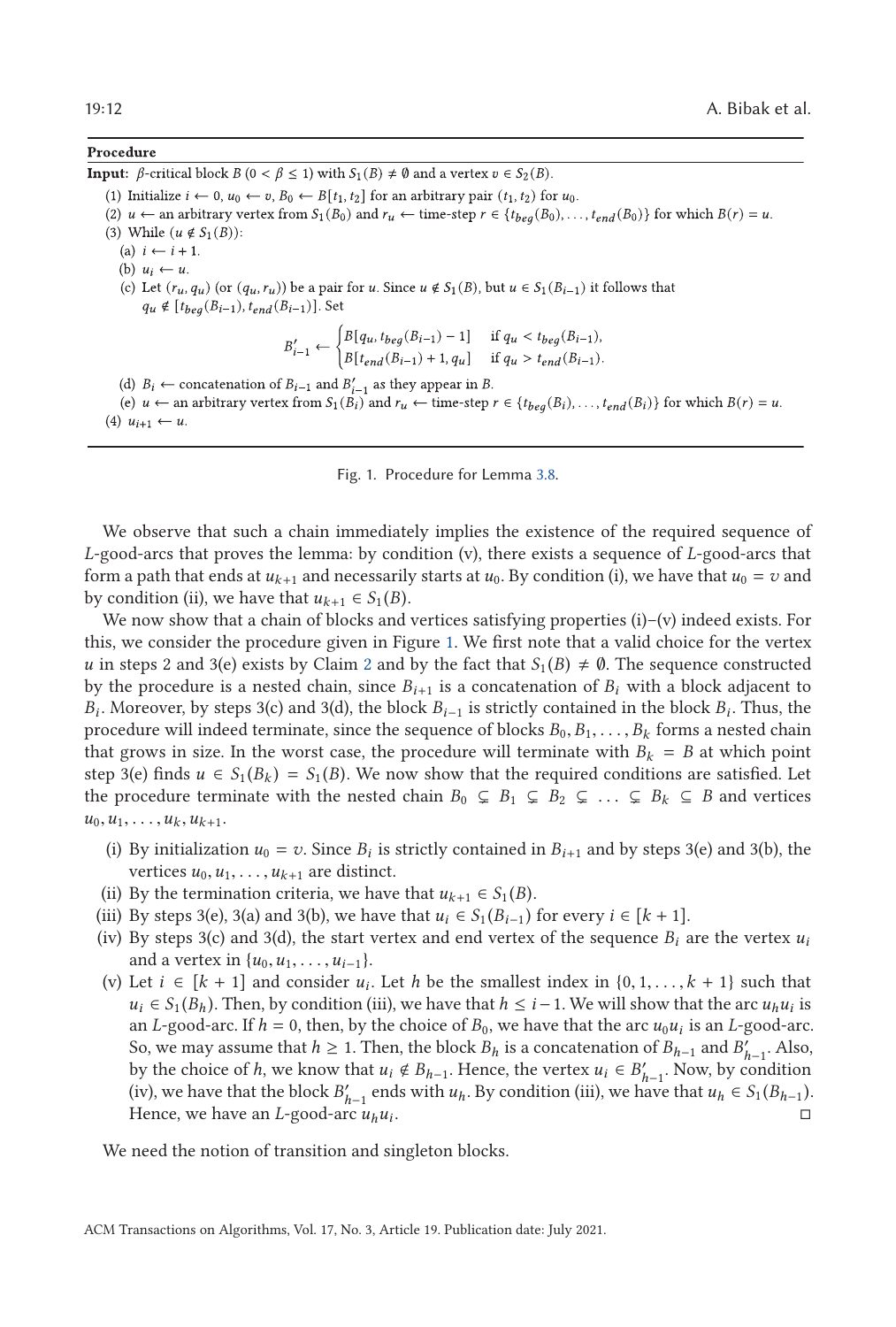**Procedure**

**Input:** $\beta$-critical block $B$ ($0 < \beta \leq 1$) with $S_1(B) \neq \emptyset$ and a vertex $v \in S_2(B)$.

(1) Initialize $i \leftarrow 0$, $u_0 \leftarrow v$, $B_0 \leftarrow B[t_1, t_2]$ for an arbitrary pair $(t_1, t_2)$ for $u_0$.

(2) $u \leftarrow$ an arbitrary vertex from $S_1(B_0)$ and $r_u \leftarrow$ time-step $r \in \{t_{beg}(B_0), \ldots, t_{end}(B_0)\}$ for which $B(r) = u$.

(3) While ($u \notin S_1(B)$):

  (a) $i \leftarrow i + 1$.

  (b) $u_i \leftarrow u$.

  (c) Let $(r_u, q_u)$ (or $(q_u, r_u)$) be a pair for $u$. Since $u \notin S_1(B)$, but $u \in S_1(B_{i-1})$ it follows that $q_u \notin [t_{beg}(B_{i-1}), t_{end}(B_{i-1})]$. Set

$$B'_{i-1} \leftarrow \begin{cases} B[q_u, t_{beg}(B_{i-1}) - 1] & \text{if } q_u < t_{beg}(B_{i-1}), \\ B[t_{end}(B_{i-1}) + 1, q_u] & \text{if } q_u > t_{end}(B_{i-1}). \end{cases}$$

  (d) $B_i \leftarrow$ concatenation of $B_{i-1}$ and $B'_{i-1}$ as they appear in $B$.

  (e) $u \leftarrow$ an arbitrary vertex from $S_1(B_i)$ and $r_u \leftarrow$ time-step $r \in \{t_{beg}(B_i), \ldots, t_{end}(B_i)\}$ for which $B(r) = u$.

(4) $u_{i+1} \leftarrow u$.

Fig. 1. Procedure for Lemma 3.8.

We observe that such a chain immediately implies the existence of the required sequence of $L$-good-arcs that proves the lemma: by condition (v), there exists a sequence of $L$-good-arcs that form a path that ends at $u_{k+1}$ and necessarily starts at $u_0$. By condition (i), we have that $u_0 = v$ and by condition (ii), we have that $u_{k+1} \in S_1(B)$.

We now show that a chain of blocks and vertices satisfying properties (i)–(v) indeed exists. For this, we consider the procedure given in Figure 1. We first note that a valid choice for the vertex $u$ in steps 2 and 3(e) exists by Claim 2 and by the fact that $S_1(B) \neq \emptyset$. The sequence constructed by the procedure is a nested chain, since $B_{i+1}$ is a concatenation of $B_i$ with a block adjacent to $B_i$. Moreover, by steps 3(c) and 3(d), the block $B_{i-1}$ is strictly contained in the block $B_i$. Thus, the procedure will indeed terminate, since the sequence of blocks $B_0, B_1, \ldots, B_k$ forms a nested chain that grows in size. In the worst case, the procedure will terminate with $B_k = B$ at which point step 3(e) finds $u \in S_1(B_k) = S_1(B)$. We now show that the required conditions are satisfied. Let the procedure terminate with the nested chain $B_0 \subsetneq B_1 \subsetneq B_2 \subsetneq \ldots \subsetneq B_k \subseteq B$ and vertices $u_0, u_1, \ldots, u_k, u_{k+1}$.

(i) By initialization $u_0 = v$. Since $B_i$ is strictly contained in $B_{i+1}$ and by steps 3(e) and 3(b), the vertices $u_0, u_1, \ldots, u_{k+1}$ are distinct.

(ii) By the termination criteria, we have that $u_{k+1} \in S_1(B)$.

(iii) By steps 3(e), 3(a) and 3(b), we have that $u_i \in S_1(B_{i-1})$ for every $i \in [k+1]$.

(iv) By steps 3(c) and 3(d), the start vertex and end vertex of the sequence $B_i$ are the vertex $u_i$ and a vertex in $\{u_0, u_1, \ldots, u_{i-1}\}$.

(v) Let $i \in [k+1]$ and consider $u_i$. Let $h$ be the smallest index in $\{0, 1, \ldots, k+1\}$ such that $u_i \in S_1(B_h)$. Then, by condition (iii), we have that $h \leq i - 1$. We will show that the arc $u_h u_i$ is an $L$-good-arc. If $h = 0$, then, by the choice of $B_0$, we have that the arc $u_0 u_i$ is an $L$-good-arc. So, we may assume that $h \geq 1$. Then, the block $B_h$ is a concatenation of $B_{h-1}$ and $B'_{h-1}$. Also, by the choice of $h$, we know that $u_i \notin B_{h-1}$. Hence, the vertex $u_i \in B'_{h-1}$. Now, by condition (iv), we have that the block $B'_{h-1}$ ends with $u_h$. By condition (iii), we have that $u_h \in S_1(B_{h-1})$. Hence, we have an $L$-good-arc $u_h u_i$. □

We need the notion of transition and singleton blocks.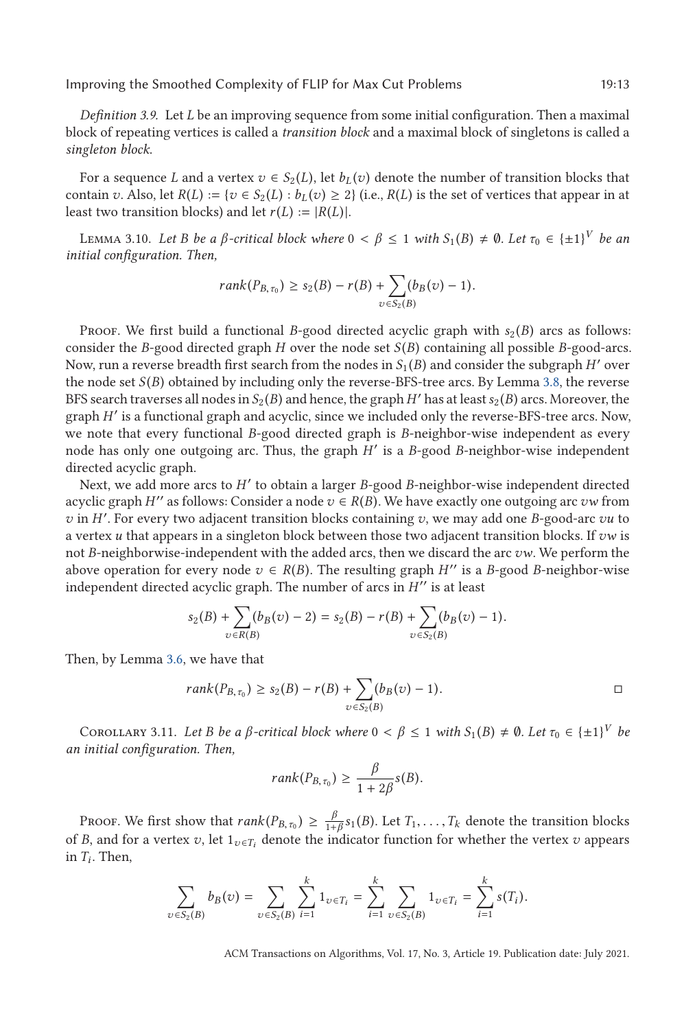*Definition 3.9.* Let $L$ be an improving sequence from some initial configuration. Then a maximal block of repeating vertices is called a *transition block* and a maximal block of singletons is called a *singleton block.*

For a sequence $L$ and a vertex $v \in S_2(L)$, let $b_L(v)$ denote the number of transition blocks that contain $v$. Also, let $R(L) := \{v \in S_2(L) : b_L(v) \geq 2\}$ (i.e., $R(L)$ is the set of vertices that appear in at least two transition blocks) and let $r(L) := |R(L)|$.

Lemma 3.10. *Let $B$ be a $\beta$-critical block where $0 < \beta \leq 1$ with $S_1(B) \neq \emptyset$. Let $\tau_0 \in \{\pm 1\}^V$ be an initial configuration. Then,*

$$rank(P_{B,\tau_0}) \geq s_2(B) - r(B) + \sum_{v \in S_2(B)} (b_B(v) - 1).$$

Proof. We first build a functional $B$-good directed acyclic graph with $s_2(B)$ arcs as follows: consider the $B$-good directed graph $H$ over the node set $S(B)$ containing all possible $B$-good-arcs. Now, run a reverse breadth first search from the nodes in $S_1(B)$ and consider the subgraph $H'$ over the node set $S(B)$ obtained by including only the reverse-BFS-tree arcs. By Lemma 3.8, the reverse BFS search traverses all nodes in $S_2(B)$ and hence, the graph $H'$ has at least $s_2(B)$ arcs. Moreover, the graph $H'$ is a functional graph and acyclic, since we included only the reverse-BFS-tree arcs. Now, we note that every functional $B$-good directed graph is $B$-neighbor-wise independent as every node has only one outgoing arc. Thus, the graph $H'$ is a $B$-good $B$-neighbor-wise independent directed acyclic graph.

Next, we add more arcs to $H'$ to obtain a larger $B$-good $B$-neighbor-wise independent directed acyclic graph $H''$ as follows: Consider a node $v \in R(B)$. We have exactly one outgoing arc $vw$ from $v$ in $H'$. For every two adjacent transition blocks containing $v$, we may add one $B$-good-arc $vu$ to a vertex $u$ that appears in a singleton block between those two adjacent transition blocks. If $vw$ is not $B$-neighborwise-independent with the added arcs, then we discard the arc $vw$. We perform the above operation for every node $v \in R(B)$. The resulting graph $H''$ is a $B$-good $B$-neighbor-wise independent directed acyclic graph. The number of arcs in $H''$ is at least

$$s_2(B) + \sum_{v \in R(B)} (b_B(v) - 2) = s_2(B) - r(B) + \sum_{v \in S_2(B)} (b_B(v) - 1).$$

Then, by Lemma 3.6, we have that

$$rank(P_{B,\tau_0}) \geq s_2(B) - r(B) + \sum_{v \in S_2(B)} (b_B(v) - 1).$$

□

Corollary 3.11. *Let $B$ be a $\beta$-critical block where $0 < \beta \leq 1$ with $S_1(B) \neq \emptyset$. Let $\tau_0 \in \{\pm 1\}^V$ be an initial configuration. Then,*

$$rank(P_{B,\tau_0}) \geq \frac{\beta}{1 + 2\beta} s(B).$$

Proof. We first show that $rank(P_{B,\tau_0}) \geq \frac{\beta}{1+\beta} s_1(B)$. Let $T_1, \ldots, T_k$ denote the transition blocks of $B$, and for a vertex $v$, let $1_{v \in T_i}$ denote the indicator function for whether the vertex $v$ appears in $T_i$. Then,

$$\sum_{v \in S_2(B)} b_B(v) = \sum_{v \in S_2(B)} \sum_{i=1}^{k} 1_{v \in T_i} = \sum_{i=1}^{k} \sum_{v \in S_2(B)} 1_{v \in T_i} = \sum_{i=1}^{k} s(T_i).$$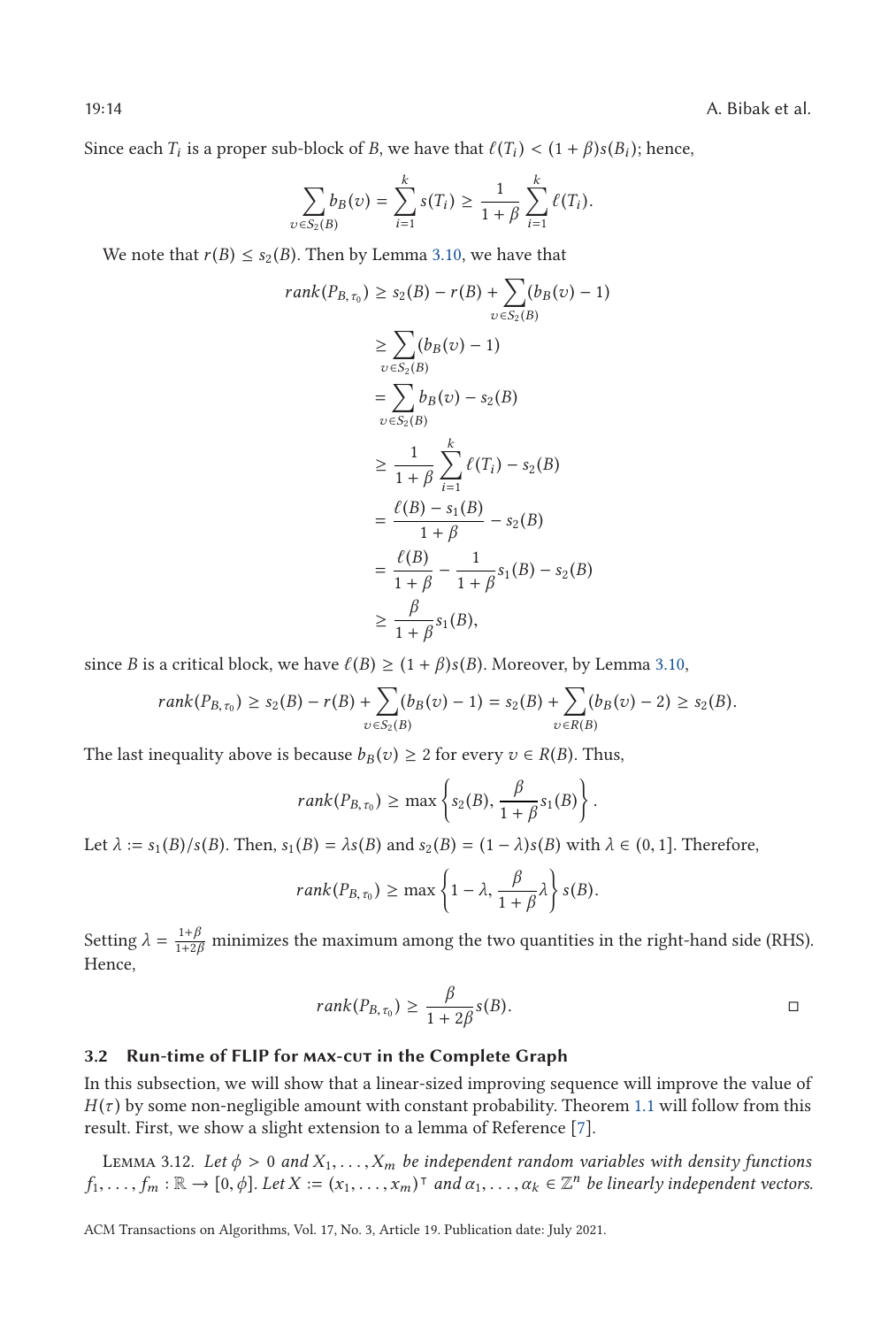Since each $T_i$ is a proper sub-block of $B$, we have that $\ell(T_i) < (1+\beta)s(B_i)$; hence,

$$\sum_{v \in S_2(B)} b_B(v) = \sum_{i=1}^{k} s(T_i) \geq \frac{1}{1+\beta} \sum_{i=1}^{k} \ell(T_i).$$

We note that $r(B) \leq s_2(B)$. Then by Lemma 3.10, we have that

$$\begin{aligned}
rank(P_{B,\tau_0}) &\geq s_2(B) - r(B) + \sum_{v \in S_2(B)} (b_B(v) - 1) \\
&\geq \sum_{v \in S_2(B)} (b_B(v) - 1) \\
&= \sum_{v \in S_2(B)} b_B(v) - s_2(B) \\
&\geq \frac{1}{1+\beta} \sum_{i=1}^{k} \ell(T_i) - s_2(B) \\
&= \frac{\ell(B) - s_1(B)}{1+\beta} - s_2(B) \\
&= \frac{\ell(B)}{1+\beta} - \frac{1}{1+\beta} s_1(B) - s_2(B) \\
&\geq \frac{\beta}{1+\beta} s_1(B),
\end{aligned}$$

since $B$ is a critical block, we have $\ell(B) \geq (1+\beta)s(B)$. Moreover, by Lemma 3.10,

$$rank(P_{B,\tau_0}) \geq s_2(B) - r(B) + \sum_{v \in S_2(B)} (b_B(v) - 1) = s_2(B) + \sum_{v \in R(B)} (b_B(v) - 2) \geq s_2(B).$$

The last inequality above is because $b_B(v) \geq 2$ for every $v \in R(B)$. Thus,

$$rank(P_{B,\tau_0}) \geq \max \left\{ s_2(B), \frac{\beta}{1+\beta} s_1(B) \right\}.$$

Let $\lambda := s_1(B)/s(B)$. Then, $s_1(B) = \lambda s(B)$ and $s_2(B) = (1-\lambda)s(B)$ with $\lambda \in (0,1]$. Therefore,

$$rank(P_{B,\tau_0}) \geq \max \left\{ 1 - \lambda, \frac{\beta}{1+\beta} \lambda \right\} s(B).$$

Setting $\lambda = \frac{1+\beta}{1+2\beta}$ minimizes the maximum among the two quantities in the right-hand side (RHS). Hence,

$$rank(P_{B,\tau_0}) \geq \frac{\beta}{1+2\beta} s(B). \qquad \square$$

### 3.2 Run-time of FLIP for MAX-CUT in the Complete Graph

In this subsection, we will show that a linear-sized improving sequence will improve the value of $H(\tau)$ by some non-negligible amount with constant probability. Theorem 1.1 will follow from this result. First, we show a slight extension to a lemma of Reference [7].

Lemma 3.12. *Let $\phi > 0$ and $X_1, \ldots, X_m$ be independent random variables with density functions $f_1, \ldots, f_m : \mathbb{R} \to [0, \phi]$. Let $X := (x_1, \ldots, x_m)^\intercal$ and $\alpha_1, \ldots, \alpha_k \in \mathbb{Z}^n$ be linearly independent vectors.*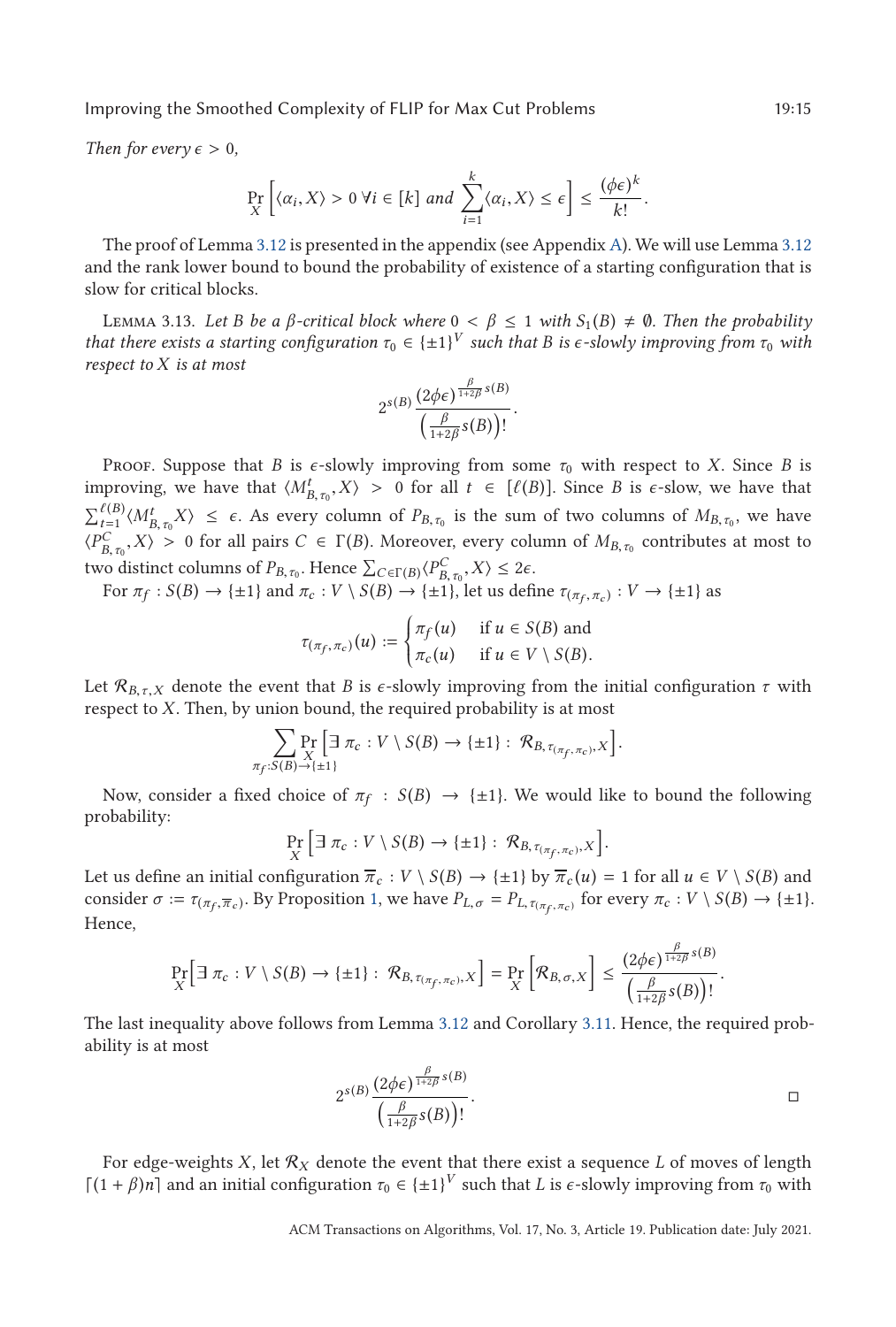*Then for every $\epsilon > 0$,*

$$\Pr_X\left[\langle \alpha_i, X\rangle > 0\ \forall i \in [k] \text{ and } \sum_{i=1}^{k}\langle \alpha_i, X\rangle \leq \epsilon\right] \leq \frac{(\phi\epsilon)^k}{k!}.$$

The proof of Lemma 3.12 is presented in the appendix (see Appendix A). We will use Lemma 3.12 and the rank lower bound to bound the probability of existence of a starting configuration that is slow for critical blocks.

Lemma 3.13. *Let $B$ be a $\beta$-critical block where $0 < \beta \leq 1$ with $S_1(B) \neq \emptyset$. Then the probability that there exists a starting configuration $\tau_0 \in \{\pm 1\}^V$ such that $B$ is $\epsilon$-slowly improving from $\tau_0$ with respect to $X$ is at most*

$$2^{s(B)} \frac{(2\phi\epsilon)^{\frac{\beta}{1+2\beta}s(B)}}{\left(\frac{\beta}{1+2\beta}s(B)\right)!}.$$

Proof. Suppose that $B$ is $\epsilon$-slowly improving from some $\tau_0$ with respect to $X$. Since $B$ is improving, we have that $\langle M^t_{B,\tau_0}, X\rangle > 0$ for all $t \in [\ell(B)]$. Since $B$ is $\epsilon$-slow, we have that $\sum_{t=1}^{\ell(B)}\langle M^t_{B,\tau_0} X\rangle \leq \epsilon$. As every column of $P_{B,\tau_0}$ is the sum of two columns of $M_{B,\tau_0}$, we have $\langle P^C_{B,\tau_0}, X\rangle > 0$ for all pairs $C \in \Gamma(B)$. Moreover, every column of $M_{B,\tau_0}$ contributes at most to two distinct columns of $P_{B,\tau_0}$. Hence $\sum_{C\in\Gamma(B)}\langle P^C_{B,\tau_0}, X\rangle \leq 2\epsilon$.

For $\pi_f : S(B) \to \{\pm 1\}$ and $\pi_c : V \setminus S(B) \to \{\pm 1\}$, let us define $\tau_{(\pi_f,\pi_c)} : V \to \{\pm 1\}$ as

$$\tau_{(\pi_f,\pi_c)}(u) := \begin{cases} \pi_f(u) & \text{if } u \in S(B) \text{ and} \\ \pi_c(u) & \text{if } u \in V \setminus S(B). \end{cases}$$

Let $\mathcal{R}_{B,\tau,X}$ denote the event that $B$ is $\epsilon$-slowly improving from the initial configuration $\tau$ with respect to $X$. Then, by union bound, the required probability is at most

$$\sum_{\pi_f : S(B)\to\{\pm 1\}} \Pr_X\left[\exists\ \pi_c : V \setminus S(B) \to \{\pm 1\} :\ \mathcal{R}_{B,\tau_{(\pi_f,\pi_c)},X}\right].$$

Now, consider a fixed choice of $\pi_f : S(B) \to \{\pm 1\}$. We would like to bound the following probability:

$$\Pr_X\left[\exists\ \pi_c : V \setminus S(B) \to \{\pm 1\} :\ \mathcal{R}_{B,\tau_{(\pi_f,\pi_c)},X}\right].$$

Let us define an initial configuration $\overline{\pi}_c : V \setminus S(B) \to \{\pm 1\}$ by $\overline{\pi}_c(u) = 1$ for all $u \in V \setminus S(B)$ and consider $\sigma := \tau_{(\pi_f,\overline{\pi}_c)}$. By Proposition 1, we have $P_{L,\sigma} = P_{L,\tau_{(\pi_f,\pi_c)}}$ for every $\pi_c : V \setminus S(B) \to \{\pm 1\}$. Hence,

$$\Pr_X\left[\exists\ \pi_c : V \setminus S(B) \to \{\pm 1\} :\ \mathcal{R}_{B,\tau_{(\pi_f,\pi_c)},X}\right] = \Pr_X\left[\mathcal{R}_{B,\sigma,X}\right] \leq \frac{(2\phi\epsilon)^{\frac{\beta}{1+2\beta}s(B)}}{\left(\frac{\beta}{1+2\beta}s(B)\right)!}.$$

The last inequality above follows from Lemma 3.12 and Corollary 3.11. Hence, the required probability is at most

$$2^{s(B)} \frac{(2\phi\epsilon)^{\frac{\beta}{1+2\beta}s(B)}}{\left(\frac{\beta}{1+2\beta}s(B)\right)!}. \qquad \square$$

For edge-weights $X$, let $\mathcal{R}_X$ denote the event that there exist a sequence $L$ of moves of length $\lceil(1+\beta)n\rceil$ and an initial configuration $\tau_0 \in \{\pm 1\}^V$ such that $L$ is $\epsilon$-slowly improving from $\tau_0$ with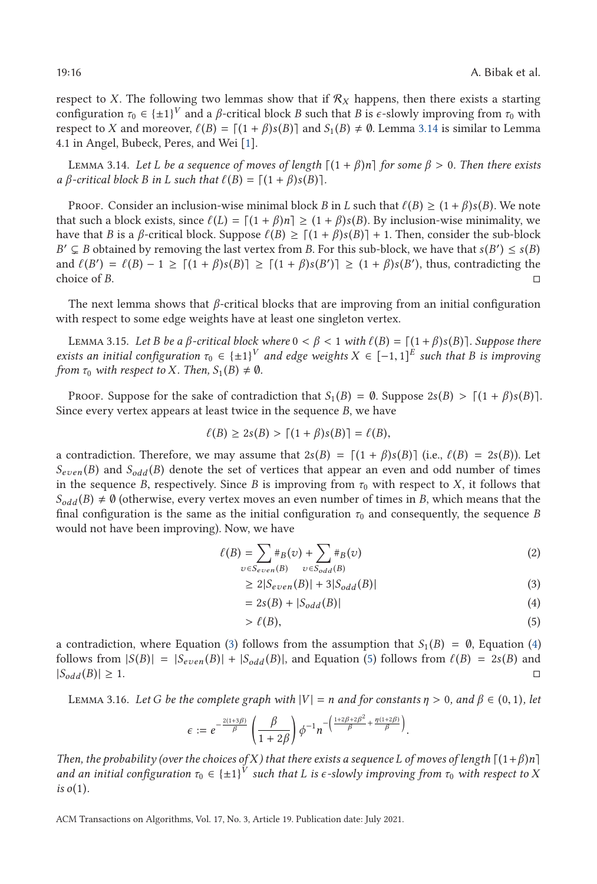respect to $X$. The following two lemmas show that if $\mathcal{R}_X$ happens, then there exists a starting configuration $\tau_0 \in \{\pm 1\}^V$ and a $\beta$-critical block $B$ such that $B$ is $\epsilon$-slowly improving from $\tau_0$ with respect to $X$ and moreover, $\ell(B) = \lceil (1+\beta)s(B) \rceil$ and $S_1(B) \neq \emptyset$. Lemma 3.14 is similar to Lemma 4.1 in Angel, Bubeck, Peres, and Wei [1].

Lemma 3.14. *Let $L$ be a sequence of moves of length $\lceil (1+\beta)n \rceil$ for some $\beta > 0$. Then there exists a $\beta$-critical block $B$ in $L$ such that $\ell(B) = \lceil (1+\beta)s(B) \rceil$.*

Proof. Consider an inclusion-wise minimal block $B$ in $L$ such that $\ell(B) \geq (1+\beta)s(B)$. We note that such a block exists, since $\ell(L) = \lceil (1+\beta)n \rceil \geq (1+\beta)s(B)$. By inclusion-wise minimality, we have that $B$ is a $\beta$-critical block. Suppose $\ell(B) \geq \lceil (1+\beta)s(B) \rceil + 1$. Then, consider the sub-block $B' \subsetneq B$ obtained by removing the last vertex from $B$. For this sub-block, we have that $s(B') \leq s(B)$ and $\ell(B') = \ell(B) - 1 \geq \lceil (1+\beta)s(B) \rceil \geq \lceil (1+\beta)s(B') \rceil \geq (1+\beta)s(B')$, thus, contradicting the choice of $B$. □

The next lemma shows that $\beta$-critical blocks that are improving from an initial configuration with respect to some edge weights have at least one singleton vertex.

Lemma 3.15. *Let $B$ be a $\beta$-critical block where $0 < \beta < 1$ with $\ell(B) = \lceil (1+\beta)s(B) \rceil$. Suppose there exists an initial configuration $\tau_0 \in \{\pm 1\}^V$ and edge weights $X \in [-1,1]^E$ such that $B$ is improving from $\tau_0$ with respect to $X$. Then, $S_1(B) \neq \emptyset$.*

Proof. Suppose for the sake of contradiction that $S_1(B) = \emptyset$. Suppose $2s(B) > \lceil (1+\beta)s(B) \rceil$. Since every vertex appears at least twice in the sequence $B$, we have

$$\ell(B) \geq 2s(B) > \lceil (1+\beta)s(B) \rceil = \ell(B),$$

a contradiction. Therefore, we may assume that $2s(B) = \lceil (1+\beta)s(B) \rceil$ (i.e., $\ell(B) = 2s(B)$). Let $S_{even}(B)$ and $S_{odd}(B)$ denote the set of vertices that appear an even and odd number of times in the sequence $B$, respectively. Since $B$ is improving from $\tau_0$ with respect to $X$, it follows that $S_{odd}(B) \neq \emptyset$ (otherwise, every vertex moves an even number of times in $B$, which means that the final configuration is the same as the initial configuration $\tau_0$ and consequently, the sequence $B$ would not have been improving). Now, we have

$$\begin{aligned}
\ell(B) &= \sum_{v \in S_{even}(B)} \#_B(v) + \sum_{v \in S_{odd}(B)} \#_B(v) && (2)\\
&\geq 2|S_{even}(B)| + 3|S_{odd}(B)| && (3)\\
&= 2s(B) + |S_{odd}(B)| && (4)\\
&> \ell(B), && (5)
\end{aligned}$$

a contradiction, where Equation (3) follows from the assumption that $S_1(B) = \emptyset$, Equation (4) follows from $|S(B)| = |S_{even}(B)| + |S_{odd}(B)|$, and Equation (5) follows from $\ell(B) = 2s(B)$ and $|S_{odd}(B)| \geq 1$. □

Lemma 3.16. *Let $G$ be the complete graph with $|V| = n$ and for constants $\eta > 0$, and $\beta \in (0,1)$, let*

$$\epsilon := e^{-\frac{2(1+3\beta)}{\beta}} \left( \frac{\beta}{1+2\beta} \right) \phi^{-1} n^{-\left( \frac{1+2\beta+2\beta^2}{\beta} + \frac{\eta(1+2\beta)}{\beta} \right)}.$$

*Then, the probability (over the choices of $X$) that there exists a sequence $L$ of moves of length $\lceil (1+\beta)n \rceil$ and an initial configuration $\tau_0 \in \{\pm 1\}^V$ such that $L$ is $\epsilon$-slowly improving from $\tau_0$ with respect to $X$ is $o(1)$.*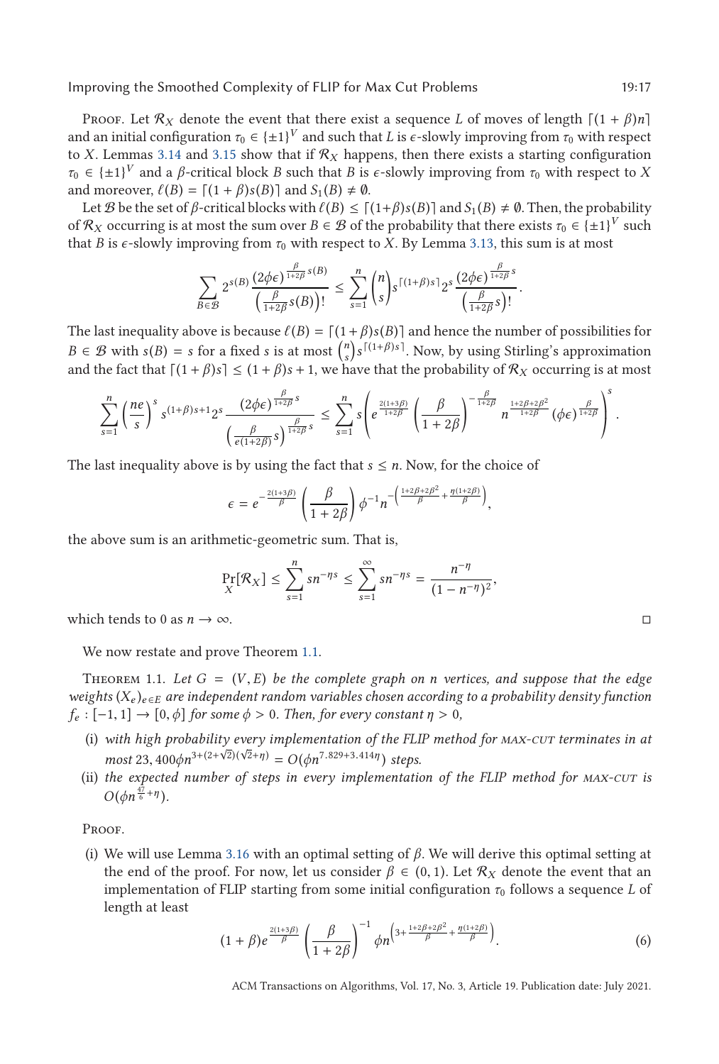Proof. Let $\mathcal{R}_X$ denote the event that there exist a sequence $L$ of moves of length $\lceil (1+\beta)n \rceil$ and an initial configuration $\tau_0 \in \{\pm 1\}^V$ and such that $L$ is $\epsilon$-slowly improving from $\tau_0$ with respect to $X$. Lemmas 3.14 and 3.15 show that if $\mathcal{R}_X$ happens, then there exists a starting configuration $\tau_0 \in \{\pm 1\}^V$ and a $\beta$-critical block $B$ such that $B$ is $\epsilon$-slowly improving from $\tau_0$ with respect to $X$ and moreover, $\ell(B) = \lceil (1+\beta)s(B) \rceil$ and $S_1(B) \neq \emptyset$.

Let $\mathcal{B}$ be the set of $\beta$-critical blocks with $\ell(B) \leq \lceil (1+\beta)s(B) \rceil$ and $S_1(B) \neq \emptyset$. Then, the probability of $\mathcal{R}_X$ occurring is at most the sum over $B \in \mathcal{B}$ of the probability that there exists $\tau_0 \in \{\pm 1\}^V$ such that $B$ is $\epsilon$-slowly improving from $\tau_0$ with respect to $X$. By Lemma 3.13, this sum is at most

$$\sum_{B \in \mathcal{B}} 2^{s(B)} \frac{(2\phi\epsilon)^{\frac{\beta}{1+2\beta}s(B)}}{\left(\frac{\beta}{1+2\beta}s(B)\right)!} \leq \sum_{s=1}^{n} \binom{n}{s} s^{\lceil (1+\beta)s \rceil} 2^s \frac{(2\phi\epsilon)^{\frac{\beta}{1+2\beta}s}}{\left(\frac{\beta}{1+2\beta}s\right)!}.$$

The last inequality above is because $\ell(B) = \lceil (1+\beta)s(B) \rceil$ and hence the number of possibilities for $B \in \mathcal{B}$ with $s(B) = s$ for a fixed $s$ is at most $\binom{n}{s} s^{\lceil (1+\beta)s \rceil}$. Now, by using Stirling's approximation and the fact that $\lceil (1+\beta)s \rceil \leq (1+\beta)s + 1$, we have that the probability of $\mathcal{R}_X$ occurring is at most

$$\sum_{s=1}^{n} \left(\frac{ne}{s}\right)^s s^{(1+\beta)s+1} 2^s \frac{(2\phi\epsilon)^{\frac{\beta}{1+2\beta}s}}{\left(\frac{\beta}{e(1+2\beta)}s\right)^{\frac{\beta}{1+2\beta}s}} \leq \sum_{s=1}^{n} s \left( e^{\frac{2(1+3\beta)}{1+2\beta}} \left(\frac{\beta}{1+2\beta}\right)^{-\frac{\beta}{1+2\beta}} n^{\frac{1+2\beta+2\beta^2}{1+2\beta}} (\phi\epsilon)^{\frac{\beta}{1+2\beta}} \right)^s.$$

The last inequality above is by using the fact that $s \leq n$. Now, for the choice of

$$\epsilon = e^{-\frac{2(1+3\beta)}{\beta}} \left(\frac{\beta}{1+2\beta}\right) \phi^{-1} n^{-\left(\frac{1+2\beta+2\beta^2}{\beta} + \frac{\eta(1+2\beta)}{\beta}\right)},$$

the above sum is an arithmetic-geometric sum. That is,

$$\Pr_X[\mathcal{R}_X] \leq \sum_{s=1}^{n} s n^{-\eta s} \leq \sum_{s=1}^{\infty} s n^{-\eta s} = \frac{n^{-\eta}}{(1-n^{-\eta})^2},$$

which tends to 0 as $n \to \infty$. ◻

We now restate and prove Theorem 1.1.

Theorem 1.1. *Let $G = (V, E)$ be the complete graph on $n$ vertices, and suppose that the edge weights $(X_e)_{e \in E}$ are independent random variables chosen according to a probability density function $f_e : [-1, 1] \to [0, \phi]$ for some $\phi > 0$. Then, for every constant $\eta > 0$,*

(i) *with high probability every implementation of the FLIP method for MAX-CUT terminates in at most $23,400\phi n^{3+(2+\sqrt{2})(\sqrt{2}+\eta)} = O(\phi n^{7.829+3.414\eta})$ steps.*

(ii) *the expected number of steps in every implementation of the FLIP method for MAX-CUT is $O(\phi n^{\frac{47}{6}+\eta})$.*

Proof.

(i) We will use Lemma 3.16 with an optimal setting of $\beta$. We will derive this optimal setting at the end of the proof. For now, let us consider $\beta \in (0, 1)$. Let $\mathcal{R}_X$ denote the event that an implementation of FLIP starting from some initial configuration $\tau_0$ follows a sequence $L$ of length at least

$$(1+\beta)e^{\frac{2(1+3\beta)}{\beta}} \left(\frac{\beta}{1+2\beta}\right)^{-1} \phi n^{\left(3 + \frac{1+2\beta+2\beta^2}{\beta} + \frac{\eta(1+2\beta)}{\beta}\right)}. \tag{6}$$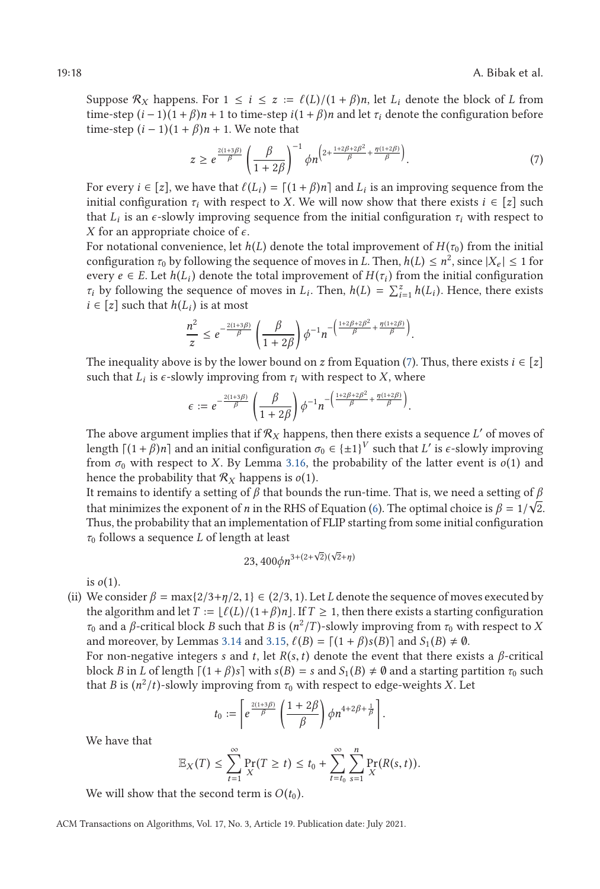Suppose $\mathcal{R}_X$ happens. For $1 \leq i \leq z := \ell(L)/(1+\beta)n$, let $L_i$ denote the block of $L$ from time-step $(i-1)(1+\beta)n+1$ to time-step $i(1+\beta)n$ and let $\tau_i$ denote the configuration before time-step $(i-1)(1+\beta)n+1$. We note that

$$z \geq e^{\frac{2(1+3\beta)}{\beta}} \left(\frac{\beta}{1+2\beta}\right)^{-1} \phi n^{\left(2+\frac{1+2\beta+2\beta^2}{\beta}+\frac{\eta(1+2\beta)}{\beta}\right)}. \tag{7}$$

For every $i \in [z]$, we have that $\ell(L_i) = \lceil (1+\beta)n \rceil$ and $L_i$ is an improving sequence from the initial configuration $\tau_i$ with respect to $X$. We will now show that there exists $i \in [z]$ such that $L_i$ is an $\epsilon$-slowly improving sequence from the initial configuration $\tau_i$ with respect to $X$ for an appropriate choice of $\epsilon$.

For notational convenience, let $h(L)$ denote the total improvement of $H(\tau_0)$ from the initial configuration $\tau_0$ by following the sequence of moves in $L$. Then, $h(L) \leq n^2$, since $|X_e| \leq 1$ for every $e \in E$. Let $h(L_i)$ denote the total improvement of $H(\tau_i)$ from the initial configuration $\tau_i$ by following the sequence of moves in $L_i$. Then, $h(L) = \sum_{i=1}^{z} h(L_i)$. Hence, there exists $i \in [z]$ such that $h(L_i)$ is at most

$$\frac{n^2}{z} \leq e^{-\frac{2(1+3\beta)}{\beta}} \left(\frac{\beta}{1+2\beta}\right) \phi^{-1} n^{-\left(\frac{1+2\beta+2\beta^2}{\beta}+\frac{\eta(1+2\beta)}{\beta}\right)}.$$

The inequality above is by the lower bound on $z$ from Equation (7). Thus, there exists $i \in [z]$ such that $L_i$ is $\epsilon$-slowly improving from $\tau_i$ with respect to $X$, where

$$\epsilon := e^{-\frac{2(1+3\beta)}{\beta}} \left(\frac{\beta}{1+2\beta}\right) \phi^{-1} n^{-\left(\frac{1+2\beta+2\beta^2}{\beta}+\frac{\eta(1+2\beta)}{\beta}\right)}.$$

The above argument implies that if $\mathcal{R}_X$ happens, then there exists a sequence $L'$ of moves of length $\lceil (1+\beta)n \rceil$ and an initial configuration $\sigma_0 \in \{\pm 1\}^V$ such that $L'$ is $\epsilon$-slowly improving from $\sigma_0$ with respect to $X$. By Lemma 3.16, the probability of the latter event is $o(1)$ and hence the probability that $\mathcal{R}_X$ happens is $o(1)$.

It remains to identify a setting of $\beta$ that bounds the run-time. That is, we need a setting of $\beta$ that minimizes the exponent of $n$ in the RHS of Equation (6). The optimal choice is $\beta = 1/\sqrt{2}$. Thus, the probability that an implementation of FLIP starting from some initial configuration $\tau_0$ follows a sequence $L$ of length at least

$$23,400\phi n^{3+(2+\sqrt{2})(\sqrt{2}+\eta)}$$

is $o(1)$.

(ii) We consider $\beta = \max\{2/3+\eta/2, 1\} \in (2/3, 1)$. Let $L$ denote the sequence of moves executed by the algorithm and let $T := \lfloor \ell(L)/(1+\beta)n \rfloor$. If $T \geq 1$, then there exists a starting configuration $\tau_0$ and a $\beta$-critical block $B$ such that $B$ is $(n^2/T)$-slowly improving from $\tau_0$ with respect to $X$ and moreover, by Lemmas 3.14 and 3.15, $\ell(B) = \lceil (1+\beta)s(B) \rceil$ and $S_1(B) \neq \emptyset$.

For non-negative integers $s$ and $t$, let $R(s,t)$ denote the event that there exists a $\beta$-critical block $B$ in $L$ of length $\lceil (1+\beta)s \rceil$ with $s(B) = s$ and $S_1(B) \neq \emptyset$ and a starting partition $\tau_0$ such that $B$ is $(n^2/t)$-slowly improving from $\tau_0$ with respect to edge-weights $X$. Let

$$t_0 := \left\lceil e^{\frac{2(1+3\beta)}{\beta}} \left(\frac{1+2\beta}{\beta}\right) \phi n^{4+2\beta+\frac{1}{\beta}} \right\rceil.$$

We have that

$$\mathbb{E}_X(T) \leq \sum_{t=1}^{\infty} \Pr_X(T \geq t) \leq t_0 + \sum_{t=t_0}^{\infty} \sum_{s=1}^{n} \Pr_X(R(s,t)).$$

We will show that the second term is $O(t_0)$.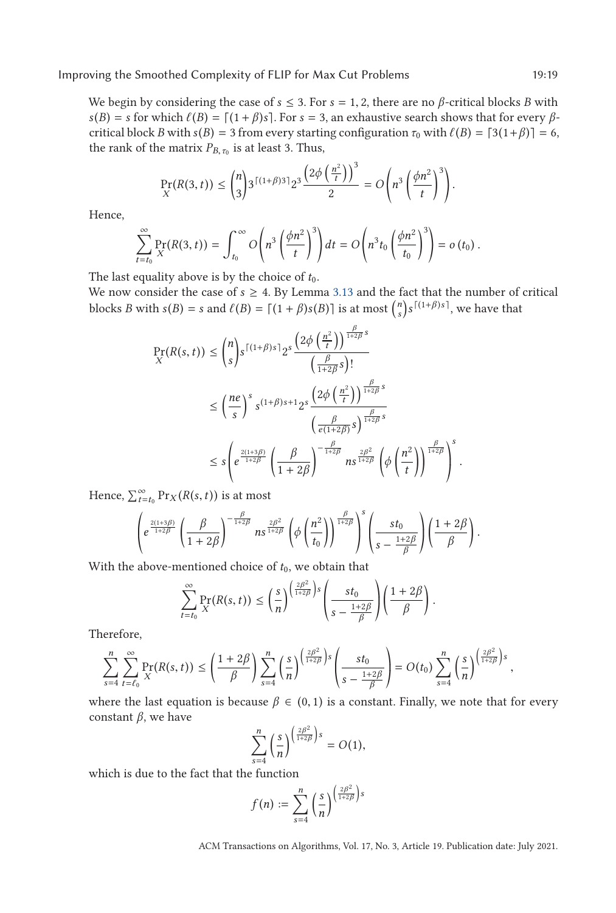We begin by considering the case of $s \leq 3$. For $s = 1, 2$, there are no $\beta$-critical blocks $B$ with $s(B) = s$ for which $\ell(B) = \lceil (1+\beta)s \rceil$. For $s = 3$, an exhaustive search shows that for every $\beta$-critical block $B$ with $s(B) = 3$ from every starting configuration $\tau_0$ with $\ell(B) = \lceil 3(1+\beta) \rceil = 6$, the rank of the matrix $P_{B,\tau_0}$ is at least 3. Thus,

$$\Pr_X(R(3,t)) \leq \binom{n}{3} 3^{\lceil (1+\beta)3 \rceil} 2^3 \frac{\left(2\phi\left(\frac{n^2}{t}\right)\right)^3}{2} = O\left(n^3 \left(\frac{\phi n^2}{t}\right)^3\right).$$

Hence,

$$\sum_{t=t_0}^{\infty} \Pr_X(R(3,t)) = \int_{t_0}^{\infty} O\left(n^3 \left(\frac{\phi n^2}{t}\right)^3\right) dt = O\left(n^3 t_0 \left(\frac{\phi n^2}{t_0}\right)^3\right) = o(t_0).$$

The last equality above is by the choice of $t_0$.

We now consider the case of $s \geq 4$. By Lemma 3.13 and the fact that the number of critical blocks $B$ with $s(B) = s$ and $\ell(B) = \lceil (1+\beta)s(B) \rceil$ is at most $\binom{n}{s} s^{\lceil (1+\beta)s \rceil}$, we have that

$$\begin{aligned}
\Pr_X(R(s,t)) &\leq \binom{n}{s} s^{\lceil (1+\beta)s \rceil} 2^s \frac{\left(2\phi\left(\frac{n^2}{t}\right)\right)^{\frac{\beta}{1+2\beta}s}}{\left(\frac{\beta}{1+2\beta}s\right)!} \\
&\leq \left(\frac{ne}{s}\right)^s s^{(1+\beta)s+1} 2^s \frac{\left(2\phi\left(\frac{n^2}{t}\right)\right)^{\frac{\beta}{1+2\beta}s}}{\left(\frac{\beta}{e(1+2\beta)}s\right)^{\frac{\beta}{1+2\beta}s}} \\
&\leq s\left(e^{\frac{2(1+3\beta)}{1+2\beta}} \left(\frac{\beta}{1+2\beta}\right)^{-\frac{\beta}{1+2\beta}} n s^{\frac{2\beta^2}{1+2\beta}} \left(\phi\left(\frac{n^2}{t}\right)\right)^{\frac{\beta}{1+2\beta}}\right)^s.
\end{aligned}$$

Hence, $\sum_{t=t_0}^{\infty} \Pr_X(R(s,t))$ is at most

$$\left(e^{\frac{2(1+3\beta)}{1+2\beta}} \left(\frac{\beta}{1+2\beta}\right)^{-\frac{\beta}{1+2\beta}} n s^{\frac{2\beta^2}{1+2\beta}} \left(\phi\left(\frac{n^2}{t_0}\right)\right)^{\frac{\beta}{1+2\beta}}\right)^s \left(\frac{st_0}{s - \frac{1+2\beta}{\beta}}\right)\left(\frac{1+2\beta}{\beta}\right).$$

With the above-mentioned choice of $t_0$, we obtain that

$$\sum_{t=t_0}^{\infty} \Pr_X(R(s,t)) \leq \left(\frac{s}{n}\right)^{\left(\frac{2\beta^2}{1+2\beta}\right)s} \left(\frac{st_0}{s - \frac{1+2\beta}{\beta}}\right)\left(\frac{1+2\beta}{\beta}\right).$$

Therefore,

$$\sum_{s=4}^{n} \sum_{t=\ell_0}^{\infty} \Pr_X(R(s,t)) \leq \left(\frac{1+2\beta}{\beta}\right) \sum_{s=4}^{n} \left(\frac{s}{n}\right)^{\left(\frac{2\beta^2}{1+2\beta}\right)s} \left(\frac{st_0}{s - \frac{1+2\beta}{\beta}}\right) = O(t_0) \sum_{s=4}^{n} \left(\frac{s}{n}\right)^{\left(\frac{2\beta^2}{1+2\beta}\right)s},$$

where the last equation is because $\beta \in (0,1)$ is a constant. Finally, we note that for every constant $\beta$, we have

$$\sum_{s=4}^{n} \left(\frac{s}{n}\right)^{\left(\frac{2\beta^2}{1+2\beta}\right)s} = O(1),$$

which is due to the fact that the function

$$f(n) := \sum_{s=4}^{n} \left(\frac{s}{n}\right)^{\left(\frac{2\beta^2}{1+2\beta}\right)s}$$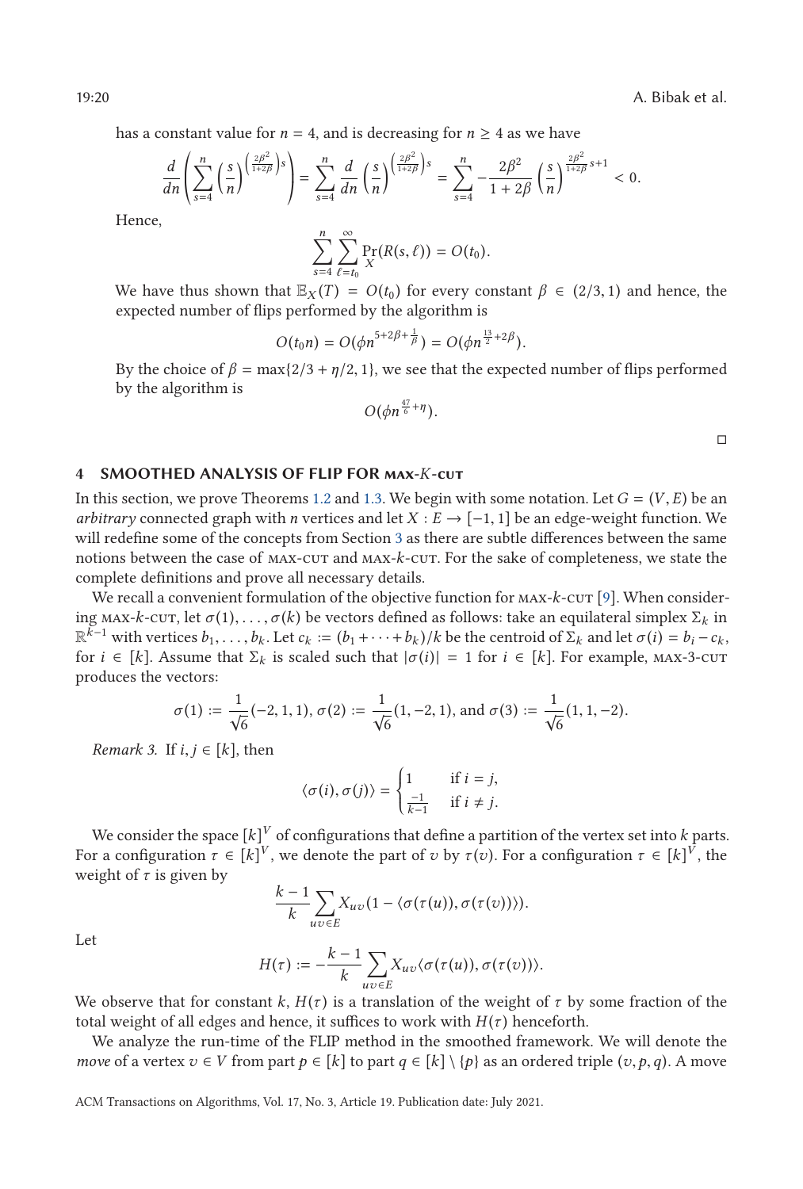has a constant value for $n = 4$, and is decreasing for $n \geq 4$ as we have

$$\frac{d}{dn}\left(\sum_{s=4}^{n}\left(\frac{s}{n}\right)^{\left(\frac{2\beta^2}{1+2\beta}\right)s}\right) = \sum_{s=4}^{n}\frac{d}{dn}\left(\frac{s}{n}\right)^{\left(\frac{2\beta^2}{1+2\beta}\right)s} = \sum_{s=4}^{n} -\frac{2\beta^2}{1+2\beta}\left(\frac{s}{n}\right)^{\frac{2\beta^2}{1+2\beta}s+1} < 0.$$

Hence,

$$\sum_{s=4}^{n}\sum_{\ell=t_0}^{\infty}\Pr_X(R(s,\ell)) = O(t_0).$$

We have thus shown that $\mathbb{E}_X(T) = O(t_0)$ for every constant $\beta \in (2/3, 1)$ and hence, the expected number of flips performed by the algorithm is

$$O(t_0 n) = O(\phi n^{5+2\beta+\frac{1}{\beta}}) = O(\phi n^{\frac{13}{2}+2\beta}).$$

By the choice of $\beta = \max\{2/3 + \eta/2, 1\}$, we see that the expected number of flips performed by the algorithm is

$$O(\phi n^{\frac{47}{6}+\eta}).$$

□

## 4 SMOOTHED ANALYSIS OF FLIP FOR MAX-*K*-CUT

In this section, we prove Theorems 1.2 and 1.3. We begin with some notation. Let $G = (V, E)$ be an *arbitrary* connected graph with $n$ vertices and let $X : E \to [-1, 1]$ be an edge-weight function. We will redefine some of the concepts from Section 3 as there are subtle differences between the same notions between the case of MAX-CUT and MAX-$k$-CUT. For the sake of completeness, we state the complete definitions and prove all necessary details.

We recall a convenient formulation of the objective function for MAX-$k$-CUT [9]. When considering MAX-$k$-CUT, let $\sigma(1), \ldots, \sigma(k)$ be vectors defined as follows: take an equilateral simplex $\Sigma_k$ in $\mathbb{R}^{k-1}$ with vertices $b_1, \ldots, b_k$. Let $c_k := (b_1 + \cdots + b_k)/k$ be the centroid of $\Sigma_k$ and let $\sigma(i) = b_i - c_k$, for $i \in [k]$. Assume that $\Sigma_k$ is scaled such that $|\sigma(i)| = 1$ for $i \in [k]$. For example, MAX-3-CUT produces the vectors:

$$\sigma(1) := \frac{1}{\sqrt{6}}(-2, 1, 1),\ \sigma(2) := \frac{1}{\sqrt{6}}(1, -2, 1), \text{ and } \sigma(3) := \frac{1}{\sqrt{6}}(1, 1, -2).$$

*Remark 3.* If $i, j \in [k]$, then

$$\langle \sigma(i), \sigma(j) \rangle = \begin{cases} 1 & \text{if } i = j, \\ \frac{-1}{k-1} & \text{if } i \neq j. \end{cases}$$

We consider the space $[k]^V$ of configurations that define a partition of the vertex set into $k$ parts. For a configuration $\tau \in [k]^V$, we denote the part of $v$ by $\tau(v)$. For a configuration $\tau \in [k]^V$, the weight of $\tau$ is given by

$$\frac{k-1}{k}\sum_{uv \in E} X_{uv}(1 - \langle \sigma(\tau(u)), \sigma(\tau(v)) \rangle).$$

Let

$$H(\tau) := -\frac{k-1}{k}\sum_{uv \in E} X_{uv}\langle \sigma(\tau(u)), \sigma(\tau(v)) \rangle.$$

We observe that for constant $k$, $H(\tau)$ is a translation of the weight of $\tau$ by some fraction of the total weight of all edges and hence, it suffices to work with $H(\tau)$ henceforth.

We analyze the run-time of the FLIP method in the smoothed framework. We will denote the *move* of a vertex $v \in V$ from part $p \in [k]$ to part $q \in [k] \setminus \{p\}$ as an ordered triple $(v, p, q)$. A move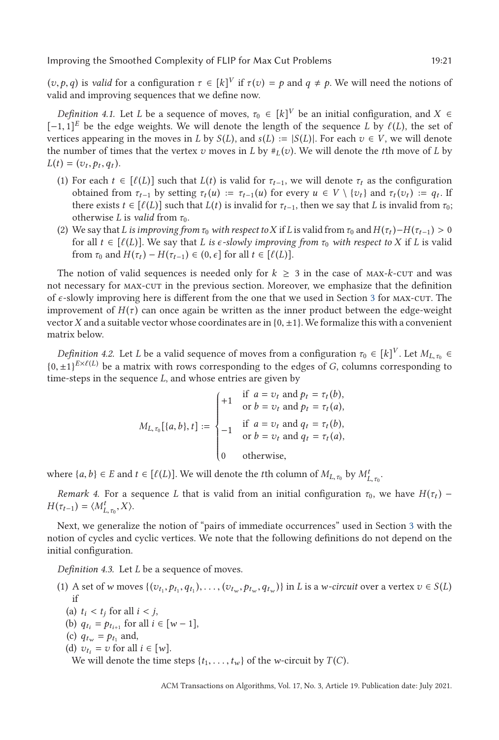$(v, p, q)$ is *valid* for a configuration $\tau \in [k]^V$ if $\tau(v) = p$ and $q \neq p$. We will need the notions of valid and improving sequences that we define now.

*Definition 4.1.* Let $L$ be a sequence of moves, $\tau_0 \in [k]^V$ be an initial configuration, and $X \in [-1, 1]^E$ be the edge weights. We will denote the length of the sequence $L$ by $\ell(L)$, the set of vertices appearing in the moves in $L$ by $S(L)$, and $s(L) := |S(L)|$. For each $v \in V$, we will denote the number of times that the vertex $v$ moves in $L$ by $\#_L(v)$. We will denote the $t$th move of $L$ by $L(t) = (v_t, p_t, q_t)$.

1. For each $t \in [\ell(L)]$ such that $L(t)$ is valid for $\tau_{t-1}$, we will denote $\tau_t$ as the configuration obtained from $\tau_{t-1}$ by setting $\tau_t(u) := \tau_{t-1}(u)$ for every $u \in V \setminus \{v_t\}$ and $\tau_t(v_t) := q_t$. If there exists $t \in [\ell(L)]$ such that $L(t)$ is invalid for $\tau_{t-1}$, then we say that $L$ is invalid from $\tau_0$; otherwise $L$ is *valid* from $\tau_0$.
2. We say that $L$ *is improving from $\tau_0$ with respect to $X$* if $L$ is valid from $\tau_0$ and $H(\tau_t) - H(\tau_{t-1}) > 0$ for all $t \in [\ell(L)]$. We say that $L$ *is $\epsilon$-slowly improving from $\tau_0$ with respect to $X$* if $L$ is valid from $\tau_0$ and $H(\tau_t) - H(\tau_{t-1}) \in (0, \epsilon]$ for all $t \in [\ell(L)]$.

The notion of valid sequences is needed only for $k \geq 3$ in the case of MAX-$k$-CUT and was not necessary for MAX-CUT in the previous section. Moreover, we emphasize that the definition of $\epsilon$-slowly improving here is different from the one that we used in Section 3 for MAX-CUT. The improvement of $H(\tau)$ can once again be written as the inner product between the edge-weight vector $X$ and a suitable vector whose coordinates are in $\{0, \pm 1\}$. We formalize this with a convenient matrix below.

*Definition 4.2.* Let $L$ be a valid sequence of moves from a configuration $\tau_0 \in [k]^V$. Let $M_{L,\tau_0} \in \{0, \pm 1\}^{E \times \ell(L)}$ be a matrix with rows corresponding to the edges of $G$, columns corresponding to time-steps in the sequence $L$, and whose entries are given by

$$M_{L,\tau_0}[\{a,b\}, t] := \begin{cases} +1 & \text{if } a = v_t \text{ and } p_t = \tau_t(b), \\ & \text{or } b = v_t \text{ and } p_t = \tau_t(a), \\ -1 & \text{if } a = v_t \text{ and } q_t = \tau_t(b), \\ & \text{or } b = v_t \text{ and } q_t = \tau_t(a), \\ 0 & \text{otherwise,} \end{cases}$$

where $\{a, b\} \in E$ and $t \in [\ell(L)]$. We will denote the $t$th column of $M_{L,\tau_0}$ by $M^t_{L,\tau_0}$.

*Remark 4.* For a sequence $L$ that is valid from an initial configuration $\tau_0$, we have $H(\tau_t) - H(\tau_{t-1}) = \langle M^t_{L,\tau_0}, X \rangle$.

Next, we generalize the notion of "pairs of immediate occurrences" used in Section 3 with the notion of cycles and cyclic vertices. We note that the following definitions do not depend on the initial configuration.

*Definition 4.3.* Let $L$ be a sequence of moves.

1. A set of $w$ moves $\{(v_{t_1}, p_{t_1}, q_{t_1}), \ldots, (v_{t_w}, p_{t_w}, q_{t_w})\}$ in $L$ is a *$w$-circuit* over a vertex $v \in S(L)$ if
   - (a) $t_i < t_j$ for all $i < j$,
   - (b) $q_{t_i} = p_{t_{i+1}}$ for all $i \in [w-1]$,
   - (c) $q_{t_w} = p_{t_1}$ and,
   - (d) $v_{t_i} = v$ for all $i \in [w]$.

   We will denote the time steps $\{t_1, \ldots, t_w\}$ of the $w$-circuit by $T(C)$.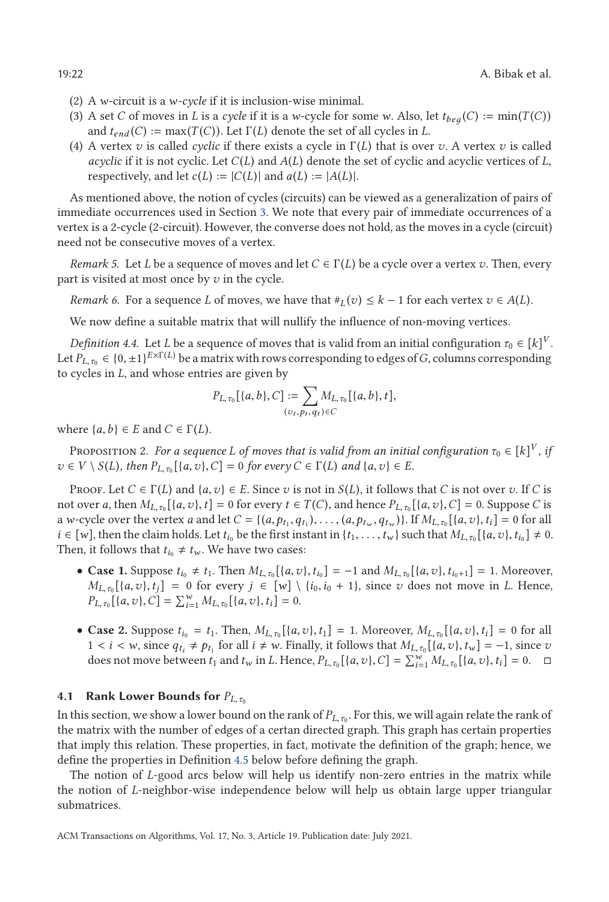(2) A $w$-circuit is a *$w$-cycle* if it is inclusion-wise minimal.
(3) A set $C$ of moves in $L$ is a *cycle* if it is a $w$-cycle for some $w$. Also, let $t_{beg}(C) := \min(T(C))$ and $t_{end}(C) := \max(T(C))$. Let $\Gamma(L)$ denote the set of all cycles in $L$.
(4) A vertex $v$ is called *cyclic* if there exists a cycle in $\Gamma(L)$ that is over $v$. A vertex $v$ is called *acyclic* if it is not cyclic. Let $C(L)$ and $A(L)$ denote the set of cyclic and acyclic vertices of $L$, respectively, and let $c(L) := |C(L)|$ and $a(L) := |A(L)|$.

As mentioned above, the notion of cycles (circuits) can be viewed as a generalization of pairs of immediate occurrences used in Section 3. We note that every pair of immediate occurrences of a vertex is a 2-cycle (2-circuit). However, the converse does not hold, as the moves in a cycle (circuit) need not be consecutive moves of a vertex.

*Remark 5.* Let $L$ be a sequence of moves and let $C \in \Gamma(L)$ be a cycle over a vertex $v$. Then, every part is visited at most once by $v$ in the cycle.

*Remark 6.* For a sequence $L$ of moves, we have that $\#_L(v) \leq k - 1$ for each vertex $v \in A(L)$.

We now define a suitable matrix that will nullify the influence of non-moving vertices.

*Definition 4.4.* Let $L$ be a sequence of moves that is valid from an initial configuration $\tau_0 \in [k]^V$. Let $P_{L,\tau_0} \in \{0, \pm 1\}^{E \times \Gamma(L)}$ be a matrix with rows corresponding to edges of $G$, columns corresponding to cycles in $L$, and whose entries are given by

$$P_{L,\tau_0}[\{a, b\}, C] := \sum_{(v_t, p_t, q_t) \in C} M_{L,\tau_0}[\{a, b\}, t],$$

where $\{a, b\} \in E$ and $C \in \Gamma(L)$.

Proposition 2. *For a sequence $L$ of moves that is valid from an initial configuration $\tau_0 \in [k]^V$, if $v \in V \setminus S(L)$, then $P_{L,\tau_0}[\{a, v\}, C] = 0$ for every $C \in \Gamma(L)$ and $\{a, v\} \in E$.*

Proof. Let $C \in \Gamma(L)$ and $\{a, v\} \in E$. Since $v$ is not in $S(L)$, it follows that $C$ is not over $v$. If $C$ is not over $a$, then $M_{L,\tau_0}[\{a, v\}, t] = 0$ for every $t \in T(C)$, and hence $P_{L,\tau_0}[\{a, v\}, C] = 0$. Suppose $C$ is a $w$-cycle over the vertex $a$ and let $C = \{(a, p_{t_1}, q_{t_1}), \ldots, (a, p_{t_w}, q_{t_w})\}$. If $M_{L,\tau_0}[\{a, v\}, t_i] = 0$ for all $i \in [w]$, then the claim holds. Let $t_{i_0}$ be the first instant in $\{t_1, \ldots, t_w\}$ such that $M_{L,\tau_0}[\{a, v\}, t_{i_0}] \neq 0$. Then, it follows that $t_{i_0} \neq t_w$. We have two cases:

- **Case 1.** Suppose $t_{i_0} \neq t_1$. Then $M_{L,\tau_0}[\{a, v\}, t_{i_0}] = -1$ and $M_{L,\tau_0}[\{a, v\}, t_{i_0+1}] = 1$. Moreover, $M_{L,\tau_0}[\{a, v\}, t_j] = 0$ for every $j \in [w] \setminus \{i_0, i_0 + 1\}$, since $v$ does not move in $L$. Hence, $P_{L,\tau_0}[\{a, v\}, C] = \sum_{i=1}^{w} M_{L,\tau_0}[\{a, v\}, t_i] = 0$.

- **Case 2.** Suppose $t_{i_0} = t_1$. Then, $M_{L,\tau_0}[\{a, v\}, t_1] = 1$. Moreover, $M_{L,\tau_0}[\{a, v\}, t_i] = 0$ for all $1 < i < w$, since $q_{t_i} \neq p_{t_1}$ for all $i \neq w$. Finally, it follows that $M_{L,\tau_0}[\{a, v\}, t_w] = -1$, since $v$ does not move between $t_1$ and $t_w$ in $L$. Hence, $P_{L,\tau_0}[\{a, v\}, C] = \sum_{i=1}^{w} M_{L,\tau_0}[\{a, v\}, t_i] = 0$. □

### 4.1 Rank Lower Bounds for $P_{L,\tau_0}$

In this section, we show a lower bound on the rank of $P_{L,\tau_0}$. For this, we will again relate the rank of the matrix with the number of edges of a certan directed graph. This graph has certain properties that imply this relation. These properties, in fact, motivate the definition of the graph; hence, we define the properties in Definition 4.5 below before defining the graph.

The notion of $L$-good arcs below will help us identify non-zero entries in the matrix while the notion of $L$-neighbor-wise independence below will help us obtain large upper triangular submatrices.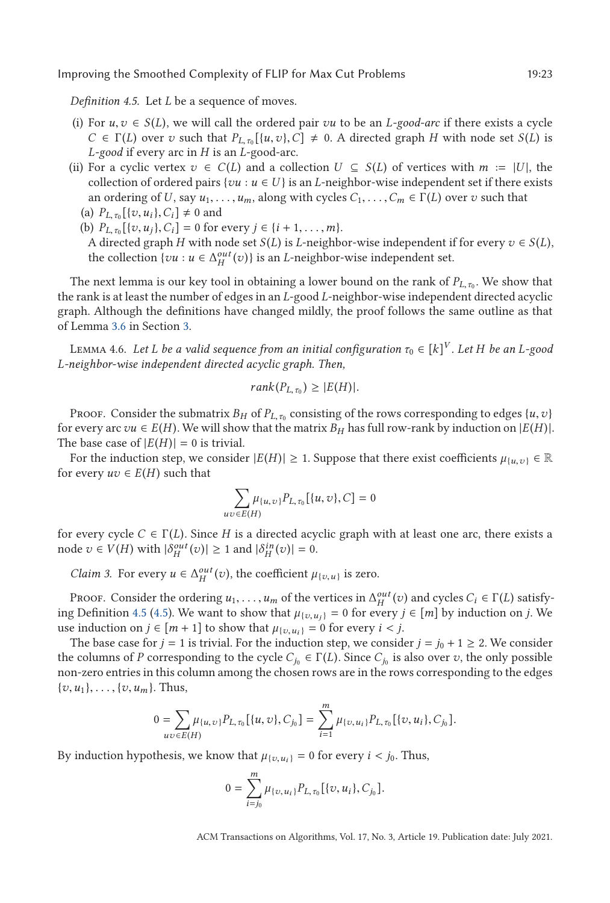*Definition 4.5.* Let $L$ be a sequence of moves.

(i) For $u, v \in S(L)$, we will call the ordered pair $vu$ to be an *L-good-arc* if there exists a cycle $C \in \Gamma(L)$ over $v$ such that $P_{L,\tau_0}[\{u,v\}, C] \neq 0$. A directed graph $H$ with node set $S(L)$ is *L-good* if every arc in $H$ is an $L$-good-arc.

(ii) For a cyclic vertex $v \in C(L)$ and a collection $U \subseteq S(L)$ of vertices with $m := |U|$, the collection of ordered pairs $\{vu : u \in U\}$ is an *L-neighbor-wise independent set* if there exists an ordering of $U$, say $u_1, \ldots, u_m$, along with cycles $C_1, \ldots, C_m \in \Gamma(L)$ over $v$ such that

  (a) $P_{L,\tau_0}[\{v, u_i\}, C_i] \neq 0$ and

  (b) $P_{L,\tau_0}[\{v, u_j\}, C_i] = 0$ for every $j \in \{i+1, \ldots, m\}$.

  A directed graph $H$ with node set $S(L)$ is *L-neighbor-wise independent* if for every $v \in S(L)$, the collection $\{vu : u \in \Delta_H^{out}(v)\}$ is an $L$-neighbor-wise independent set.

The next lemma is our key tool in obtaining a lower bound on the rank of $P_{L,\tau_0}$. We show that the rank is at least the number of edges in an $L$-good $L$-neighbor-wise independent directed acyclic graph. Although the definitions have changed mildly, the proof follows the same outline as that of Lemma 3.6 in Section 3.

Lemma 4.6. *Let $L$ be a valid sequence from an initial configuration $\tau_0 \in [k]^V$. Let $H$ be an $L$-good $L$-neighbor-wise independent directed acyclic graph. Then,*

$$rank(P_{L,\tau_0}) \geq |E(H)|.$$

Proof. Consider the submatrix $B_H$ of $P_{L,\tau_0}$ consisting of the rows corresponding to edges $\{u, v\}$ for every arc $vu \in E(H)$. We will show that the matrix $B_H$ has full row-rank by induction on $|E(H)|$. The base case of $|E(H)| = 0$ is trivial.

For the induction step, we consider $|E(H)| \geq 1$. Suppose that there exist coefficients $\mu_{\{u,v\}} \in \mathbb{R}$ for every $uv \in E(H)$ such that

$$\sum_{uv \in E(H)} \mu_{\{u,v\}} P_{L,\tau_0}[\{u,v\}, C] = 0$$

for every cycle $C \in \Gamma(L)$. Since $H$ is a directed acyclic graph with at least one arc, there exists a node $v \in V(H)$ with $|\delta_H^{out}(v)| \geq 1$ and $|\delta_H^{in}(v)| = 0$.

*Claim 3.* For every $u \in \Delta_H^{out}(v)$, the coefficient $\mu_{\{v,u\}}$ is zero.

Proof. Consider the ordering $u_1, \ldots, u_m$ of the vertices in $\Delta_H^{out}(v)$ and cycles $C_i \in \Gamma(L)$ satisfying Definition 4.5 (4.5). We want to show that $\mu_{\{v,u_j\}} = 0$ for every $j \in [m]$ by induction on $j$. We use induction on $j \in [m+1]$ to show that $\mu_{\{v,u_i\}} = 0$ for every $i < j$.

The base case for $j = 1$ is trivial. For the induction step, we consider $j = j_0 + 1 \geq 2$. We consider the columns of $P$ corresponding to the cycle $C_{j_0} \in \Gamma(L)$. Since $C_{j_0}$ is also over $v$, the only possible non-zero entries in this column among the chosen rows are in the rows corresponding to the edges $\{v, u_1\}, \ldots, \{v, u_m\}$. Thus,

$$0 = \sum_{uv \in E(H)} \mu_{\{u,v\}} P_{L,\tau_0}[\{u,v\}, C_{j_0}] = \sum_{i=1}^{m} \mu_{\{v,u_i\}} P_{L,\tau_0}[\{v,u_i\}, C_{j_0}].$$

By induction hypothesis, we know that $\mu_{\{v,u_i\}} = 0$ for every $i < j_0$. Thus,

$$0 = \sum_{i=j_0}^{m} \mu_{\{v,u_i\}} P_{L,\tau_0}[\{v,u_i\}, C_{j_0}].$$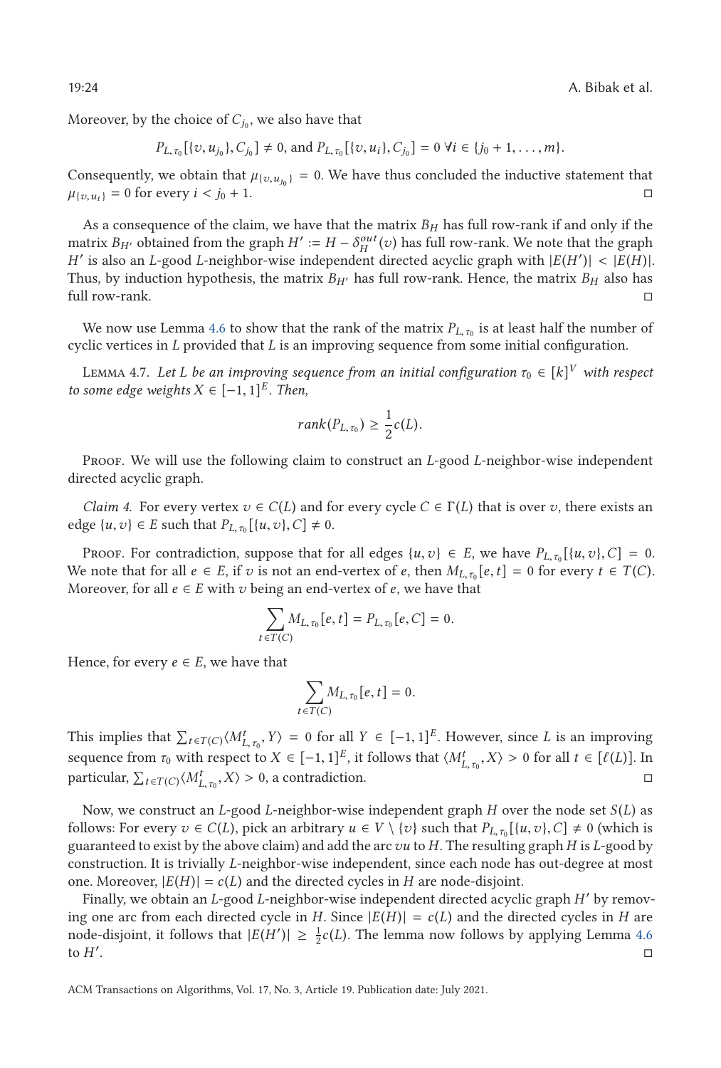Moreover, by the choice of $C_{j_0}$, we also have that

$$P_{L,\tau_0}[\{v,u_{j_0}\},C_{j_0}] \neq 0, \text{ and } P_{L,\tau_0}[\{v,u_i\},C_{j_0}] = 0 \ \forall i \in \{j_0+1,\ldots,m\}.$$

Consequently, we obtain that $\mu_{\{v,u_{j_0}\}} = 0$. We have thus concluded the inductive statement that $\mu_{\{v,u_i\}} = 0$ for every $i < j_0 + 1$. ◻

As a consequence of the claim, we have that the matrix $B_H$ has full row-rank if and only if the matrix $B_{H'}$ obtained from the graph $H' := H - \delta_H^{out}(v)$ has full row-rank. We note that the graph $H'$ is also an $L$-good $L$-neighbor-wise independent directed acyclic graph with $|E(H')| < |E(H)|$. Thus, by induction hypothesis, the matrix $B_{H'}$ has full row-rank. Hence, the matrix $B_H$ also has full row-rank. ◻

We now use Lemma 4.6 to show that the rank of the matrix $P_{L,\tau_0}$ is at least half the number of cyclic vertices in $L$ provided that $L$ is an improving sequence from some initial configuration.

Lemma 4.7. *Let $L$ be an improving sequence from an initial configuration $\tau_0 \in [k]^V$ with respect to some edge weights $X \in [-1,1]^E$. Then,*

$$rank(P_{L,\tau_0}) \geq \frac{1}{2}c(L).$$

Proof. We will use the following claim to construct an $L$-good $L$-neighbor-wise independent directed acyclic graph.

*Claim 4.* For every vertex $v \in C(L)$ and for every cycle $C \in \Gamma(L)$ that is over $v$, there exists an edge $\{u,v\} \in E$ such that $P_{L,\tau_0}[\{u,v\},C] \neq 0$.

Proof. For contradiction, suppose that for all edges $\{u,v\} \in E$, we have $P_{L,\tau_0}[\{u,v\},C] = 0$. We note that for all $e \in E$, if $v$ is not an end-vertex of $e$, then $M_{L,\tau_0}[e,t] = 0$ for every $t \in T(C)$. Moreover, for all $e \in E$ with $v$ being an end-vertex of $e$, we have that

$$\sum_{t \in T(C)} M_{L,\tau_0}[e,t] = P_{L,\tau_0}[e,C] = 0.$$

Hence, for every $e \in E$, we have that

$$\sum_{t \in T(C)} M_{L,\tau_0}[e,t] = 0.$$

This implies that $\sum_{t \in T(C)} \langle M_{L,\tau_0}^t, Y\rangle = 0$ for all $Y \in [-1,1]^E$. However, since $L$ is an improving sequence from $\tau_0$ with respect to $X \in [-1,1]^E$, it follows that $\langle M_{L,\tau_0}^t, X\rangle > 0$ for all $t \in [\ell(L)]$. In particular, $\sum_{t \in T(C)} \langle M_{L,\tau_0}^t, X\rangle > 0$, a contradiction. ◻

Now, we construct an $L$-good $L$-neighbor-wise independent graph $H$ over the node set $S(L)$ as follows: For every $v \in C(L)$, pick an arbitrary $u \in V \setminus \{v\}$ such that $P_{L,\tau_0}[\{u,v\},C] \neq 0$ (which is guaranteed to exist by the above claim) and add the arc $vu$ to $H$. The resulting graph $H$ is $L$-good by construction. It is trivially $L$-neighbor-wise independent, since each node has out-degree at most one. Moreover, $|E(H)| = c(L)$ and the directed cycles in $H$ are node-disjoint.

Finally, we obtain an $L$-good $L$-neighbor-wise independent directed acyclic graph $H'$ by removing one arc from each directed cycle in $H$. Since $|E(H)| = c(L)$ and the directed cycles in $H$ are node-disjoint, it follows that $|E(H')| \geq \frac{1}{2}c(L)$. The lemma now follows by applying Lemma 4.6 to $H'$. ◻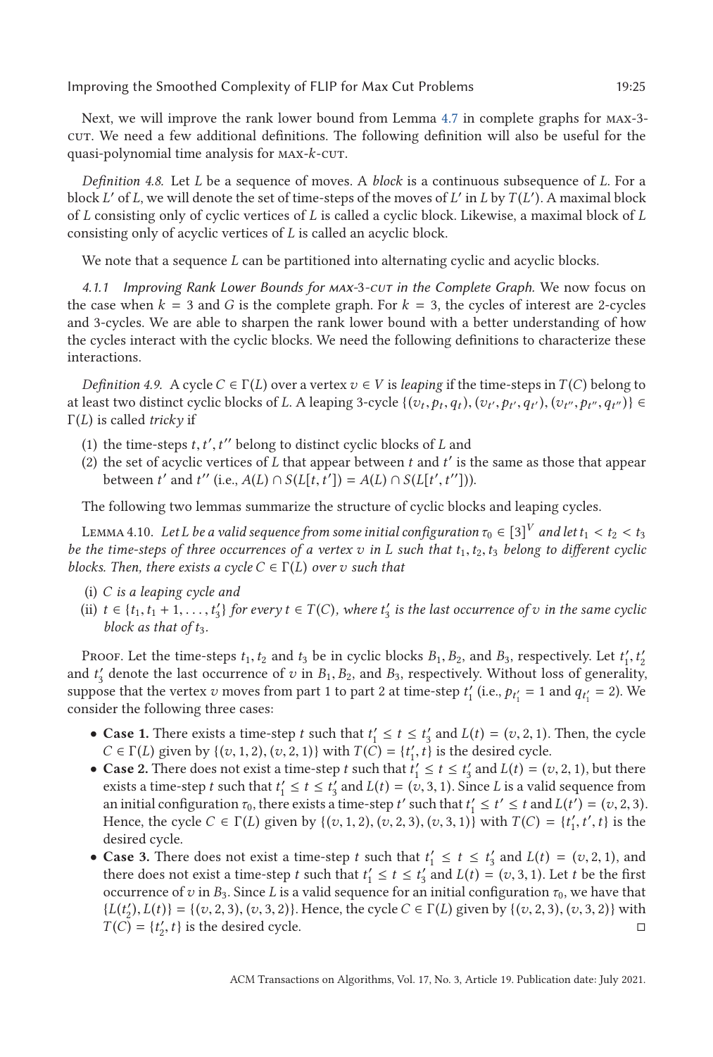Next, we will improve the rank lower bound from Lemma 4.7 in complete graphs for MAX-3-CUT. We need a few additional definitions. The following definition will also be useful for the quasi-polynomial time analysis for MAX-$k$-CUT.

*Definition 4.8.* Let $L$ be a sequence of moves. A *block* is a continuous subsequence of $L$. For a block $L'$ of $L$, we will denote the set of time-steps of the moves of $L'$ in $L$ by $T(L')$. A maximal block of $L$ consisting only of cyclic vertices of $L$ is called a cyclic block. Likewise, a maximal block of $L$ consisting only of acyclic vertices of $L$ is called an acyclic block.

We note that a sequence $L$ can be partitioned into alternating cyclic and acyclic blocks.

#### 4.1.1 Improving Rank Lower Bounds for MAX-3-CUT in the Complete Graph.

We now focus on the case when $k = 3$ and $G$ is the complete graph. For $k = 3$, the cycles of interest are 2-cycles and 3-cycles. We are able to sharpen the rank lower bound with a better understanding of how the cycles interact with the cyclic blocks. We need the following definitions to characterize these interactions.

*Definition 4.9.* A cycle $C \in \Gamma(L)$ over a vertex $v \in V$ is *leaping* if the time-steps in $T(C)$ belong to at least two distinct cyclic blocks of $L$. A leaping 3-cycle $\{(v_t, p_t, q_t), (v_{t'}, p_{t'}, q_{t'}), (v_{t''}, p_{t''}, q_{t''})\} \in \Gamma(L)$ is called *tricky* if

(1) the time-steps $t, t', t''$ belong to distinct cyclic blocks of $L$ and
(2) the set of acyclic vertices of $L$ that appear between $t$ and $t'$ is the same as those that appear between $t'$ and $t''$ (i.e., $A(L) \cap S(L[t, t']) = A(L) \cap S(L[t', t''])$).

The following two lemmas summarize the structure of cyclic blocks and leaping cycles.

LEMMA 4.10. *Let $L$ be a valid sequence from some initial configuration $\tau_0 \in [3]^V$ and let $t_1 < t_2 < t_3$ be the time-steps of three occurrences of a vertex $v$ in $L$ such that $t_1, t_2, t_3$ belong to different cyclic blocks. Then, there exists a cycle $C \in \Gamma(L)$ over $v$ such that*

(i) *$C$ is a leaping cycle and*
(ii) *$t \in \{t_1, t_1 + 1, \dots, t'_3\}$ for every $t \in T(C)$, where $t'_3$ is the last occurrence of $v$ in the same cyclic block as that of $t_3$.*

PROOF. Let the time-steps $t_1, t_2$ and $t_3$ be in cyclic blocks $B_1, B_2$, and $B_3$, respectively. Let $t'_1, t'_2$ and $t'_3$ denote the last occurrence of $v$ in $B_1, B_2$, and $B_3$, respectively. Without loss of generality, suppose that the vertex $v$ moves from part 1 to part 2 at time-step $t'_1$ (i.e., $p_{t'_1} = 1$ and $q_{t'_1} = 2$). We consider the following three cases:

- **Case 1.** There exists a time-step $t$ such that $t'_1 \leq t \leq t'_3$ and $L(t) = (v, 2, 1)$. Then, the cycle $C \in \Gamma(L)$ given by $\{(v, 1, 2), (v, 2, 1)\}$ with $T(C) = \{t'_1, t\}$ is the desired cycle.
- **Case 2.** There does not exist a time-step $t$ such that $t'_1 \leq t \leq t'_3$ and $L(t) = (v, 2, 1)$, but there exists a time-step $t$ such that $t'_1 \leq t \leq t'_3$ and $L(t) = (v, 3, 1)$. Since $L$ is a valid sequence from an initial configuration $\tau_0$, there exists a time-step $t'$ such that $t'_1 \leq t' \leq t$ and $L(t') = (v, 2, 3)$. Hence, the cycle $C \in \Gamma(L)$ given by $\{(v, 1, 2), (v, 2, 3), (v, 3, 1)\}$ with $T(C) = \{t'_1, t', t\}$ is the desired cycle.
- **Case 3.** There does not exist a time-step $t$ such that $t'_1 \leq t \leq t'_3$ and $L(t) = (v, 2, 1)$, and there does not exist a time-step $t$ such that $t'_1 \leq t \leq t'_3$ and $L(t) = (v, 3, 1)$. Let $t$ be the first occurrence of $v$ in $B_3$. Since $L$ is a valid sequence for an initial configuration $\tau_0$, we have that $\{L(t'_2), L(t)\} = \{(v, 2, 3), (v, 3, 2)\}$. Hence, the cycle $C \in \Gamma(L)$ given by $\{(v, 2, 3), (v, 3, 2)\}$ with $T(C) = \{t'_2, t\}$ is the desired cycle. □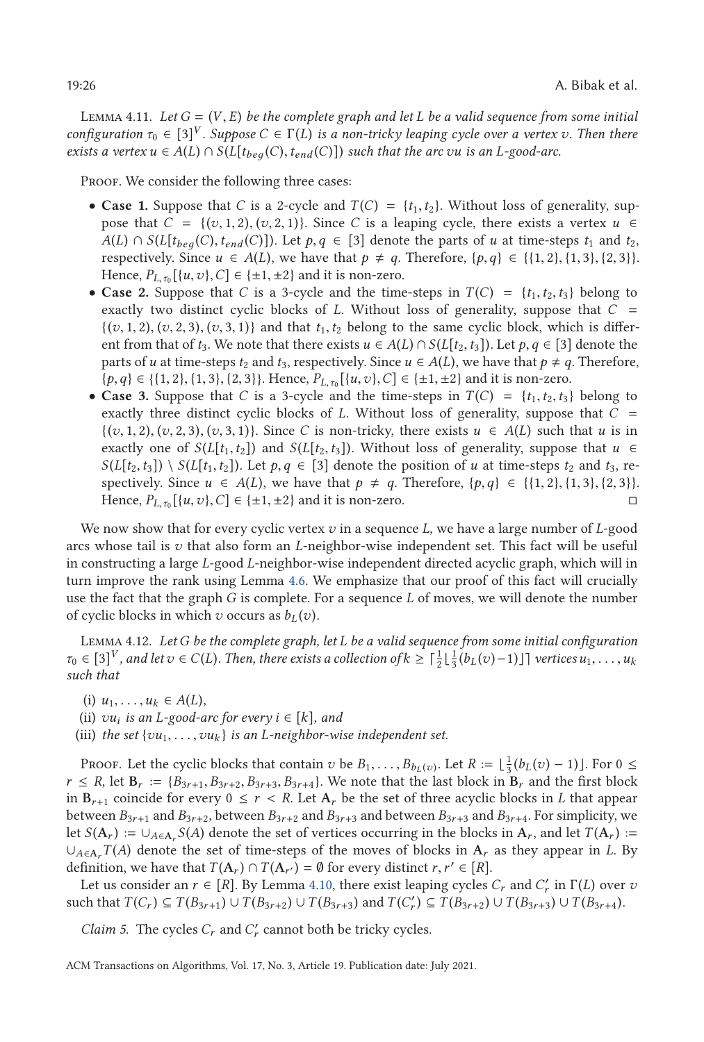Lemma 4.11. *Let $G = (V, E)$ be the complete graph and let $L$ be a valid sequence from some initial configuration $\tau_0 \in [3]^V$. Suppose $C \in \Gamma(L)$ is a non-tricky leaping cycle over a vertex $v$. Then there exists a vertex $u \in A(L) \cap S(L[t_{beg}(C), t_{end}(C)])$ such that the arc $vu$ is an $L$-good-arc.*

Proof. We consider the following three cases:

- **Case 1.** Suppose that $C$ is a 2-cycle and $T(C) = \{t_1, t_2\}$. Without loss of generality, suppose that $C = \{(v, 1, 2), (v, 2, 1)\}$. Since $C$ is a leaping cycle, there exists a vertex $u \in A(L) \cap S(L[t_{beg}(C), t_{end}(C)])$. Let $p, q \in [3]$ denote the parts of $u$ at time-steps $t_1$ and $t_2$, respectively. Since $u \in A(L)$, we have that $p \neq q$. Therefore, $\{p, q\} \in \{\{1, 2\}, \{1, 3\}, \{2, 3\}\}$. Hence, $P_{L,\tau_0}[\{u, v\}, C] \in \{\pm 1, \pm 2\}$ and it is non-zero.
- **Case 2.** Suppose that $C$ is a 3-cycle and the time-steps in $T(C) = \{t_1, t_2, t_3\}$ belong to exactly two distinct cyclic blocks of $L$. Without loss of generality, suppose that $C = \{(v, 1, 2), (v, 2, 3), (v, 3, 1)\}$ and that $t_1, t_2$ belong to the same cyclic block, which is different from that of $t_3$. We note that there exists $u \in A(L) \cap S(L[t_2, t_3])$. Let $p, q \in [3]$ denote the parts of $u$ at time-steps $t_2$ and $t_3$, respectively. Since $u \in A(L)$, we have that $p \neq q$. Therefore, $\{p, q\} \in \{\{1, 2\}, \{1, 3\}, \{2, 3\}\}$. Hence, $P_{L,\tau_0}[\{u, v\}, C] \in \{\pm 1, \pm 2\}$ and it is non-zero.
- **Case 3.** Suppose that $C$ is a 3-cycle and the time-steps in $T(C) = \{t_1, t_2, t_3\}$ belong to exactly three distinct cyclic blocks of $L$. Without loss of generality, suppose that $C = \{(v, 1, 2), (v, 2, 3), (v, 3, 1)\}$. Since $C$ is non-tricky, there exists $u \in A(L)$ such that $u$ is in exactly one of $S(L[t_1, t_2])$ and $S(L[t_2, t_3])$. Without loss of generality, suppose that $u \in S(L[t_2, t_3]) \setminus S(L[t_1, t_2])$. Let $p, q \in [3]$ denote the position of $u$ at time-steps $t_2$ and $t_3$, respectively. Since $u \in A(L)$, we have that $p \neq q$. Therefore, $\{p, q\} \in \{\{1, 2\}, \{1, 3\}, \{2, 3\}\}$. Hence, $P_{L,\tau_0}[\{u, v\}, C] \in \{\pm 1, \pm 2\}$ and it is non-zero. ◻

We now show that for every cyclic vertex $v$ in a sequence $L$, we have a large number of $L$-good arcs whose tail is $v$ that also form an $L$-neighbor-wise independent set. This fact will be useful in constructing a large $L$-good $L$-neighbor-wise independent directed acyclic graph, which will in turn improve the rank using Lemma 4.6. We emphasize that our proof of this fact will crucially use the fact that the graph $G$ is complete. For a sequence $L$ of moves, we will denote the number of cyclic blocks in which $v$ occurs as $b_L(v)$.

Lemma 4.12. *Let $G$ be the complete graph, let $L$ be a valid sequence from some initial configuration $\tau_0 \in [3]^V$, and let $v \in C(L)$. Then, there exists a collection of $k \geq \lceil \frac{1}{2} \lfloor \frac{1}{3}(b_L(v) - 1) \rfloor \rceil$ vertices $u_1, \ldots, u_k$ such that*

(i) *$u_1, \ldots, u_k \in A(L)$,*
(ii) *$vu_i$ is an $L$-good-arc for every $i \in [k]$, and*
(iii) *the set $\{vu_1, \ldots, vu_k\}$ is an $L$-neighbor-wise independent set.*

Proof. Let the cyclic blocks that contain $v$ be $B_1, \ldots, B_{b_L(v)}$. Let $R := \lfloor \frac{1}{3}(b_L(v) - 1) \rfloor$. For $0 \leq r \leq R$, let $\mathbf{B}_r := \{B_{3r+1}, B_{3r+2}, B_{3r+3}, B_{3r+4}\}$. We note that the last block in $\mathbf{B}_r$ and the first block in $\mathbf{B}_{r+1}$ coincide for every $0 \leq r < R$. Let $\mathbf{A}_r$ be the set of three acyclic blocks in $L$ that appear between $B_{3r+1}$ and $B_{3r+2}$, between $B_{3r+2}$ and $B_{3r+3}$ and between $B_{3r+3}$ and $B_{3r+4}$. For simplicity, we let $S(\mathbf{A}_r) := \cup_{A \in \mathbf{A}_r} S(A)$ denote the set of vertices occurring in the blocks in $\mathbf{A}_r$, and let $T(\mathbf{A}_r) := \cup_{A \in \mathbf{A}_r} T(A)$ denote the set of time-steps of the moves of blocks in $\mathbf{A}_r$ as they appear in $L$. By definition, we have that $T(\mathbf{A}_r) \cap T(\mathbf{A}_{r'}) = \emptyset$ for every distinct $r, r' \in [R]$.

Let us consider an $r \in [R]$. By Lemma 4.10, there exist leaping cycles $C_r$ and $C'_r$ in $\Gamma(L)$ over $v$ such that $T(C_r) \subseteq T(B_{3r+1}) \cup T(B_{3r+2}) \cup T(B_{3r+3})$ and $T(C'_r) \subseteq T(B_{3r+2}) \cup T(B_{3r+3}) \cup T(B_{3r+4})$.

*Claim 5.* The cycles $C_r$ and $C'_r$ cannot both be tricky cycles.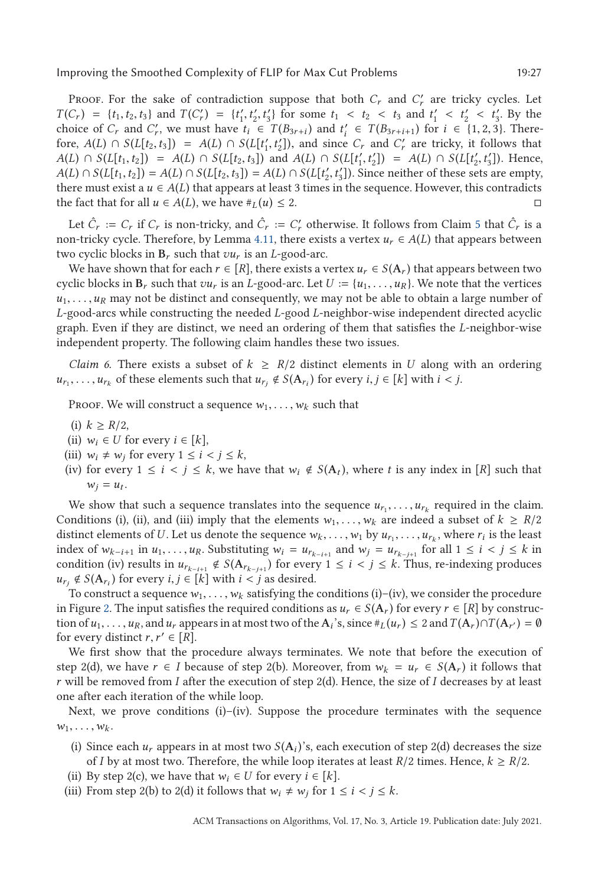Proof. For the sake of contradiction suppose that both $C_r$ and $C'_r$ are tricky cycles. Let $T(C_r) = \{t_1, t_2, t_3\}$ and $T(C'_r) = \{t'_1, t'_2, t'_3\}$ for some $t_1 < t_2 < t_3$ and $t'_1 < t'_2 < t'_3$. By the choice of $C_r$ and $C'_r$, we must have $t_i \in T(B_{3r+i})$ and $t'_i \in T(B_{3r+i+1})$ for $i \in \{1, 2, 3\}$. Therefore, $A(L) \cap S(L[t_2, t_3]) = A(L) \cap S(L[t'_1, t'_2])$, and since $C_r$ and $C'_r$ are tricky, it follows that $A(L) \cap S(L[t_1, t_2]) = A(L) \cap S(L[t_2, t_3])$ and $A(L) \cap S(L[t'_1, t'_2]) = A(L) \cap S(L[t'_2, t'_3])$. Hence, $A(L) \cap S(L[t_1, t_2]) = A(L) \cap S(L[t_2, t_3]) = A(L) \cap S(L[t'_2, t'_3])$. Since neither of these sets are empty, there must exist a $u \in A(L)$ that appears at least 3 times in the sequence. However, this contradicts the fact that for all $u \in A(L)$, we have $\#_L(u) \leq 2$. □

Let $\hat{C}_r := C_r$ if $C_r$ is non-tricky, and $\hat{C}_r := C'_r$ otherwise. It follows from Claim 5 that $\hat{C}_r$ is a non-tricky cycle. Therefore, by Lemma 4.11, there exists a vertex $u_r \in A(L)$ that appears between two cyclic blocks in $\mathbf{B}_r$ such that $vu_r$ is an $L$-good-arc.

We have shown that for each $r \in [R]$, there exists a vertex $u_r \in S(\mathbf{A}_r)$ that appears between two cyclic blocks in $\mathbf{B}_r$ such that $vu_r$ is an $L$-good-arc. Let $U := \{u_1, \ldots, u_R\}$. We note that the vertices $u_1, \ldots, u_R$ may not be distinct and consequently, we may not be able to obtain a large number of $L$-good-arcs while constructing the needed $L$-good $L$-neighbor-wise independent directed acyclic graph. Even if they are distinct, we need an ordering of them that satisfies the $L$-neighbor-wise independent property. The following claim handles these two issues.

*Claim 6.* There exists a subset of $k \geq R/2$ distinct elements in $U$ along with an ordering $u_{r_1}, \ldots, u_{r_k}$ of these elements such that $u_{r_j} \notin S(\mathbf{A}_{r_i})$ for every $i, j \in [k]$ with $i < j$.

Proof. We will construct a sequence $w_1, \ldots, w_k$ such that

(i) $k \geq R/2$,
(ii) $w_i \in U$ for every $i \in [k]$,
(iii) $w_i \neq w_j$ for every $1 \leq i < j \leq k$,
(iv) for every $1 \leq i < j \leq k$, we have that $w_i \notin S(\mathbf{A}_t)$, where $t$ is any index in $[R]$ such that $w_j = u_t$.

We show that such a sequence translates into the sequence $u_{r_1}, \ldots, u_{r_k}$ required in the claim. Conditions (i), (ii), and (iii) imply that the elements $w_1, \ldots, w_k$ are indeed a subset of $k \geq R/2$ distinct elements of $U$. Let us denote the sequence $w_k, \ldots, w_1$ by $u_{r_1}, \ldots, u_{r_k}$, where $r_i$ is the least index of $w_{k-i+1}$ in $u_1, \ldots, u_R$. Substituting $w_i = u_{r_{k-i+1}}$ and $w_j = u_{r_{k-j+1}}$ for all $1 \leq i < j \leq k$ in condition (iv) results in $u_{r_{k-i+1}} \notin S(\mathbf{A}_{r_{k-j+1}})$ for every $1 \leq i < j \leq k$. Thus, re-indexing produces $u_{r_j} \notin S(\mathbf{A}_{r_i})$ for every $i, j \in [k]$ with $i < j$ as desired.

To construct a sequence $w_1, \ldots, w_k$ satisfying the conditions (i)–(iv), we consider the procedure in Figure 2. The input satisfies the required conditions as $u_r \in S(\mathbf{A}_r)$ for every $r \in [R]$ by construction of $u_1, \ldots, u_R$, and $u_r$ appears in at most two of the $\mathbf{A}_i$'s, since $\#_L(u_r) \leq 2$ and $T(\mathbf{A}_r) \cap T(\mathbf{A}_{r'}) = \emptyset$ for every distinct $r, r' \in [R]$.

We first show that the procedure always terminates. We note that before the execution of step 2(d), we have $r \in I$ because of step 2(b). Moreover, from $w_k = u_r \in S(\mathbf{A}_r)$ it follows that $r$ will be removed from $I$ after the execution of step 2(d). Hence, the size of $I$ decreases by at least one after each iteration of the while loop.

Next, we prove conditions (i)–(iv). Suppose the procedure terminates with the sequence $w_1, \ldots, w_k$.

(i) Since each $u_r$ appears in at most two $S(\mathbf{A}_i)$'s, each execution of step 2(d) decreases the size of $I$ by at most two. Therefore, the while loop iterates at least $R/2$ times. Hence, $k \geq R/2$.
(ii) By step 2(c), we have that $w_i \in U$ for every $i \in [k]$.
(iii) From step 2(b) to 2(d) it follows that $w_i \neq w_j$ for $1 \leq i < j \leq k$.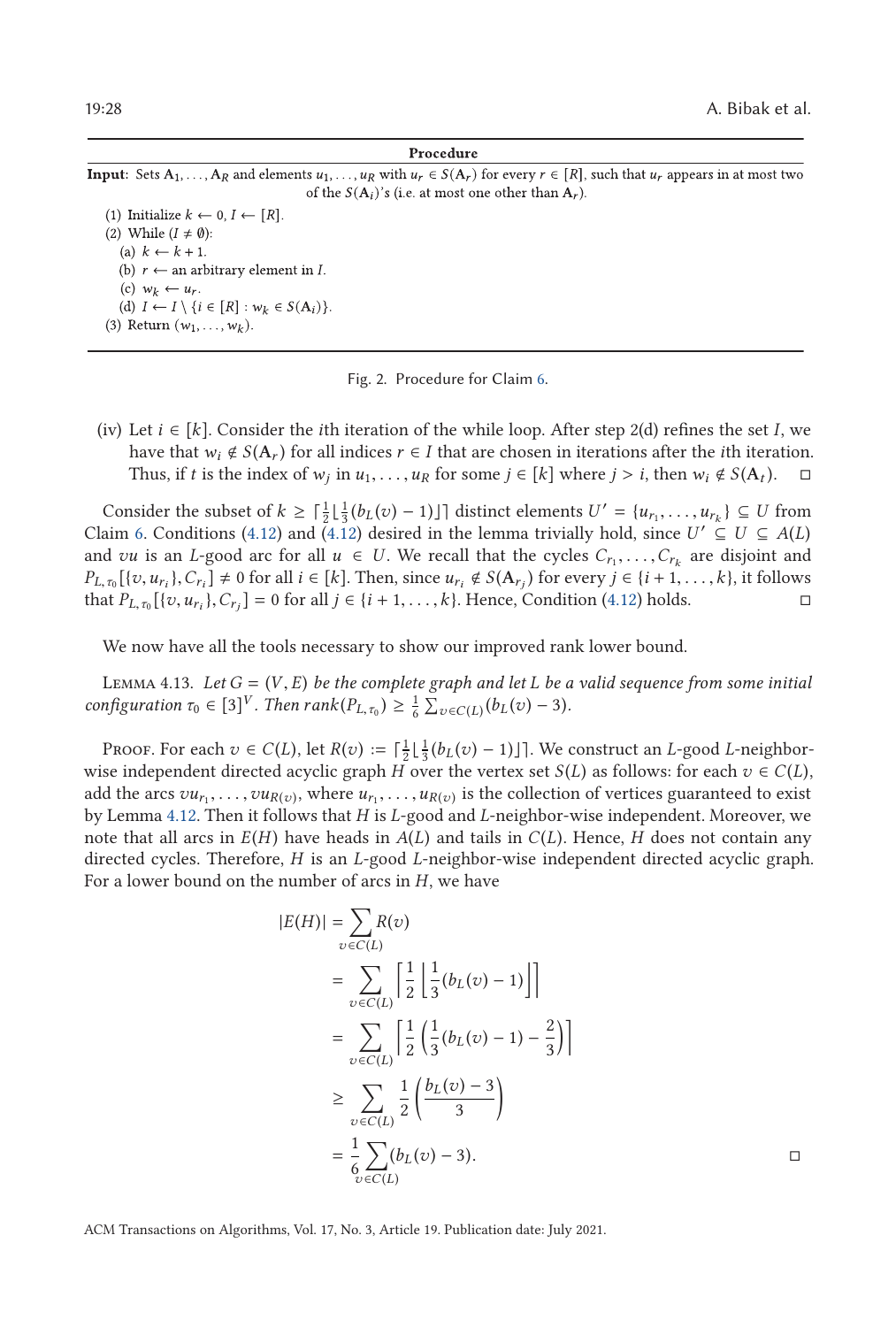---

**Procedure**

**Input**: Sets $\mathbf{A}_1, \ldots, \mathbf{A}_R$ and elements $u_1, \ldots, u_R$ with $u_r \in S(\mathbf{A}_r)$ for every $r \in [R]$, such that $u_r$ appears in at most two of the $S(\mathbf{A}_i)$'s (i.e. at most one other than $\mathbf{A}_r$).

(1) Initialize $k \leftarrow 0$, $I \leftarrow [R]$.
(2) While ($I \neq \emptyset$):
  (a) $k \leftarrow k + 1$.
  (b) $r \leftarrow$ an arbitrary element in $I$.
  (c) $w_k \leftarrow u_r$.
  (d) $I \leftarrow I \setminus \{i \in [R] : w_k \in S(\mathbf{A}_i)\}$.
(3) Return $(w_1, \ldots, w_k)$.

---

Fig. 2. Procedure for Claim 6.

(iv) Let $i \in [k]$. Consider the $i$th iteration of the while loop. After step 2(d) refines the set $I$, we have that $w_i \notin S(\mathbf{A}_r)$ for all indices $r \in I$ that are chosen in iterations after the $i$th iteration. Thus, if $t$ is the index of $w_j$ in $u_1, \ldots, u_R$ for some $j \in [k]$ where $j > i$, then $w_i \notin S(\mathbf{A}_t)$. □

Consider the subset of $k \geq \lceil \frac{1}{2} \lfloor \frac{1}{3}(b_L(v) - 1) \rfloor \rceil$ distinct elements $U' = \{u_{r_1}, \ldots, u_{r_k}\} \subseteq U$ from Claim 6. Conditions (4.12) and (4.12) desired in the lemma trivially hold, since $U' \subseteq U \subseteq A(L)$ and $vu$ is an $L$-good arc for all $u \in U$. We recall that the cycles $C_{r_1}, \ldots, C_{r_k}$ are disjoint and $P_{L,\tau_0}[\{v, u_{r_i}\}, C_{r_i}] \neq 0$ for all $i \in [k]$. Then, since $u_{r_i} \notin S(\mathbf{A}_{r_j})$ for every $j \in \{i+1, \ldots, k\}$, it follows that $P_{L,\tau_0}[\{v, u_{r_i}\}, C_{r_j}] = 0$ for all $j \in \{i+1, \ldots, k\}$. Hence, Condition (4.12) holds. □

We now have all the tools necessary to show our improved rank lower bound.

Lemma 4.13. *Let $G = (V, E)$ be the complete graph and let $L$ be a valid sequence from some initial configuration $\tau_0 \in [3]^V$. Then $rank(P_{L,\tau_0}) \geq \frac{1}{6} \sum_{v \in C(L)} (b_L(v) - 3)$.*

Proof. For each $v \in C(L)$, let $R(v) := \lceil \frac{1}{2} \lfloor \frac{1}{3}(b_L(v) - 1) \rfloor \rceil$. We construct an $L$-good $L$-neighbor-wise independent directed acyclic graph $H$ over the vertex set $S(L)$ as follows: for each $v \in C(L)$, add the arcs $vu_{r_1}, \ldots, vu_{R(v)}$, where $u_{r_1}, \ldots, u_{R(v)}$ is the collection of vertices guaranteed to exist by Lemma 4.12. Then it follows that $H$ is $L$-good and $L$-neighbor-wise independent. Moreover, we note that all arcs in $E(H)$ have heads in $A(L)$ and tails in $C(L)$. Hence, $H$ does not contain any directed cycles. Therefore, $H$ is an $L$-good $L$-neighbor-wise independent directed acyclic graph. For a lower bound on the number of arcs in $H$, we have

$$
\begin{aligned}
|E(H)| &= \sum_{v \in C(L)} R(v) \\
&= \sum_{v \in C(L)} \left\lceil \frac{1}{2} \left\lfloor \frac{1}{3}(b_L(v) - 1) \right\rfloor \right\rceil \\
&= \sum_{v \in C(L)} \left\lceil \frac{1}{2} \left( \frac{1}{3}(b_L(v) - 1) - \frac{2}{3} \right) \right\rceil \\
&\geq \sum_{v \in C(L)} \frac{1}{2} \left( \frac{b_L(v) - 3}{3} \right) \\
&= \frac{1}{6} \sum_{v \in C(L)} (b_L(v) - 3).
\end{aligned}
$$

□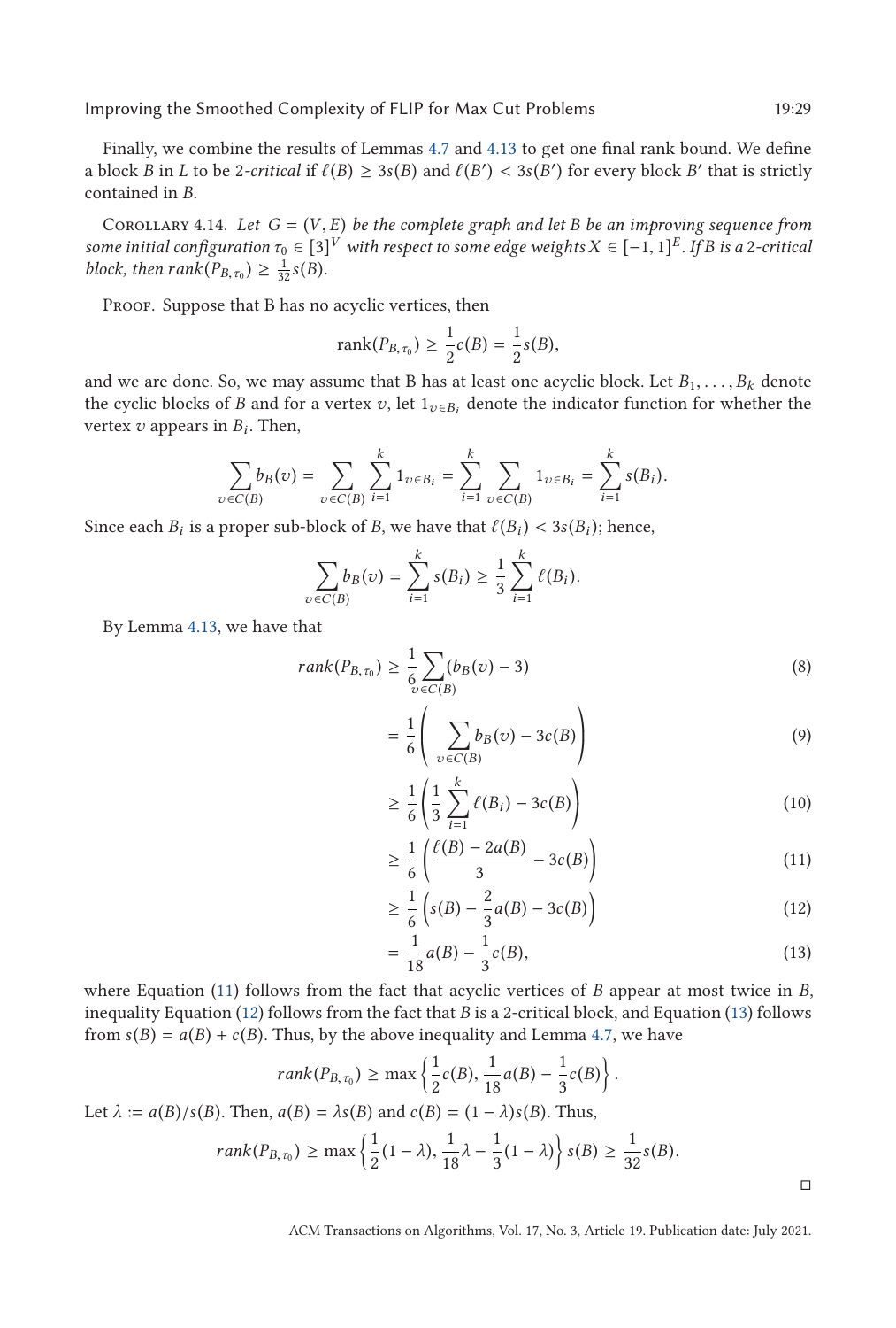Finally, we combine the results of Lemmas 4.7 and 4.13 to get one final rank bound. We define a block $B$ in $L$ to be *2-critical* if $\ell(B) \geq 3s(B)$ and $\ell(B') < 3s(B')$ for every block $B'$ that is strictly contained in $B$.

Corollary 4.14. *Let $G = (V, E)$ be the complete graph and let $B$ be an improving sequence from some initial configuration $\tau_0 \in [3]^V$ with respect to some edge weights $X \in [-1, 1]^E$. If $B$ is a 2-critical block, then $rank(P_{B,\tau_0}) \geq \frac{1}{32}s(B)$.*

Proof. Suppose that B has no acyclic vertices, then

$$\mathrm{rank}(P_{B,\tau_0}) \geq \frac{1}{2}c(B) = \frac{1}{2}s(B),$$

and we are done. So, we may assume that B has at least one acyclic block. Let $B_1, \ldots, B_k$ denote the cyclic blocks of $B$ and for a vertex $v$, let $1_{v \in B_i}$ denote the indicator function for whether the vertex $v$ appears in $B_i$. Then,

$$\sum_{v \in C(B)} b_B(v) = \sum_{v \in C(B)} \sum_{i=1}^{k} 1_{v \in B_i} = \sum_{i=1}^{k} \sum_{v \in C(B)} 1_{v \in B_i} = \sum_{i=1}^{k} s(B_i).$$

Since each $B_i$ is a proper sub-block of $B$, we have that $\ell(B_i) < 3s(B_i)$; hence,

$$\sum_{v \in C(B)} b_B(v) = \sum_{i=1}^{k} s(B_i) \geq \frac{1}{3}\sum_{i=1}^{k} \ell(B_i).$$

By Lemma 4.13, we have that

$$rank(P_{B,\tau_0}) \geq \frac{1}{6}\sum_{v \in C(B)} (b_B(v) - 3) \tag{8}$$

$$= \frac{1}{6}\left(\sum_{v \in C(B)} b_B(v) - 3c(B)\right) \tag{9}$$

$$\geq \frac{1}{6}\left(\frac{1}{3}\sum_{i=1}^{k} \ell(B_i) - 3c(B)\right) \tag{10}$$

$$\geq \frac{1}{6}\left(\frac{\ell(B) - 2a(B)}{3} - 3c(B)\right) \tag{11}$$

$$\geq \frac{1}{6}\left(s(B) - \frac{2}{3}a(B) - 3c(B)\right) \tag{12}$$

$$= \frac{1}{18}a(B) - \frac{1}{3}c(B), \tag{13}$$

where Equation (11) follows from the fact that acyclic vertices of $B$ appear at most twice in $B$, inequality Equation (12) follows from the fact that $B$ is a 2-critical block, and Equation (13) follows from $s(B) = a(B) + c(B)$. Thus, by the above inequality and Lemma 4.7, we have

$$rank(P_{B,\tau_0}) \geq \max\left\{\frac{1}{2}c(B), \frac{1}{18}a(B) - \frac{1}{3}c(B)\right\}.$$

Let $\lambda := a(B)/s(B)$. Then, $a(B) = \lambda s(B)$ and $c(B) = (1 - \lambda)s(B)$. Thus,

$$rank(P_{B,\tau_0}) \geq \max\left\{\frac{1}{2}(1 - \lambda), \frac{1}{18}\lambda - \frac{1}{3}(1 - \lambda)\right\} s(B) \geq \frac{1}{32}s(B).$$

□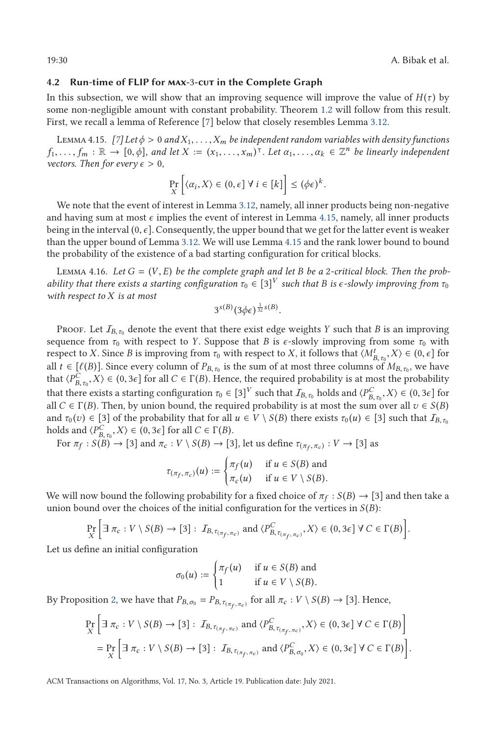### 4.2 Run-time of FLIP for MAX-3-CUT in the Complete Graph

In this subsection, we will show that an improving sequence will improve the value of $H(\tau)$ by some non-negligible amount with constant probability. Theorem 1.2 will follow from this result. First, we recall a lemma of Reference [7] below that closely resembles Lemma 3.12.

LEMMA 4.15. *[7] Let $\phi > 0$ and $X_1, \ldots, X_m$ be independent random variables with density functions $f_1, \ldots, f_m : \mathbb{R} \to [0, \phi]$, and let $X := (x_1, \ldots, x_m)^\intercal$. Let $\alpha_1, \ldots, \alpha_k \in \mathbb{Z}^n$ be linearly independent vectors. Then for every $\epsilon > 0$,*

$$\Pr_X \left[ \langle \alpha_i, X \rangle \in (0, \epsilon] \; \forall \; i \in [k] \right] \leq (\phi \epsilon)^k.$$

We note that the event of interest in Lemma 3.12, namely, all inner products being non-negative and having sum at most $\epsilon$ implies the event of interest in Lemma 4.15, namely, all inner products being in the interval $(0, \epsilon]$. Consequently, the upper bound that we get for the latter event is weaker than the upper bound of Lemma 3.12. We will use Lemma 4.15 and the rank lower bound to bound the probability of the existence of a bad starting configuration for critical blocks.

LEMMA 4.16. *Let $G = (V, E)$ be the complete graph and let $B$ be a 2-critical block. Then the probability that there exists a starting configuration $\tau_0 \in [3]^V$ such that $B$ is $\epsilon$-slowly improving from $\tau_0$ with respect to $X$ is at most*

$$3^{s(B)} (3\phi\epsilon)^{\frac{1}{32} s(B)}.$$

PROOF. Let $\mathcal{I}_{B,\tau_0}$ denote the event that there exist edge weights $Y$ such that $B$ is an improving sequence from $\tau_0$ with respect to $Y$. Suppose that $B$ is $\epsilon$-slowly improving from some $\tau_0$ with respect to $X$. Since $B$ is improving from $\tau_0$ with respect to $X$, it follows that $\langle M^t_{B,\tau_0}, X \rangle \in (0, \epsilon]$ for all $t \in [\ell(B)]$. Since every column of $P_{B,\tau_0}$ is the sum of at most three columns of $M_{B,\tau_0}$, we have that $\langle P^C_{B,\tau_0}, X \rangle \in (0, 3\epsilon]$ for all $C \in \Gamma(B)$. Hence, the required probability is at most the probability that there exists a starting configuration $\tau_0 \in [3]^V$ such that $\mathcal{I}_{B,\tau_0}$ holds and $\langle P^C_{B,\tau_0}, X \rangle \in (0, 3\epsilon]$ for all $C \in \Gamma(B)$. Then, by union bound, the required probability is at most the sum over all $v \in S(B)$ and $\tau_0(v) \in [3]$ of the probability that for all $u \in V \setminus S(B)$ there exists $\tau_0(u) \in [3]$ such that $\mathcal{I}_{B,\tau_0}$ holds and $\langle P^C_{B,\tau_0}, X \rangle \in (0, 3\epsilon]$ for all $C \in \Gamma(B)$.

For $\pi_f : S(B) \to [3]$ and $\pi_c : V \setminus S(B) \to [3]$, let us define $\tau_{(\pi_f,\pi_c)} : V \to [3]$ as

$$\tau_{(\pi_f,\pi_c)}(u) := \begin{cases} \pi_f(u) & \text{if } u \in S(B) \text{ and} \\ \pi_c(u) & \text{if } u \in V \setminus S(B). \end{cases}$$

We will now bound the following probability for a fixed choice of $\pi_f : S(B) \to [3]$ and then take a union bound over the choices of the initial configuration for the vertices in $S(B)$:

$$\Pr_X \left[ \exists \; \pi_c : V \setminus S(B) \to [3] : \; \mathcal{I}_{B,\tau_{(\pi_f,\pi_c)}} \text{ and } \langle P^C_{B,\tau_{(\pi_f,\pi_c)}}, X \rangle \in (0, 3\epsilon] \; \forall \; C \in \Gamma(B) \right].$$

Let us define an initial configuration

$$\sigma_0(u) := \begin{cases} \pi_f(u) & \text{if } u \in S(B) \text{ and} \\ 1 & \text{if } u \in V \setminus S(B). \end{cases}$$

By Proposition 2, we have that $P_{B,\sigma_0} = P_{B,\tau_{(\pi_f,\pi_c)}}$ for all $\pi_c : V \setminus S(B) \to [3]$. Hence,

$$\begin{aligned} &\Pr_X \left[ \exists \; \pi_c : V \setminus S(B) \to [3] : \; \mathcal{I}_{B,\tau_{(\pi_f,\pi_c)}} \text{ and } \langle P^C_{B,\tau_{(\pi_f,\pi_c)}}, X \rangle \in (0, 3\epsilon] \; \forall \; C \in \Gamma(B) \right] \\ &= \Pr_X \left[ \exists \; \pi_c : V \setminus S(B) \to [3] : \; \mathcal{I}_{B,\tau_{(\pi_f,\pi_c)}} \text{ and } \langle P^C_{B,\sigma_0}, X \rangle \in (0, 3\epsilon] \; \forall \; C \in \Gamma(B) \right]. \end{aligned}$$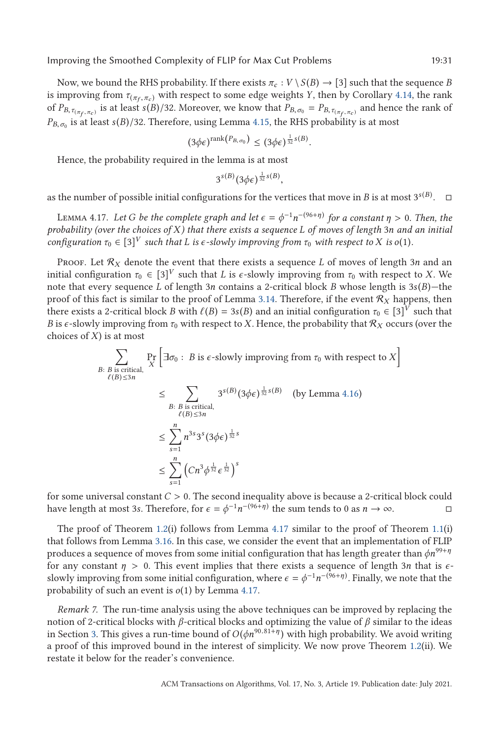Now, we bound the RHS probability. If there exists $\pi_c : V \setminus S(B) \to [3]$ such that the sequence $B$ is improving from $\tau_{(\pi_f, \pi_c)}$ with respect to some edge weights $Y$, then by Corollary 4.14, the rank of $P_{B, \tau_{(\pi_f, \pi_c)}}$ is at least $s(B)/32$. Moreover, we know that $P_{B, \sigma_0} = P_{B, \tau_{(\pi_f, \pi_c)}}$ and hence the rank of $P_{B, \sigma_0}$ is at least $s(B)/32$. Therefore, using Lemma 4.15, the RHS probability is at most

$$(3\phi\epsilon)^{\mathrm{rank}(P_{B,\sigma_0})} \leq (3\phi\epsilon)^{\frac{1}{32}s(B)}.$$

Hence, the probability required in the lemma is at most

$$3^{s(B)}(3\phi\epsilon)^{\frac{1}{32}s(B)},$$

as the number of possible initial configurations for the vertices that move in $B$ is at most $3^{s(B)}$. ◻

Lemma 4.17. *Let $G$ be the complete graph and let $\epsilon = \phi^{-1}n^{-(96+\eta)}$ for a constant $\eta > 0$. Then, the probability (over the choices of $X$) that there exists a sequence $L$ of moves of length $3n$ and an initial configuration $\tau_0 \in [3]^V$ such that $L$ is $\epsilon$-slowly improving from $\tau_0$ with respect to $X$ is $o(1)$.*

Proof. Let $\mathcal{R}_X$ denote the event that there exists a sequence $L$ of moves of length $3n$ and an initial configuration $\tau_0 \in [3]^V$ such that $L$ is $\epsilon$-slowly improving from $\tau_0$ with respect to $X$. We note that every sequence $L$ of length $3n$ contains a 2-critical block $B$ whose length is $3s(B)$—the proof of this fact is similar to the proof of Lemma 3.14. Therefore, if the event $\mathcal{R}_X$ happens, then there exists a 2-critical block $B$ with $\ell(B) = 3s(B)$ and an initial configuration $\tau_0 \in [3]^V$ such that $B$ is $\epsilon$-slowly improving from $\tau_0$ with respect to $X$. Hence, the probability that $\mathcal{R}_X$ occurs (over the choices of $X$) is at most

$$\begin{aligned}
&\sum_{\substack{B:\ B \text{ is critical,}\\ \ell(B)\leq 3n}} \Pr_X\left[\exists \sigma_0 :\ B \text{ is } \epsilon\text{-slowly improving from } \tau_0 \text{ with respect to } X\right] \\
&\leq \sum_{\substack{B:\ B \text{ is critical,}\\ \ell(B)\leq 3n}} 3^{s(B)}(3\phi\epsilon)^{\frac{1}{32}s(B)} \quad \text{(by Lemma 4.16)} \\
&\leq \sum_{s=1}^{n} n^{3s}3^s(3\phi\epsilon)^{\frac{1}{32}s} \\
&\leq \sum_{s=1}^{n} \left(Cn^3\phi^{\frac{1}{32}}\epsilon^{\frac{1}{32}}\right)^s
\end{aligned}$$

for some universal constant $C > 0$. The second inequality above is because a 2-critical block could have length at most $3s$. Therefore, for $\epsilon = \phi^{-1}n^{-(96+\eta)}$ the sum tends to 0 as $n \to \infty$. ◻

The proof of Theorem 1.2(i) follows from Lemma 4.17 similar to the proof of Theorem 1.1(i) that follows from Lemma 3.16. In this case, we consider the event that an implementation of FLIP produces a sequence of moves from some initial configuration that has length greater than $\phi n^{99+\eta}$ for any constant $\eta > 0$. This event implies that there exists a sequence of length $3n$ that is $\epsilon$-slowly improving from some initial configuration, where $\epsilon = \phi^{-1}n^{-(96+\eta)}$. Finally, we note that the probability of such an event is $o(1)$ by Lemma 4.17.

*Remark 7.* The run-time analysis using the above techniques can be improved by replacing the notion of 2-critical blocks with $\beta$-critical blocks and optimizing the value of $\beta$ similar to the ideas in Section 3. This gives a run-time bound of $O(\phi n^{90.81+\eta})$ with high probability. We avoid writing a proof of this improved bound in the interest of simplicity. We now prove Theorem 1.2(ii). We restate it below for the reader's convenience.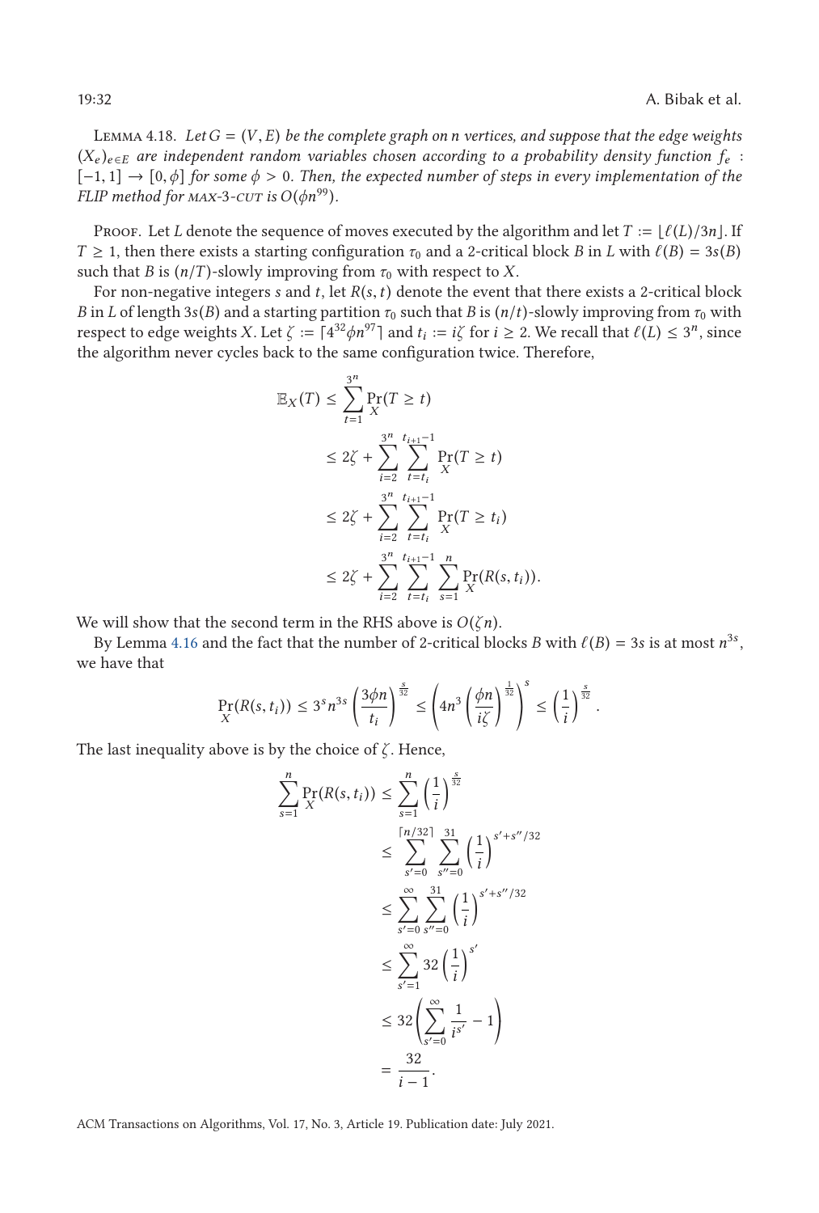**Lemma 4.18.** *Let $G = (V, E)$ be the complete graph on $n$ vertices, and suppose that the edge weights $(X_e)_{e \in E}$ are independent random variables chosen according to a probability density function $f_e : [-1, 1] \to [0, \phi]$ for some $\phi > 0$. Then, the expected number of steps in every implementation of the FLIP method for MAX-3-CUT is $O(\phi n^{99})$.*

Proof. Let $L$ denote the sequence of moves executed by the algorithm and let $T := \lfloor \ell(L)/3n \rfloor$. If $T \geq 1$, then there exists a starting configuration $\tau_0$ and a 2-critical block $B$ in $L$ with $\ell(B) = 3s(B)$ such that $B$ is $(n/T)$-slowly improving from $\tau_0$ with respect to $X$.

For non-negative integers $s$ and $t$, let $R(s, t)$ denote the event that there exists a 2-critical block $B$ in $L$ of length $3s(B)$ and a starting partition $\tau_0$ such that $B$ is $(n/t)$-slowly improving from $\tau_0$ with respect to edge weights $X$. Let $\zeta := \lceil 4^{32} \phi n^{97} \rceil$ and $t_i := i\zeta$ for $i \geq 2$. We recall that $\ell(L) \leq 3^n$, since the algorithm never cycles back to the same configuration twice. Therefore,

$$
\begin{aligned}
\mathbb{E}_X(T) &\leq \sum_{t=1}^{3^n} \Pr_X(T \geq t) \\
&\leq 2\zeta + \sum_{i=2}^{3^n} \sum_{t=t_i}^{t_{i+1}-1} \Pr_X(T \geq t) \\
&\leq 2\zeta + \sum_{i=2}^{3^n} \sum_{t=t_i}^{t_{i+1}-1} \Pr_X(T \geq t_i) \\
&\leq 2\zeta + \sum_{i=2}^{3^n} \sum_{t=t_i}^{t_{i+1}-1} \sum_{s=1}^{n} \Pr_X(R(s, t_i)).
\end{aligned}
$$

We will show that the second term in the RHS above is $O(\zeta n)$.

By Lemma 4.16 and the fact that the number of 2-critical blocks $B$ with $\ell(B) = 3s$ is at most $n^{3s}$, we have that

$$
\Pr_X(R(s, t_i)) \leq 3^s n^{3s} \left( \frac{3\phi n}{t_i} \right)^{\frac{s}{32}} \leq \left( 4n^3 \left( \frac{\phi n}{i\zeta} \right)^{\frac{1}{32}} \right)^s \leq \left( \frac{1}{i} \right)^{\frac{s}{32}}.
$$

The last inequality above is by the choice of $\zeta$. Hence,

$$
\begin{aligned}
\sum_{s=1}^{n} \Pr_X(R(s, t_i)) &\leq \sum_{s=1}^{n} \left( \frac{1}{i} \right)^{\frac{s}{32}} \\
&\leq \sum_{s'=0}^{\lceil n/32 \rceil} \sum_{s''=0}^{31} \left( \frac{1}{i} \right)^{s' + s''/32} \\
&\leq \sum_{s'=0}^{\infty} \sum_{s''=0}^{31} \left( \frac{1}{i} \right)^{s' + s''/32} \\
&\leq \sum_{s'=1}^{\infty} 32 \left( \frac{1}{i} \right)^{s'} \\
&\leq 32 \left( \sum_{s'=0}^{\infty} \frac{1}{i^{s'}} - 1 \right) \\
&= \frac{32}{i-1}.
\end{aligned}
$$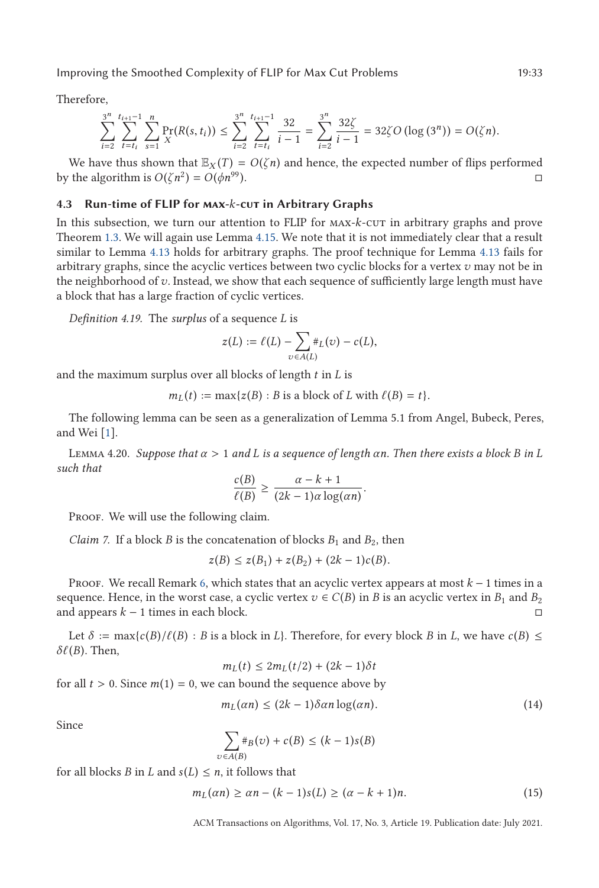Therefore,

$$\sum_{i=2}^{3^n} \sum_{t=t_i}^{t_{i+1}-1} \sum_{s=1}^{n} \Pr_X(R(s,t_i)) \le \sum_{i=2}^{3^n} \sum_{t=t_i}^{t_{i+1}-1} \frac{32}{i-1} = \sum_{i=2}^{3^n} \frac{32\zeta}{i-1} = 32\zeta O\left(\log\left(3^n\right)\right) = O(\zeta n).$$

We have thus shown that $\mathbb{E}_X(T) = O(\zeta n)$ and hence, the expected number of flips performed by the algorithm is $O(\zeta n^2) = O(\phi n^{99})$. □

### 4.3 Run-time of FLIP for MAX-$k$-CUT in Arbitrary Graphs

In this subsection, we turn our attention to FLIP for MAX-$k$-CUT in arbitrary graphs and prove Theorem 1.3. We will again use Lemma 4.15. We note that it is not immediately clear that a result similar to Lemma 4.13 holds for arbitrary graphs. The proof technique for Lemma 4.13 fails for arbitrary graphs, since the acyclic vertices between two cyclic blocks for a vertex $v$ may not be in the neighborhood of $v$. Instead, we show that each sequence of sufficiently large length must have a block that has a large fraction of cyclic vertices.

*Definition 4.19.* The *surplus* of a sequence $L$ is

$$z(L) := \ell(L) - \sum_{v \in A(L)} \#_L(v) - c(L),$$

and the maximum surplus over all blocks of length $t$ in $L$ is

$$m_L(t) := \max\{z(B) : B \text{ is a block of } L \text{ with } \ell(B) = t\}.$$

The following lemma can be seen as a generalization of Lemma 5.1 from Angel, Bubeck, Peres, and Wei [1].

LEMMA 4.20. *Suppose that $\alpha > 1$ and $L$ is a sequence of length $\alpha n$. Then there exists a block $B$ in $L$ such that*

$$\frac{c(B)}{\ell(B)} \ge \frac{\alpha - k + 1}{(2k-1)\alpha \log(\alpha n)}.$$

PROOF. We will use the following claim.

*Claim 7.* If a block $B$ is the concatenation of blocks $B_1$ and $B_2$, then

$$z(B) \le z(B_1) + z(B_2) + (2k-1)c(B).$$

PROOF. We recall Remark 6, which states that an acyclic vertex appears at most $k-1$ times in a sequence. Hence, in the worst case, a cyclic vertex $v \in C(B)$ in $B$ is an acyclic vertex in $B_1$ and $B_2$ and appears $k-1$ times in each block. □

Let $\delta := \max\{c(B)/\ell(B) : B \text{ is a block in } L\}$. Therefore, for every block $B$ in $L$, we have $c(B) \le \delta\ell(B)$. Then,

$$m_L(t) \le 2m_L(t/2) + (2k-1)\delta t$$

for all $t > 0$. Since $m(1) = 0$, we can bound the sequence above by

$$m_L(\alpha n) \le (2k-1)\delta\alpha n \log(\alpha n). \tag{14}$$

Since

$$\sum_{v \in A(B)} \#_B(v) + c(B) \le (k-1)s(B)$$

for all blocks $B$ in $L$ and $s(L) \le n$, it follows that

$$m_L(\alpha n) \ge \alpha n - (k-1)s(L) \ge (\alpha - k + 1)n. \tag{15}$$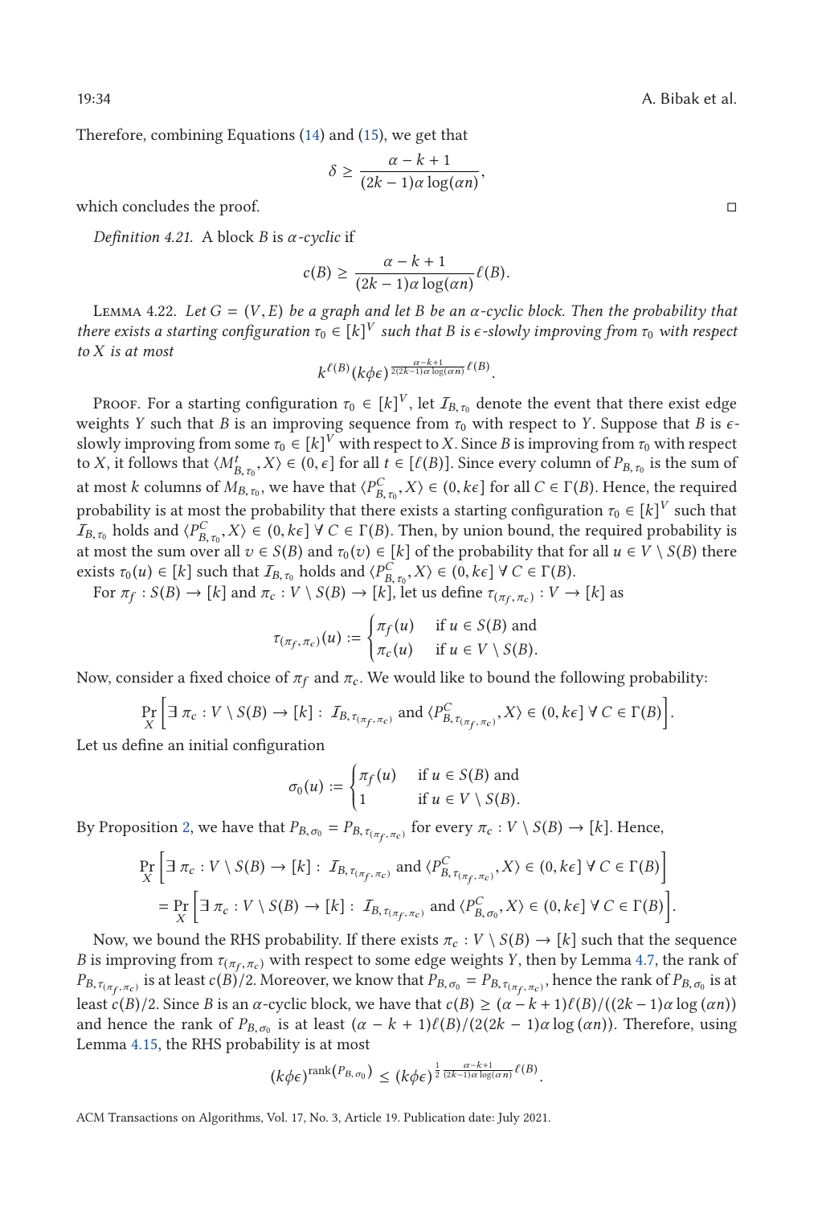Therefore, combining Equations (14) and (15), we get that

$$\delta \geq \frac{\alpha - k + 1}{(2k-1)\alpha \log(\alpha n)},$$

which concludes the proof. $\square$

*Definition 4.21.* A block $B$ is *$\alpha$-cyclic* if

$$c(B) \geq \frac{\alpha - k + 1}{(2k-1)\alpha \log(\alpha n)} \ell(B).$$

Lemma 4.22. *Let $G = (V, E)$ be a graph and let $B$ be an $\alpha$-cyclic block. Then the probability that there exists a starting configuration $\tau_0 \in [k]^V$ such that $B$ is $\epsilon$-slowly improving from $\tau_0$ with respect to $X$ is at most*

$$k^{\ell(B)} (k\phi\epsilon)^{\frac{\alpha-k+1}{2(2k-1)\alpha \log(\alpha n)} \ell(B)}.$$

Proof. For a starting configuration $\tau_0 \in [k]^V$, let $\mathcal{I}_{B,\tau_0}$ denote the event that there exist edge weights $Y$ such that $B$ is an improving sequence from $\tau_0$ with respect to $Y$. Suppose that $B$ is $\epsilon$-slowly improving from some $\tau_0 \in [k]^V$ with respect to $X$. Since $B$ is improving from $\tau_0$ with respect to $X$, it follows that $\langle M^t_{B,\tau_0}, X\rangle \in (0, \epsilon]$ for all $t \in [\ell(B)]$. Since every column of $P_{B,\tau_0}$ is the sum of at most $k$ columns of $M_{B,\tau_0}$, we have that $\langle P^C_{B,\tau_0}, X\rangle \in (0, k\epsilon]$ for all $C \in \Gamma(B)$. Hence, the required probability is at most the probability that there exists a starting configuration $\tau_0 \in [k]^V$ such that $\mathcal{I}_{B,\tau_0}$ holds and $\langle P^C_{B,\tau_0}, X\rangle \in (0, k\epsilon]\ \forall\, C \in \Gamma(B)$. Then, by union bound, the required probability is at most the sum over all $v \in S(B)$ and $\tau_0(v) \in [k]$ of the probability that for all $u \in V \setminus S(B)$ there exists $\tau_0(u) \in [k]$ such that $\mathcal{I}_{B,\tau_0}$ holds and $\langle P^C_{B,\tau_0}, X\rangle \in (0, k\epsilon]\ \forall\, C \in \Gamma(B)$.

For $\pi_f : S(B) \to [k]$ and $\pi_c : V \setminus S(B) \to [k]$, let us define $\tau_{(\pi_f,\pi_c)} : V \to [k]$ as

$$\tau_{(\pi_f,\pi_c)}(u) := \begin{cases} \pi_f(u) & \text{if } u \in S(B) \text{ and} \\ \pi_c(u) & \text{if } u \in V \setminus S(B). \end{cases}$$

Now, consider a fixed choice of $\pi_f$ and $\pi_c$. We would like to bound the following probability:

$$\Pr_X \left[\exists\, \pi_c : V \setminus S(B) \to [k] :\ \mathcal{I}_{B,\tau_{(\pi_f,\pi_c)}} \text{ and } \langle P^C_{B,\tau_{(\pi_f,\pi_c)}}, X\rangle \in (0, k\epsilon]\ \forall\, C \in \Gamma(B)\right].$$

Let us define an initial configuration

$$\sigma_0(u) := \begin{cases} \pi_f(u) & \text{if } u \in S(B) \text{ and} \\ 1 & \text{if } u \in V \setminus S(B). \end{cases}$$

By Proposition 2, we have that $P_{B,\sigma_0} = P_{B,\tau_{(\pi_f,\pi_c)}}$ for every $\pi_c : V \setminus S(B) \to [k]$. Hence,

$$\begin{aligned}
&\Pr_X \left[\exists\, \pi_c : V \setminus S(B) \to [k] :\ \mathcal{I}_{B,\tau_{(\pi_f,\pi_c)}} \text{ and } \langle P^C_{B,\tau_{(\pi_f,\pi_c)}}, X\rangle \in (0, k\epsilon]\ \forall\, C \in \Gamma(B)\right] \\
&= \Pr_X \left[\exists\, \pi_c : V \setminus S(B) \to [k] :\ \mathcal{I}_{B,\tau_{(\pi_f,\pi_c)}} \text{ and } \langle P^C_{B,\sigma_0}, X\rangle \in (0, k\epsilon]\ \forall\, C \in \Gamma(B)\right].
\end{aligned}$$

Now, we bound the RHS probability. If there exists $\pi_c : V \setminus S(B) \to [k]$ such that the sequence $B$ is improving from $\tau_{(\pi_f,\pi_c)}$ with respect to some edge weights $Y$, then by Lemma 4.7, the rank of $P_{B,\tau_{(\pi_f,\pi_c)}}$ is at least $c(B)/2$. Moreover, we know that $P_{B,\sigma_0} = P_{B,\tau_{(\pi_f,\pi_c)}}$, hence the rank of $P_{B,\sigma_0}$ is at least $c(B)/2$. Since $B$ is an $\alpha$-cyclic block, we have that $c(B) \geq (\alpha - k + 1)\ell(B)/((2k-1)\alpha \log(\alpha n))$ and hence the rank of $P_{B,\sigma_0}$ is at least $(\alpha - k + 1)\ell(B)/(2(2k-1)\alpha \log(\alpha n))$. Therefore, using Lemma 4.15, the RHS probability is at most

$$(k\phi\epsilon)^{\operatorname{rank}(P_{B,\sigma_0})} \leq (k\phi\epsilon)^{\frac{1}{2}\frac{\alpha-k+1}{(2k-1)\alpha \log(\alpha n)} \ell(B)}.$$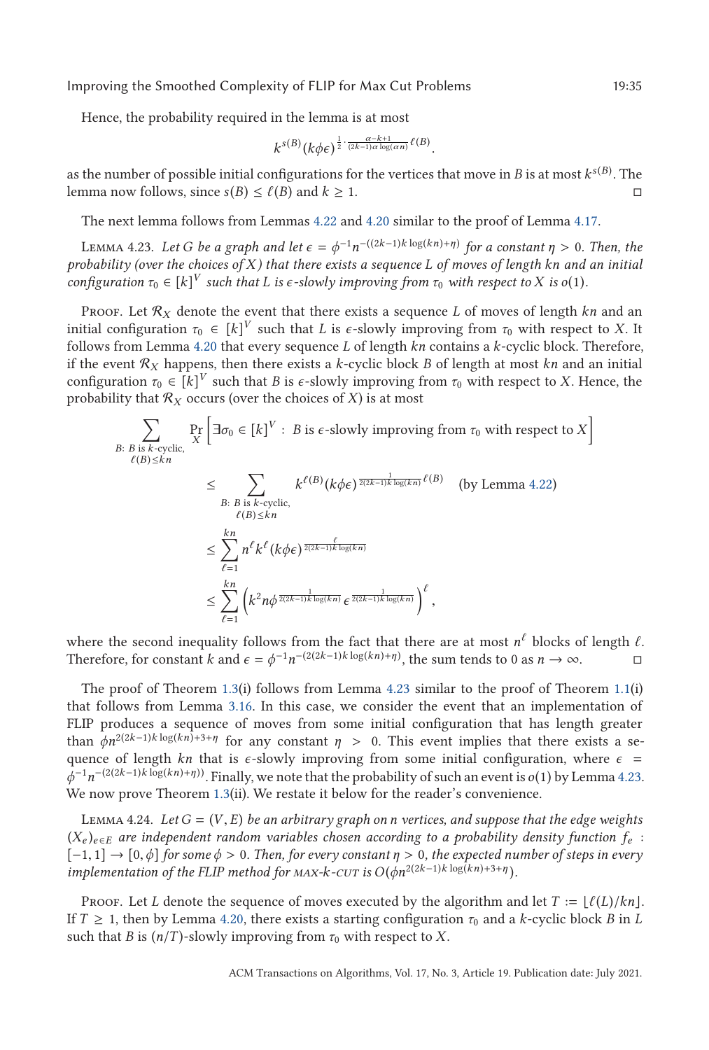Hence, the probability required in the lemma is at most

$$k^{s(B)}(k\phi\epsilon)^{\frac{1}{2}\cdot\frac{\alpha-k+1}{(2k-1)\alpha\log(\alpha n)}\ell(B)}.$$

as the number of possible initial configurations for the vertices that move in $B$ is at most $k^{s(B)}$. The lemma now follows, since $s(B) \le \ell(B)$ and $k \ge 1$. □

The next lemma follows from Lemmas 4.22 and 4.20 similar to the proof of Lemma 4.17.

Lemma 4.23. *Let $G$ be a graph and let $\epsilon = \phi^{-1}n^{-((2k-1)k\log(kn)+\eta)}$ for a constant $\eta > 0$. Then, the probability (over the choices of $X$) that there exists a sequence $L$ of moves of length $kn$ and an initial configuration $\tau_0 \in [k]^V$ such that $L$ is $\epsilon$-slowly improving from $\tau_0$ with respect to $X$ is $o(1)$.*

Proof. Let $\mathcal{R}_X$ denote the event that there exists a sequence $L$ of moves of length $kn$ and an initial configuration $\tau_0 \in [k]^V$ such that $L$ is $\epsilon$-slowly improving from $\tau_0$ with respect to $X$. It follows from Lemma 4.20 that every sequence $L$ of length $kn$ contains a $k$-cyclic block. Therefore, if the event $\mathcal{R}_X$ happens, then there exists a $k$-cyclic block $B$ of length at most $kn$ and an initial configuration $\tau_0 \in [k]^V$ such that $B$ is $\epsilon$-slowly improving from $\tau_0$ with respect to $X$. Hence, the probability that $\mathcal{R}_X$ occurs (over the choices of $X$) is at most

$$\begin{aligned}
&\sum_{\substack{B:\ B \text{ is } k\text{-cyclic,}\\ \ell(B)\le kn}} \Pr_X\left[\exists\sigma_0 \in [k]^V :\ B \text{ is } \epsilon\text{-slowly improving from } \tau_0 \text{ with respect to } X\right]\\
&\qquad\le \sum_{\substack{B:\ B \text{ is } k\text{-cyclic,}\\ \ell(B)\le kn}} k^{\ell(B)}(k\phi\epsilon)^{\frac{1}{2(2k-1)k\log(kn)}\ell(B)} \quad \text{(by Lemma 4.22)}\\
&\qquad\le \sum_{\ell=1}^{kn} n^{\ell}k^{\ell}(k\phi\epsilon)^{\frac{\ell}{2(2k-1)k\log(kn)}}\\
&\qquad\le \sum_{\ell=1}^{kn}\left(k^2 n\phi^{\frac{1}{2(2k-1)k\log(kn)}}\epsilon^{\frac{1}{2(2k-1)k\log(kn)}}\right)^{\ell},
\end{aligned}$$

where the second inequality follows from the fact that there are at most $n^{\ell}$ blocks of length $\ell$. Therefore, for constant $k$ and $\epsilon = \phi^{-1}n^{-(2(2k-1)k\log(kn)+\eta)}$, the sum tends to 0 as $n \to \infty$. □

The proof of Theorem 1.3(i) follows from Lemma 4.23 similar to the proof of Theorem 1.1(i) that follows from Lemma 3.16. In this case, we consider the event that an implementation of FLIP produces a sequence of moves from some initial configuration that has length greater than $\phi n^{2(2k-1)k\log(kn)+3+\eta}$ for any constant $\eta > 0$. This event implies that there exists a sequence of length $kn$ that is $\epsilon$-slowly improving from some initial configuration, where $\epsilon = \phi^{-1}n^{-(2(2k-1)k\log(kn)+\eta))}$. Finally, we note that the probability of such an event is $o(1)$ by Lemma 4.23. We now prove Theorem 1.3(ii). We restate it below for the reader's convenience.

Lemma 4.24. *Let $G = (V, E)$ be an arbitrary graph on $n$ vertices, and suppose that the edge weights $(X_e)_{e\in E}$ are independent random variables chosen according to a probability density function $f_e : [-1, 1] \to [0, \phi]$ for some $\phi > 0$. Then, for every constant $\eta > 0$, the expected number of steps in every implementation of the FLIP method for* MAX-$k$-CUT *is $O(\phi n^{2(2k-1)k\log(kn)+3+\eta})$.*

Proof. Let $L$ denote the sequence of moves executed by the algorithm and let $T := \lfloor \ell(L)/kn \rfloor$. If $T \ge 1$, then by Lemma 4.20, there exists a starting configuration $\tau_0$ and a $k$-cyclic block $B$ in $L$ such that $B$ is $(n/T)$-slowly improving from $\tau_0$ with respect to $X$.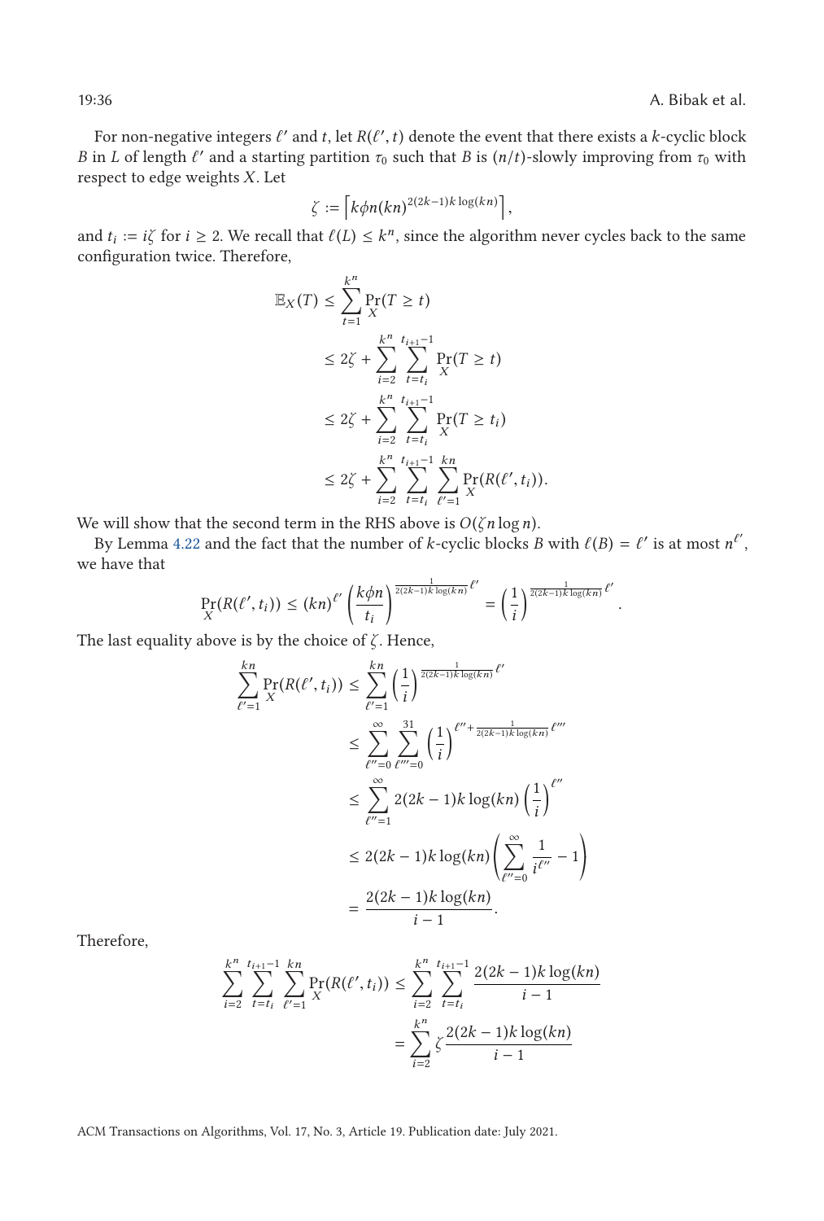For non-negative integers $\ell'$ and $t$, let $R(\ell', t)$ denote the event that there exists a $k$-cyclic block $B$ in $L$ of length $\ell'$ and a starting partition $\tau_0$ such that $B$ is $(n/t)$-slowly improving from $\tau_0$ with respect to edge weights $X$. Let

$$\zeta := \left\lceil k\phi n(kn)^{2(2k-1)k\log(kn)} \right\rceil,$$

and $t_i := i\zeta$ for $i \geq 2$. We recall that $\ell(L) \leq k^n$, since the algorithm never cycles back to the same configuration twice. Therefore,

$$\begin{aligned}
\mathbb{E}_X(T) &\leq \sum_{t=1}^{k^n} \Pr_X(T \geq t) \\
&\leq 2\zeta + \sum_{i=2}^{k^n} \sum_{t=t_i}^{t_{i+1}-1} \Pr_X(T \geq t) \\
&\leq 2\zeta + \sum_{i=2}^{k^n} \sum_{t=t_i}^{t_{i+1}-1} \Pr_X(T \geq t_i) \\
&\leq 2\zeta + \sum_{i=2}^{k^n} \sum_{t=t_i}^{t_{i+1}-1} \sum_{\ell'=1}^{kn} \Pr_X(R(\ell', t_i)).
\end{aligned}$$

We will show that the second term in the RHS above is $O(\zeta n \log n)$.

By Lemma 4.22 and the fact that the number of $k$-cyclic blocks $B$ with $\ell(B) = \ell'$ is at most $n^{\ell'}$, we have that

$$\Pr_X(R(\ell', t_i)) \leq (kn)^{\ell'} \left(\frac{k\phi n}{t_i}\right)^{\frac{1}{2(2k-1)k\log(kn)}\ell'} = \left(\frac{1}{i}\right)^{\frac{1}{2(2k-1)k\log(kn)}\ell'}.$$

The last equality above is by the choice of $\zeta$. Hence,

$$\begin{aligned}
\sum_{\ell'=1}^{kn} \Pr_X(R(\ell', t_i)) &\leq \sum_{\ell'=1}^{kn} \left(\frac{1}{i}\right)^{\frac{1}{2(2k-1)k\log(kn)}\ell'} \\
&\leq \sum_{\ell''=0}^{\infty} \sum_{\ell'''=0}^{31} \left(\frac{1}{i}\right)^{\ell'' + \frac{1}{2(2k-1)k\log(kn)}\ell'''} \\
&\leq \sum_{\ell''=1}^{\infty} 2(2k-1)k\log(kn) \left(\frac{1}{i}\right)^{\ell''} \\
&\leq 2(2k-1)k\log(kn) \left(\sum_{\ell''=0}^{\infty} \frac{1}{i^{\ell''}} - 1\right) \\
&= \frac{2(2k-1)k\log(kn)}{i-1}.
\end{aligned}$$

Therefore,

$$\begin{aligned}
\sum_{i=2}^{k^n} \sum_{t=t_i}^{t_{i+1}-1} \sum_{\ell'=1}^{kn} \Pr_X(R(\ell', t_i)) &\leq \sum_{i=2}^{k^n} \sum_{t=t_i}^{t_{i+1}-1} \frac{2(2k-1)k\log(kn)}{i-1} \\
&= \sum_{i=2}^{k^n} \zeta \frac{2(2k-1)k\log(kn)}{i-1}
\end{aligned}$$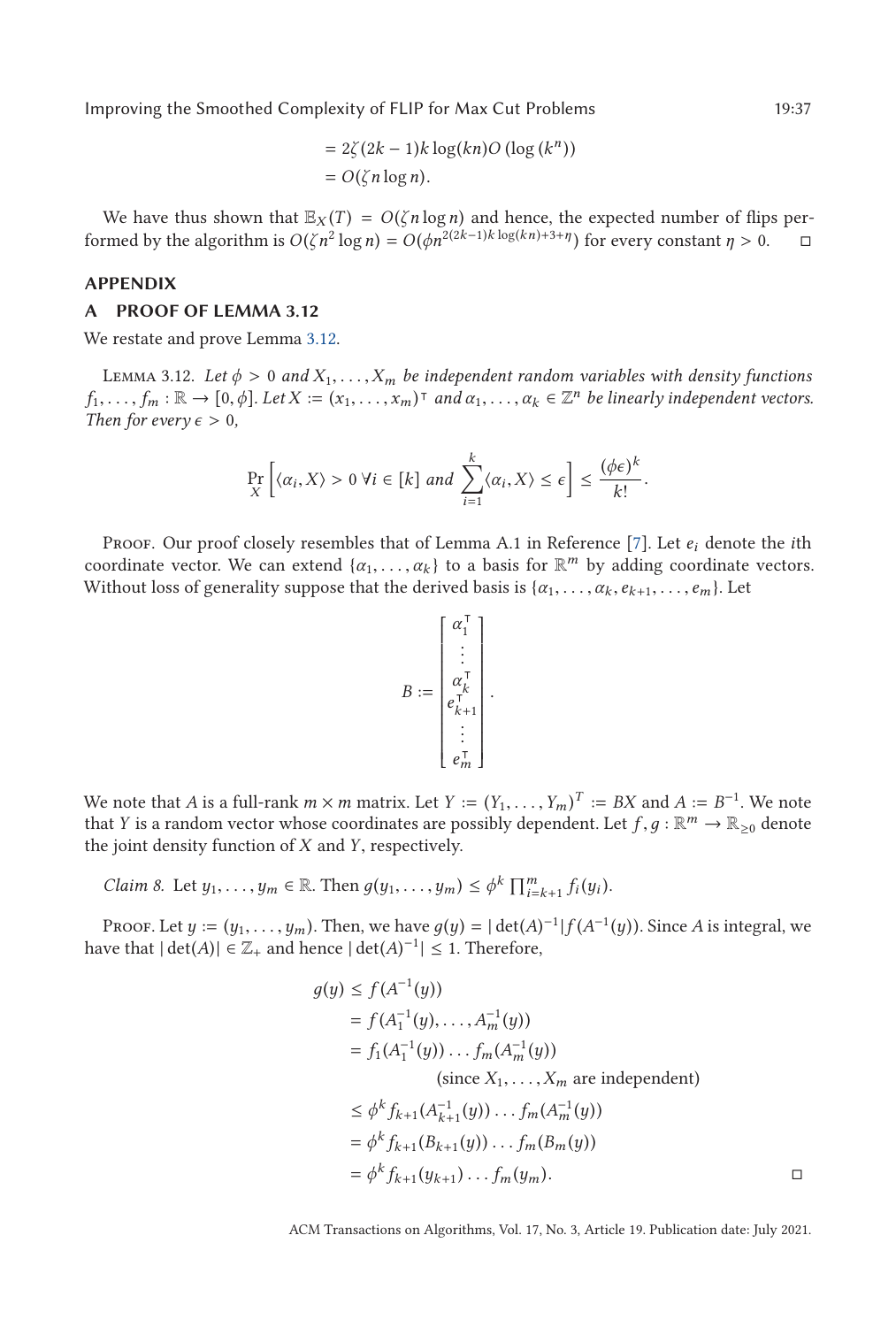$$
\begin{aligned}
&= 2\zeta(2k-1)k\log(kn)O\left(\log\left(k^n\right)\right) \\
&= O(\zeta n \log n).
\end{aligned}
$$

We have thus shown that $\mathbb{E}_X(T) = O(\zeta n \log n)$ and hence, the expected number of flips performed by the algorithm is $O(\zeta n^2 \log n) = O(\phi n^{2(2k-1)k\log(kn)+3+\eta})$ for every constant $\eta > 0$. $\square$

## APPENDIX

## A PROOF OF LEMMA 3.12

We restate and prove Lemma 3.12.

Lemma 3.12. *Let $\phi > 0$ and $X_1, \ldots, X_m$ be independent random variables with density functions $f_1, \ldots, f_m : \mathbb{R} \to [0, \phi]$. Let $X := (x_1, \ldots, x_m)^\intercal$ and $\alpha_1, \ldots, \alpha_k \in \mathbb{Z}^n$ be linearly independent vectors. Then for every $\epsilon > 0$,*

$$
\Pr_X\left[\langle \alpha_i, X\rangle > 0\ \forall i \in [k] \text{ and } \sum_{i=1}^{k} \langle \alpha_i, X\rangle \leq \epsilon\right] \leq \frac{(\phi\epsilon)^k}{k!}.
$$

Proof. Our proof closely resembles that of Lemma A.1 in Reference [7]. Let $e_i$ denote the $i$th coordinate vector. We can extend $\{\alpha_1, \ldots, \alpha_k\}$ to a basis for $\mathbb{R}^m$ by adding coordinate vectors. Without loss of generality suppose that the derived basis is $\{\alpha_1, \ldots, \alpha_k, e_{k+1}, \ldots, e_m\}$. Let

$$
B := \begin{bmatrix} \alpha_1^\intercal \\ \vdots \\ \alpha_k^\intercal \\ e_{k+1}^\intercal \\ \vdots \\ e_m^\intercal \end{bmatrix}.
$$

We note that $A$ is a full-rank $m \times m$ matrix. Let $Y := (Y_1, \ldots, Y_m)^T := BX$ and $A := B^{-1}$. We note that $Y$ is a random vector whose coordinates are possibly dependent. Let $f, g : \mathbb{R}^m \to \mathbb{R}_{\geq 0}$ denote the joint density function of $X$ and $Y$, respectively.

*Claim 8.* Let $y_1, \ldots, y_m \in \mathbb{R}$. Then $g(y_1, \ldots, y_m) \leq \phi^k \prod_{i=k+1}^{m} f_i(y_i)$.

Proof. Let $y := (y_1, \ldots, y_m)$. Then, we have $g(y) = |\det(A)^{-1}| f(A^{-1}(y))$. Since $A$ is integral, we have that $|\det(A)| \in \mathbb{Z}_+$ and hence $|\det(A)^{-1}| \leq 1$. Therefore,

$$
\begin{aligned}
g(y) &\leq f(A^{-1}(y)) \\
&= f(A_1^{-1}(y), \ldots, A_m^{-1}(y)) \\
&= f_1(A_1^{-1}(y)) \ldots f_m(A_m^{-1}(y)) \\
&\qquad\qquad \text{(since } X_1, \ldots, X_m \text{ are independent)} \\
&\leq \phi^k f_{k+1}(A_{k+1}^{-1}(y)) \ldots f_m(A_m^{-1}(y)) \\
&= \phi^k f_{k+1}(B_{k+1}(y)) \ldots f_m(B_m(y)) \\
&= \phi^k f_{k+1}(y_{k+1}) \ldots f_m(y_m).
\end{aligned}
$$

$\square$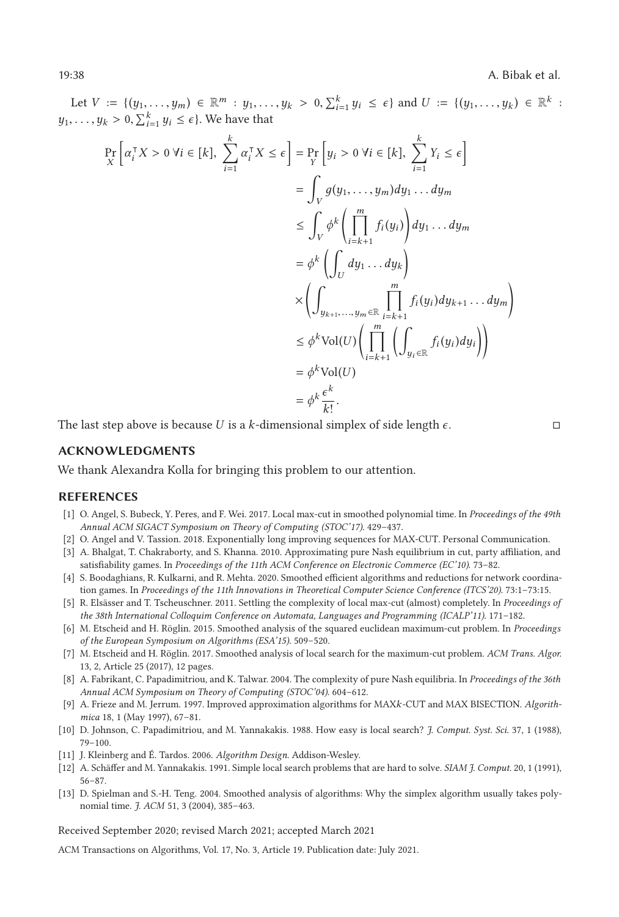Let $V := \{(y_1, \ldots, y_m) \in \mathbb{R}^m : y_1, \ldots, y_k > 0, \sum_{i=1}^k y_i \leq \epsilon\}$ and $U := \{(y_1, \ldots, y_k) \in \mathbb{R}^k : y_1, \ldots, y_k > 0, \sum_{i=1}^k y_i \leq \epsilon\}$. We have that

$$
\begin{aligned}
\Pr_X\left[\alpha_i^\intercal X > 0 \ \forall i \in [k],\ \sum_{i=1}^k \alpha_i^\intercal X \leq \epsilon\right] &= \Pr_Y\left[y_i > 0 \ \forall i \in [k],\ \sum_{i=1}^k Y_i \leq \epsilon\right] \\
&= \int_V g(y_1, \ldots, y_m) dy_1 \ldots dy_m \\
&\leq \int_V \phi^k \left(\prod_{i=k+1}^m f_i(y_i)\right) dy_1 \ldots dy_m \\
&= \phi^k \left(\int_U dy_1 \ldots dy_k\right) \\
&\quad \times \left(\int_{y_{k+1}, \ldots, y_m \in \mathbb{R}} \prod_{i=k+1}^m f_i(y_i) dy_{k+1} \ldots dy_m\right) \\
&\leq \phi^k \mathrm{Vol}(U) \left(\prod_{i=k+1}^m \left(\int_{y_i \in \mathbb{R}} f_i(y_i) dy_i\right)\right) \\
&= \phi^k \mathrm{Vol}(U) \\
&= \phi^k \frac{\epsilon^k}{k!}.
\end{aligned}
$$

The last step above is because $U$ is a $k$-dimensional simplex of side length $\epsilon$. □

## ACKNOWLEDGMENTS

We thank Alexandra Kolla for bringing this problem to our attention.

## REFERENCES

[1] O. Angel, S. Bubeck, Y. Peres, and F. Wei. 2017. Local max-cut in smoothed polynomial time. In *Proceedings of the 49th Annual ACM SIGACT Symposium on Theory of Computing (STOC'17)*. 429–437.

[2] O. Angel and V. Tassion. 2018. Exponentially long improving sequences for MAX-CUT. Personal Communication.

[3] A. Bhalgat, T. Chakraborty, and S. Khanna. 2010. Approximating pure Nash equilibrium in cut, party affiliation, and satisfiability games. In *Proceedings of the 11th ACM Conference on Electronic Commerce (EC'10)*. 73–82.

[4] S. Boodaghians, R. Kulkarni, and R. Mehta. 2020. Smoothed efficient algorithms and reductions for network coordination games. In *Proceedings of the 11th Innovations in Theoretical Computer Science Conference (ITCS'20)*. 73:1–73:15.

[5] R. Elsässer and T. Tscheuschner. 2011. Settling the complexity of local max-cut (almost) completely. In *Proceedings of the 38th International Colloquim Conference on Automata, Languages and Programming (ICALP'11)*. 171–182.

[6] M. Etscheid and H. Röglin. 2015. Smoothed analysis of the squared euclidean maximum-cut problem. In *Proceedings of the European Symposium on Algorithms (ESA'15)*. 509–520.

[7] M. Etscheid and H. Röglin. 2017. Smoothed analysis of local search for the maximum-cut problem. *ACM Trans. Algor.* 13, 2, Article 25 (2017), 12 pages.

[8] A. Fabrikant, C. Papadimitriou, and K. Talwar. 2004. The complexity of pure Nash equilibria. In *Proceedings of the 36th Annual ACM Symposium on Theory of Computing (STOC'04)*. 604–612.

[9] A. Frieze and M. Jerrum. 1997. Improved approximation algorithms for MAX$k$-CUT and MAX BISECTION. *Algorithmica* 18, 1 (May 1997), 67–81.

[10] D. Johnson, C. Papadimitriou, and M. Yannakakis. 1988. How easy is local search? *J. Comput. Syst. Sci.* 37, 1 (1988), 79–100.

[11] J. Kleinberg and É. Tardos. 2006. *Algorithm Design*. Addison-Wesley.

[12] A. Schäffer and M. Yannakakis. 1991. Simple local search problems that are hard to solve. *SIAM J. Comput.* 20, 1 (1991), 56–87.

[13] D. Spielman and S.-H. Teng. 2004. Smoothed analysis of algorithms: Why the simplex algorithm usually takes polynomial time. *J. ACM* 51, 3 (2004), 385–463.

Received September 2020; revised March 2021; accepted March 2021